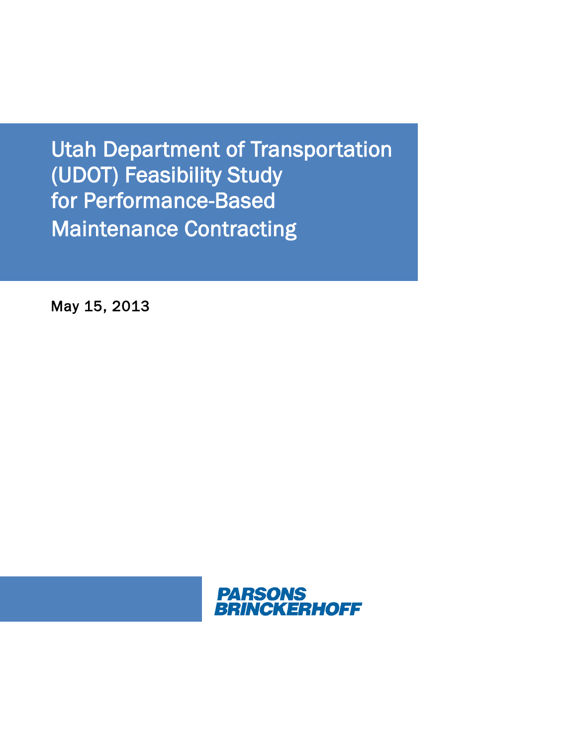# Utah Department of Transportation (UDOT) Feasibility Study for Performance-Based Maintenance Contracting

May 15, 2013

PARSONS BRINCKERHOFF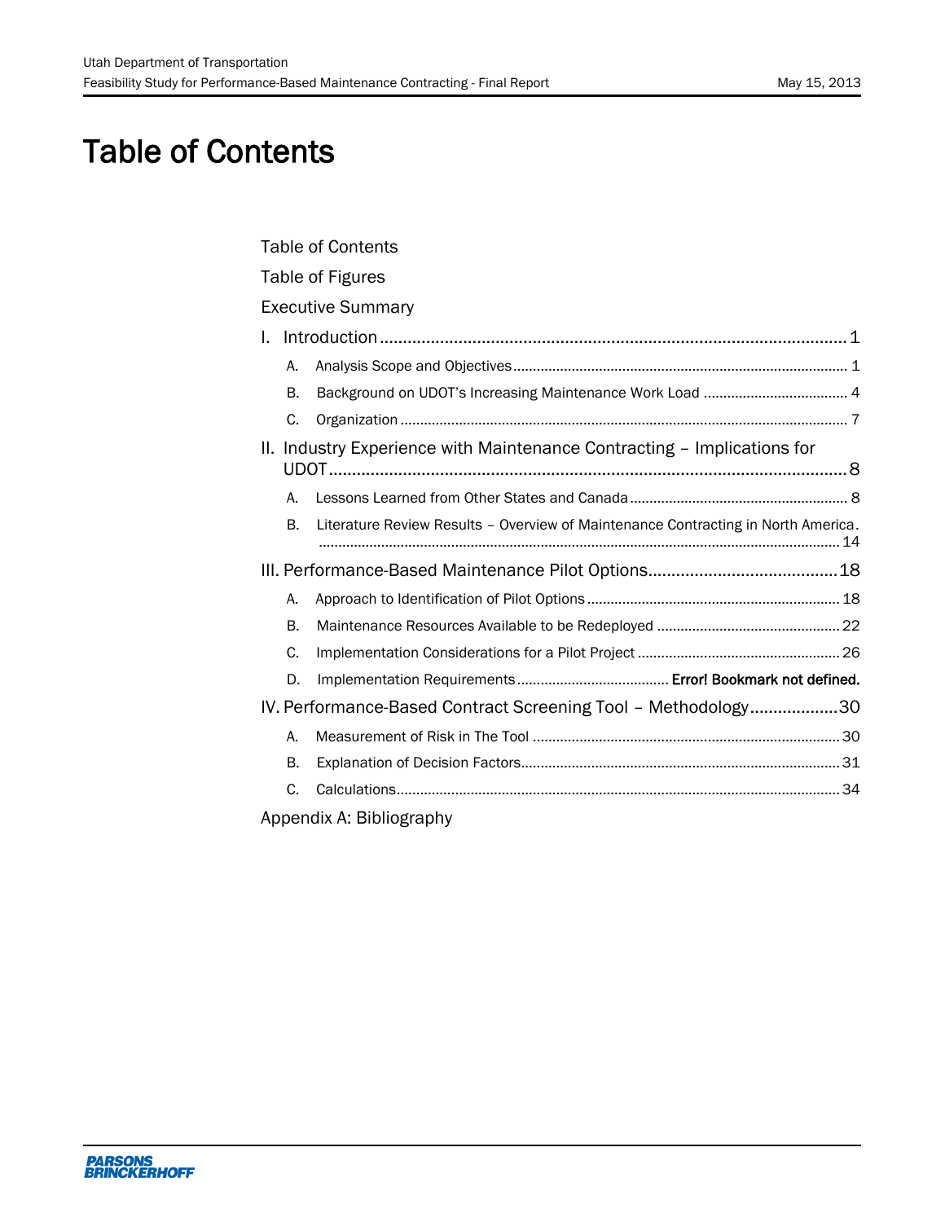# Table of Contents

Table of Contents

Table of Figures

Executive Summary

I. Introduction ........................................................................................................ 1

- A. Analysis Scope and Objectives ........................................................................ 1
- B. Background on UDOT's Increasing Maintenance Work Load ........................... 4
- C. Organization .................................................................................................. 7

II. Industry Experience with Maintenance Contracting – Implications for UDOT ........................................................................................................ 8

- A. Lessons Learned from Other States and Canada ............................................ 8
- B. Literature Review Results – Overview of Maintenance Contracting in North America. ........................................................................................................ 14

III. Performance-Based Maintenance Pilot Options ............................................ 18

- A. Approach to Identification of Pilot Options .................................................. 18
- B. Maintenance Resources Available to be Redeployed ..................................... 22
- C. Implementation Considerations for a Pilot Project ........................................ 26
- D. Implementation Requirements .............................. **Error! Bookmark not defined.**

IV. Performance-Based Contract Screening Tool – Methodology ...................... 30

- A. Measurement of Risk in The Tool ................................................................ 30
- B. Explanation of Decision Factors ................................................................... 31
- C. Calculations ................................................................................................ 34

Appendix A: Bibliography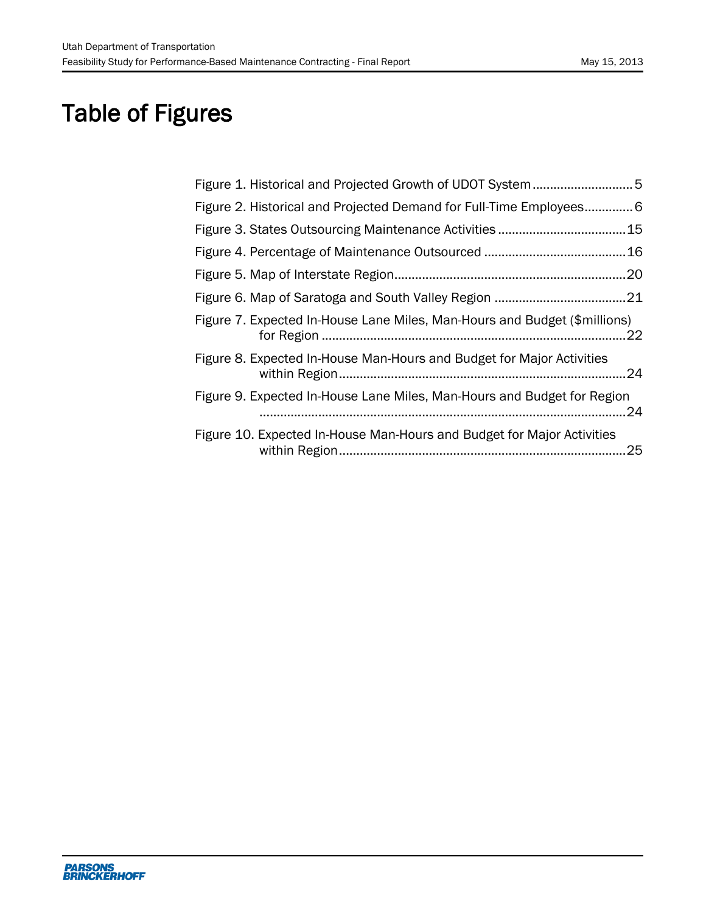# Table of Figures

Figure 1. Historical and Projected Growth of UDOT System ............................ 5

Figure 2. Historical and Projected Demand for Full-Time Employees............. 6

Figure 3. States Outsourcing Maintenance Activities ..................................... 15

Figure 4. Percentage of Maintenance Outsourced ......................................... 16

Figure 5. Map of Interstate Region.................................................................. 20

Figure 6. Map of Saratoga and South Valley Region ...................................... 21

Figure 7. Expected In-House Lane Miles, Man-Hours and Budget ($millions) for Region ........................................................................................ 22

Figure 8. Expected In-House Man-Hours and Budget for Major Activities within Region................................................................................... 24

Figure 9. Expected In-House Lane Miles, Man-Hours and Budget for Region .......................................................................................................... 24

Figure 10. Expected In-House Man-Hours and Budget for Major Activities within Region................................................................................... 25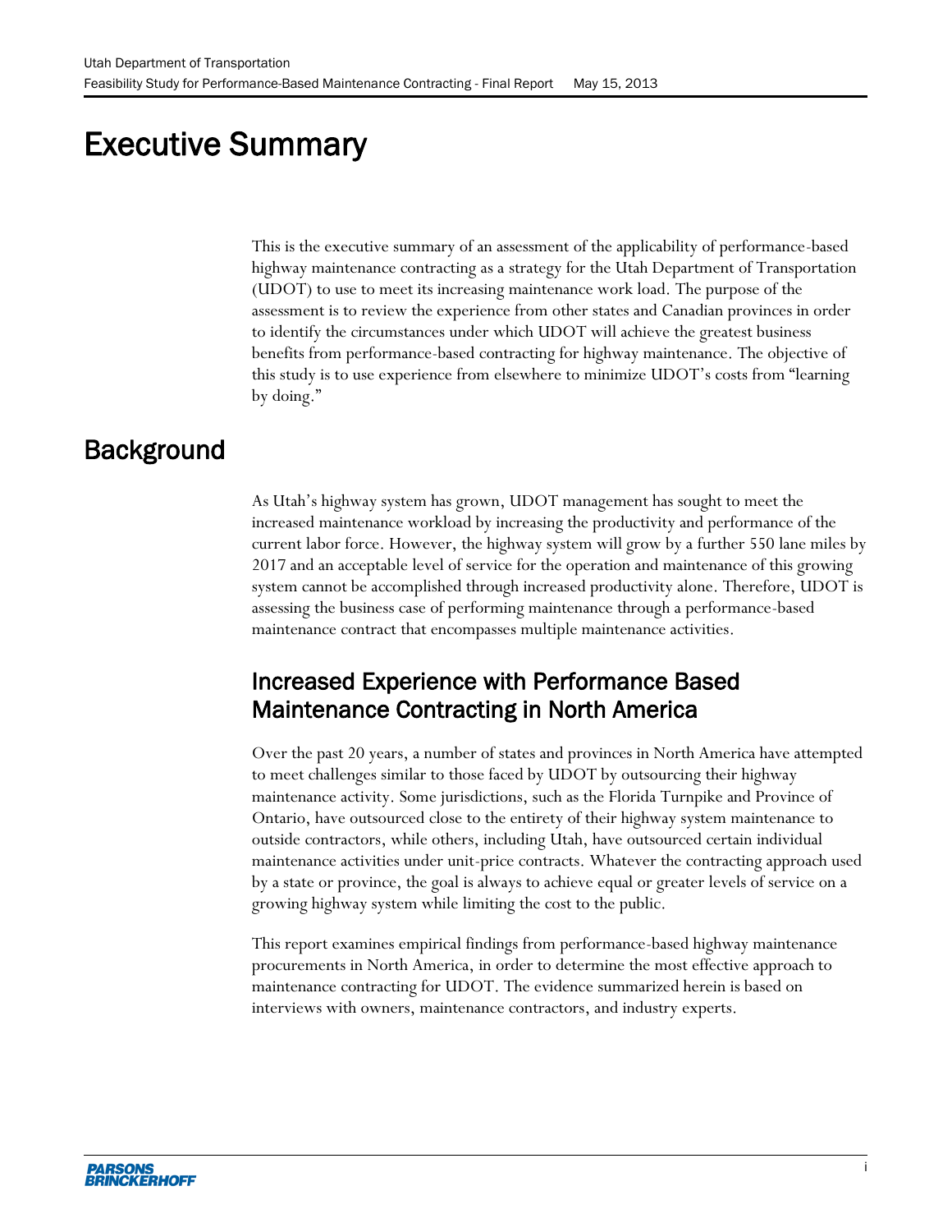# Executive Summary

This is the executive summary of an assessment of the applicability of performance-based highway maintenance contracting as a strategy for the Utah Department of Transportation (UDOT) to use to meet its increasing maintenance work load. The purpose of the assessment is to review the experience from other states and Canadian provinces in order to identify the circumstances under which UDOT will achieve the greatest business benefits from performance-based contracting for highway maintenance. The objective of this study is to use experience from elsewhere to minimize UDOT's costs from "learning by doing."

## Background

As Utah's highway system has grown, UDOT management has sought to meet the increased maintenance workload by increasing the productivity and performance of the current labor force. However, the highway system will grow by a further 550 lane miles by 2017 and an acceptable level of service for the operation and maintenance of this growing system cannot be accomplished through increased productivity alone. Therefore, UDOT is assessing the business case of performing maintenance through a performance-based maintenance contract that encompasses multiple maintenance activities.

### Increased Experience with Performance Based Maintenance Contracting in North America

Over the past 20 years, a number of states and provinces in North America have attempted to meet challenges similar to those faced by UDOT by outsourcing their highway maintenance activity. Some jurisdictions, such as the Florida Turnpike and Province of Ontario, have outsourced close to the entirety of their highway system maintenance to outside contractors, while others, including Utah, have outsourced certain individual maintenance activities under unit-price contracts. Whatever the contracting approach used by a state or province, the goal is always to achieve equal or greater levels of service on a growing highway system while limiting the cost to the public.

This report examines empirical findings from performance-based highway maintenance procurements in North America, in order to determine the most effective approach to maintenance contracting for UDOT. The evidence summarized herein is based on interviews with owners, maintenance contractors, and industry experts.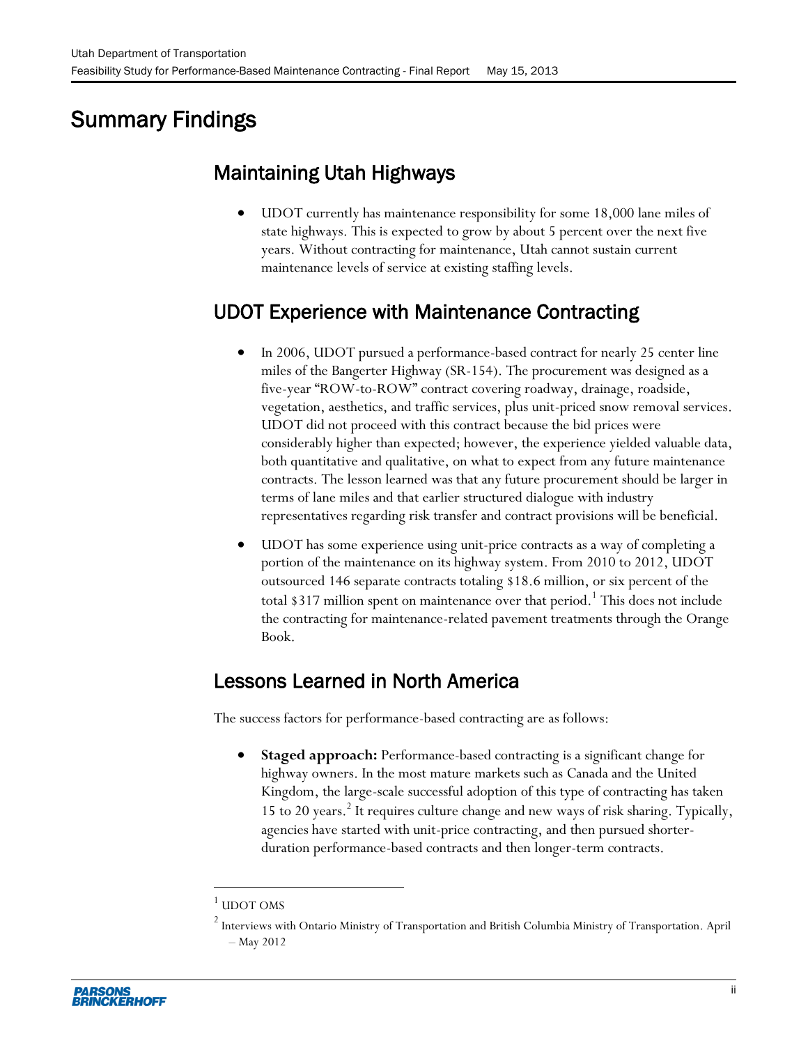# Summary Findings

## Maintaining Utah Highways

- UDOT currently has maintenance responsibility for some 18,000 lane miles of state highways. This is expected to grow by about 5 percent over the next five years. Without contracting for maintenance, Utah cannot sustain current maintenance levels of service at existing staffing levels.

## UDOT Experience with Maintenance Contracting

- In 2006, UDOT pursued a performance-based contract for nearly 25 center line miles of the Bangerter Highway (SR-154). The procurement was designed as a five-year "ROW-to-ROW" contract covering roadway, drainage, roadside, vegetation, aesthetics, and traffic services, plus unit-priced snow removal services. UDOT did not proceed with this contract because the bid prices were considerably higher than expected; however, the experience yielded valuable data, both quantitative and qualitative, on what to expect from any future maintenance contracts. The lesson learned was that any future procurement should be larger in terms of lane miles and that earlier structured dialogue with industry representatives regarding risk transfer and contract provisions will be beneficial.
- UDOT has some experience using unit-price contracts as a way of completing a portion of the maintenance on its highway system. From 2010 to 2012, UDOT outsourced 146 separate contracts totaling $18.6 million, or six percent of the total $317 million spent on maintenance over that period.[1] This does not include the contracting for maintenance-related pavement treatments through the Orange Book.

## Lessons Learned in North America

The success factors for performance-based contracting are as follows:

- **Staged approach:** Performance-based contracting is a significant change for highway owners. In the most mature markets such as Canada and the United Kingdom, the large-scale successful adoption of this type of contracting has taken 15 to 20 years.[2] It requires culture change and new ways of risk sharing. Typically, agencies have started with unit-price contracting, and then pursued shorter-duration performance-based contracts and then longer-term contracts.

---

[1] UDOT OMS

[2] Interviews with Ontario Ministry of Transportation and British Columbia Ministry of Transportation. April – May 2012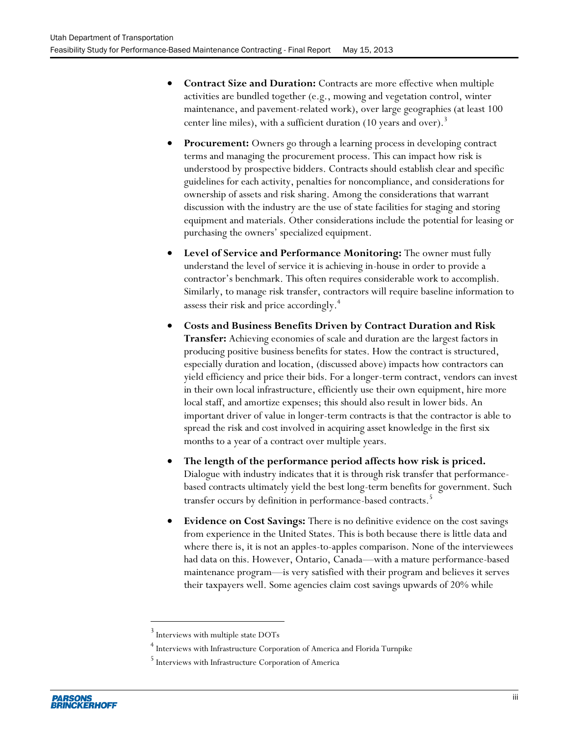- **Contract Size and Duration:** Contracts are more effective when multiple activities are bundled together (e.g., mowing and vegetation control, winter maintenance, and pavement-related work), over large geographies (at least 100 center line miles), with a sufficient duration (10 years and over).[3]

- **Procurement:** Owners go through a learning process in developing contract terms and managing the procurement process. This can impact how risk is understood by prospective bidders. Contracts should establish clear and specific guidelines for each activity, penalties for noncompliance, and considerations for ownership of assets and risk sharing. Among the considerations that warrant discussion with the industry are the use of state facilities for staging and storing equipment and materials. Other considerations include the potential for leasing or purchasing the owners' specialized equipment.

- **Level of Service and Performance Monitoring:** The owner must fully understand the level of service it is achieving in-house in order to provide a contractor's benchmark. This often requires considerable work to accomplish. Similarly, to manage risk transfer, contractors will require baseline information to assess their risk and price accordingly.[4]

- **Costs and Business Benefits Driven by Contract Duration and Risk Transfer:** Achieving economies of scale and duration are the largest factors in producing positive business benefits for states. How the contract is structured, especially duration and location, (discussed above) impacts how contractors can yield efficiency and price their bids. For a longer-term contract, vendors can invest in their own local infrastructure, efficiently use their own equipment, hire more local staff, and amortize expenses; this should also result in lower bids. An important driver of value in longer-term contracts is that the contractor is able to spread the risk and cost involved in acquiring asset knowledge in the first six months to a year of a contract over multiple years.

- **The length of the performance period affects how risk is priced.** Dialogue with industry indicates that it is through risk transfer that performance-based contracts ultimately yield the best long-term benefits for government. Such transfer occurs by definition in performance-based contracts.[5]

- **Evidence on Cost Savings:** There is no definitive evidence on the cost savings from experience in the United States. This is both because there is little data and where there is, it is not an apples-to-apples comparison. None of the interviewees had data on this. However, Ontario, Canada—with a mature performance-based maintenance program—is very satisfied with their program and believes it serves their taxpayers well. Some agencies claim cost savings upwards of 20% while

---

[3] Interviews with multiple state DOTs

[4] Interviews with Infrastructure Corporation of America and Florida Turnpike

[5] Interviews with Infrastructure Corporation of America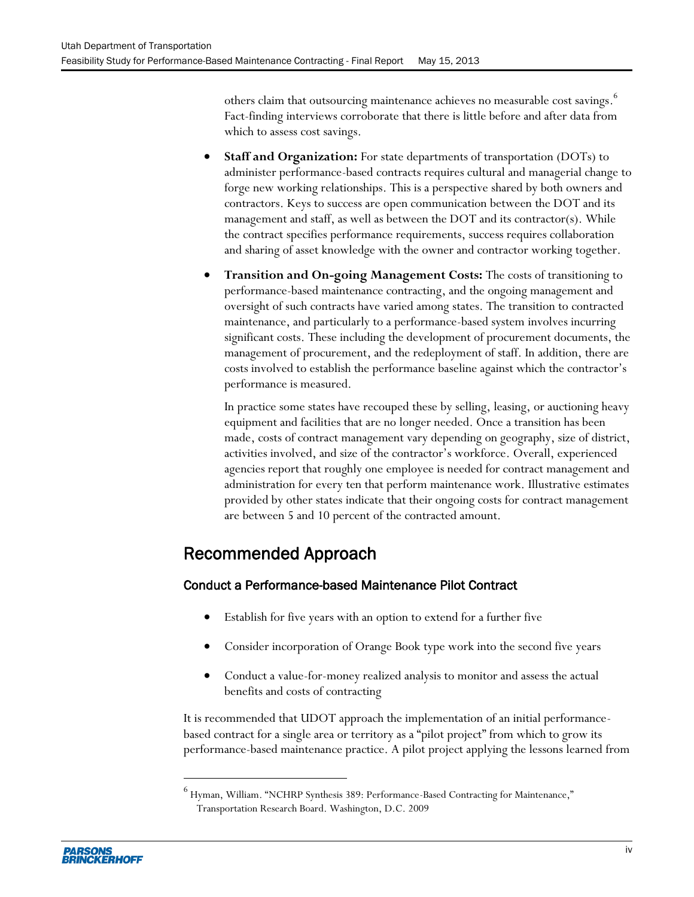others claim that outsourcing maintenance achieves no measurable cost savings.[6] Fact-finding interviews corroborate that there is little before and after data from which to assess cost savings.

- **Staff and Organization:** For state departments of transportation (DOTs) to administer performance-based contracts requires cultural and managerial change to forge new working relationships. This is a perspective shared by both owners and contractors. Keys to success are open communication between the DOT and its management and staff, as well as between the DOT and its contractor(s). While the contract specifies performance requirements, success requires collaboration and sharing of asset knowledge with the owner and contractor working together.

- **Transition and On-going Management Costs:** The costs of transitioning to performance-based maintenance contracting, and the ongoing management and oversight of such contracts have varied among states. The transition to contracted maintenance, and particularly to a performance-based system involves incurring significant costs. These including the development of procurement documents, the management of procurement, and the redeployment of staff. In addition, there are costs involved to establish the performance baseline against which the contractor's performance is measured.

  In practice some states have recouped these by selling, leasing, or auctioning heavy equipment and facilities that are no longer needed. Once a transition has been made, costs of contract management vary depending on geography, size of district, activities involved, and size of the contractor's workforce. Overall, experienced agencies report that roughly one employee is needed for contract management and administration for every ten that perform maintenance work. Illustrative estimates provided by other states indicate that their ongoing costs for contract management are between 5 and 10 percent of the contracted amount.

## Recommended Approach

### Conduct a Performance-based Maintenance Pilot Contract

- Establish for five years with an option to extend for a further five
- Consider incorporation of Orange Book type work into the second five years
- Conduct a value-for-money realized analysis to monitor and assess the actual benefits and costs of contracting

It is recommended that UDOT approach the implementation of an initial performance-based contract for a single area or territory as a "pilot project" from which to grow its performance-based maintenance practice. A pilot project applying the lessons learned from

[6] Hyman, William. "NCHRP Synthesis 389: Performance-Based Contracting for Maintenance," Transportation Research Board. Washington, D.C. 2009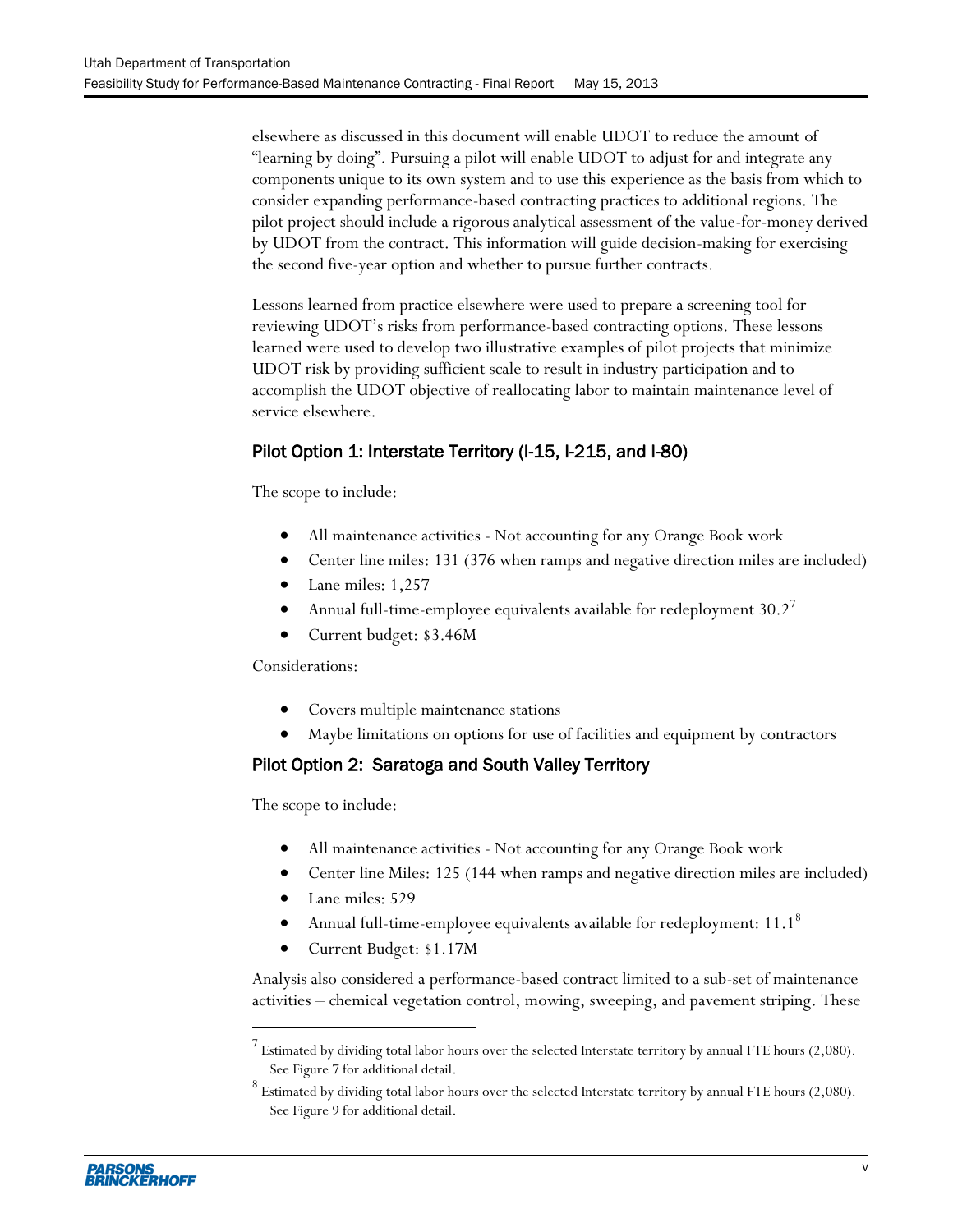elsewhere as discussed in this document will enable UDOT to reduce the amount of "learning by doing". Pursuing a pilot will enable UDOT to adjust for and integrate any components unique to its own system and to use this experience as the basis from which to consider expanding performance-based contracting practices to additional regions. The pilot project should include a rigorous analytical assessment of the value-for-money derived by UDOT from the contract. This information will guide decision-making for exercising the second five-year option and whether to pursue further contracts.

Lessons learned from practice elsewhere were used to prepare a screening tool for reviewing UDOT's risks from performance-based contracting options. These lessons learned were used to develop two illustrative examples of pilot projects that minimize UDOT risk by providing sufficient scale to result in industry participation and to accomplish the UDOT objective of reallocating labor to maintain maintenance level of service elsewhere.

### Pilot Option 1: Interstate Territory (I-15, I-215, and I-80)

The scope to include:

- All maintenance activities - Not accounting for any Orange Book work
- Center line miles: 131 (376 when ramps and negative direction miles are included)
- Lane miles: 1,257
- Annual full-time-employee equivalents available for redeployment 30.2[7]
- Current budget: $3.46M

Considerations:

- Covers multiple maintenance stations
- Maybe limitations on options for use of facilities and equipment by contractors

### Pilot Option 2: Saratoga and South Valley Territory

The scope to include:

- All maintenance activities - Not accounting for any Orange Book work
- Center line Miles: 125 (144 when ramps and negative direction miles are included)
- Lane miles: 529
- Annual full-time-employee equivalents available for redeployment: 11.1[8]
- Current Budget: $1.17M

Analysis also considered a performance-based contract limited to a sub-set of maintenance activities – chemical vegetation control, mowing, sweeping, and pavement striping. These

[7] Estimated by dividing total labor hours over the selected Interstate territory by annual FTE hours (2,080). See Figure 7 for additional detail.

[8] Estimated by dividing total labor hours over the selected Interstate territory by annual FTE hours (2,080). See Figure 9 for additional detail.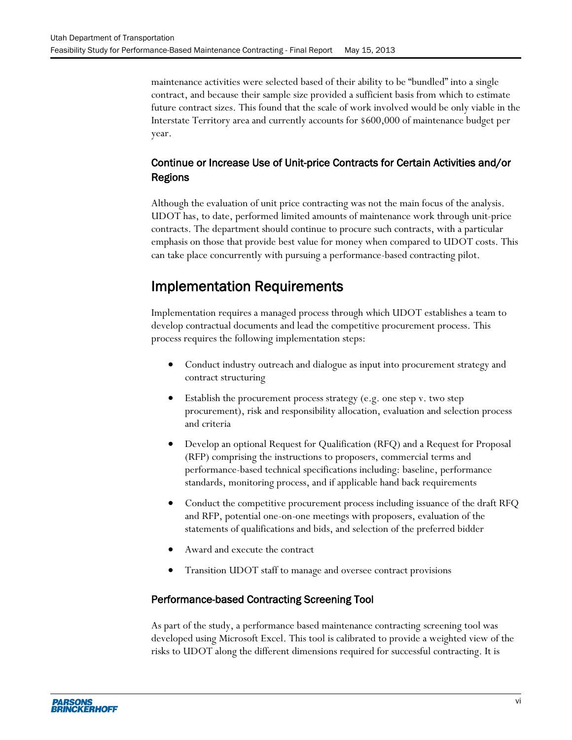maintenance activities were selected based of their ability to be "bundled" into a single contract, and because their sample size provided a sufficient basis from which to estimate future contract sizes. This found that the scale of work involved would be only viable in the Interstate Territory area and currently accounts for $600,000 of maintenance budget per year.

### Continue or Increase Use of Unit-price Contracts for Certain Activities and/or Regions

Although the evaluation of unit price contracting was not the main focus of the analysis. UDOT has, to date, performed limited amounts of maintenance work through unit-price contracts. The department should continue to procure such contracts, with a particular emphasis on those that provide best value for money when compared to UDOT costs. This can take place concurrently with pursuing a performance-based contracting pilot.

## Implementation Requirements

Implementation requires a managed process through which UDOT establishes a team to develop contractual documents and lead the competitive procurement process. This process requires the following implementation steps:

- Conduct industry outreach and dialogue as input into procurement strategy and contract structuring
- Establish the procurement process strategy (e.g. one step v. two step procurement), risk and responsibility allocation, evaluation and selection process and criteria
- Develop an optional Request for Qualification (RFQ) and a Request for Proposal (RFP) comprising the instructions to proposers, commercial terms and performance-based technical specifications including: baseline, performance standards, monitoring process, and if applicable hand back requirements
- Conduct the competitive procurement process including issuance of the draft RFQ and RFP, potential one-on-one meetings with proposers, evaluation of the statements of qualifications and bids, and selection of the preferred bidder
- Award and execute the contract
- Transition UDOT staff to manage and oversee contract provisions

### Performance-based Contracting Screening Tool

As part of the study, a performance based maintenance contracting screening tool was developed using Microsoft Excel. This tool is calibrated to provide a weighted view of the risks to UDOT along the different dimensions required for successful contracting. It is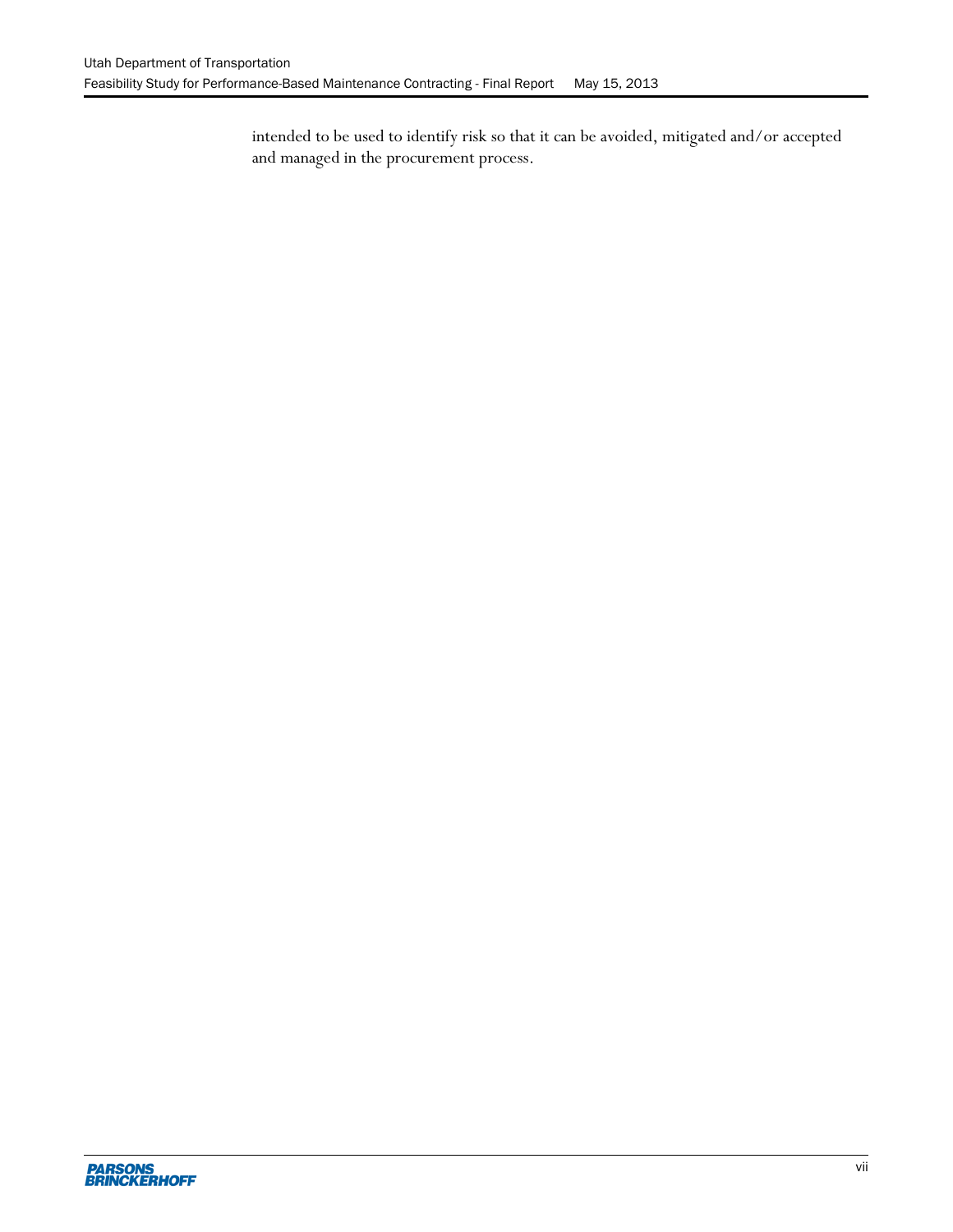intended to be used to identify risk so that it can be avoided, mitigated and/or accepted and managed in the procurement process.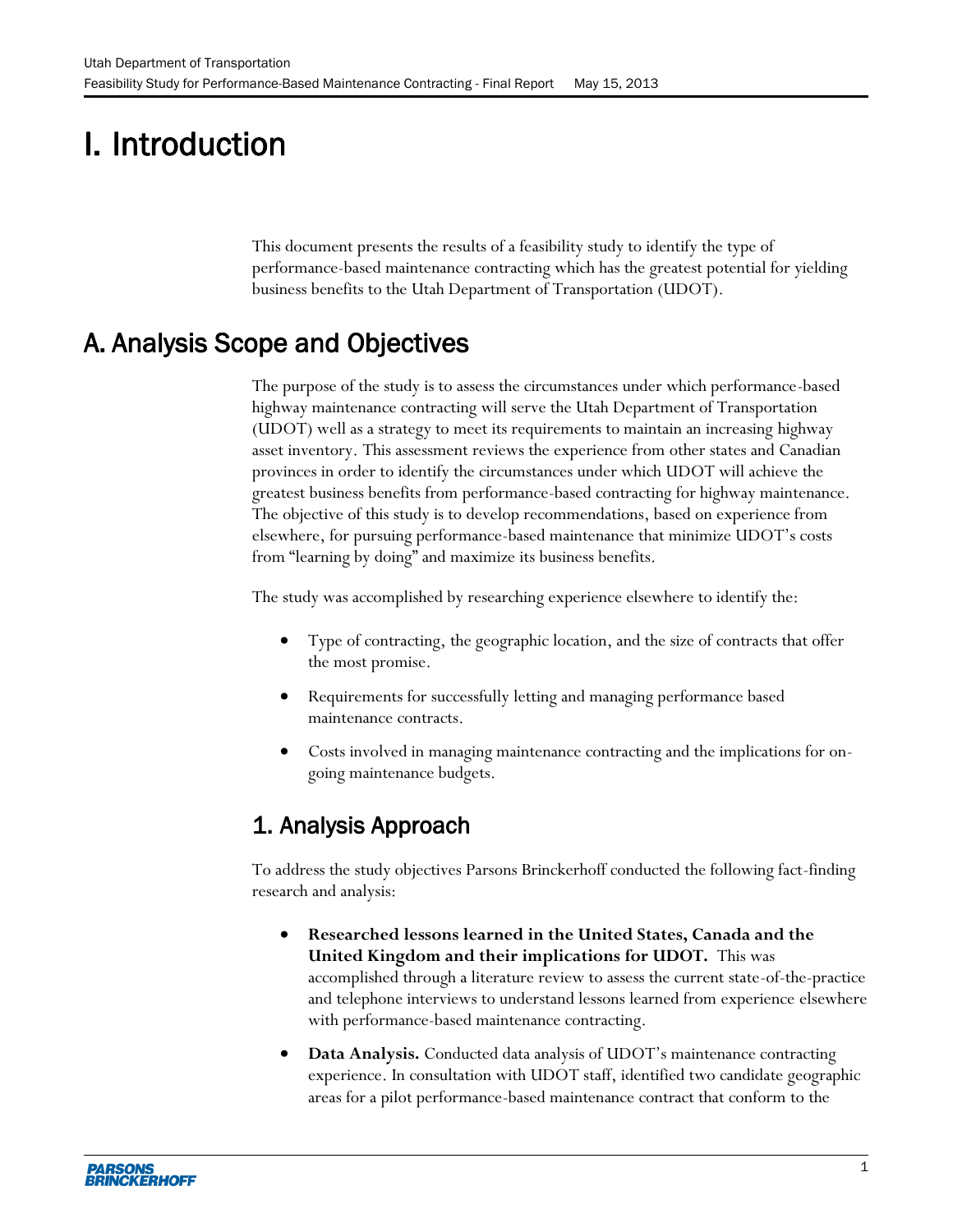# I. Introduction

This document presents the results of a feasibility study to identify the type of performance-based maintenance contracting which has the greatest potential for yielding business benefits to the Utah Department of Transportation (UDOT).

## A. Analysis Scope and Objectives

The purpose of the study is to assess the circumstances under which performance-based highway maintenance contracting will serve the Utah Department of Transportation (UDOT) well as a strategy to meet its requirements to maintain an increasing highway asset inventory. This assessment reviews the experience from other states and Canadian provinces in order to identify the circumstances under which UDOT will achieve the greatest business benefits from performance-based contracting for highway maintenance. The objective of this study is to develop recommendations, based on experience from elsewhere, for pursuing performance-based maintenance that minimize UDOT's costs from "learning by doing" and maximize its business benefits.

The study was accomplished by researching experience elsewhere to identify the:

- Type of contracting, the geographic location, and the size of contracts that offer the most promise.
- Requirements for successfully letting and managing performance based maintenance contracts.
- Costs involved in managing maintenance contracting and the implications for on-going maintenance budgets.

### 1. Analysis Approach

To address the study objectives Parsons Brinckerhoff conducted the following fact-finding research and analysis:

- **Researched lessons learned in the United States, Canada and the United Kingdom and their implications for UDOT.** This was accomplished through a literature review to assess the current state-of-the-practice and telephone interviews to understand lessons learned from experience elsewhere with performance-based maintenance contracting.
- **Data Analysis.** Conducted data analysis of UDOT's maintenance contracting experience. In consultation with UDOT staff, identified two candidate geographic areas for a pilot performance-based maintenance contract that conform to the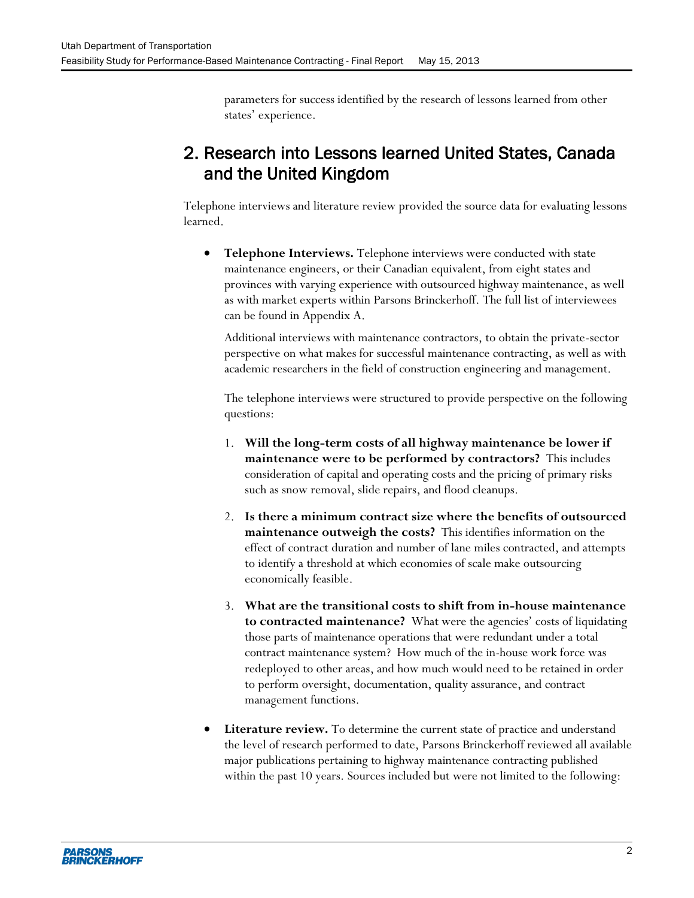parameters for success identified by the research of lessons learned from other states' experience.

## 2. Research into Lessons learned United States, Canada and the United Kingdom

Telephone interviews and literature review provided the source data for evaluating lessons learned.

- **Telephone Interviews.** Telephone interviews were conducted with state maintenance engineers, or their Canadian equivalent, from eight states and provinces with varying experience with outsourced highway maintenance, as well as with market experts within Parsons Brinckerhoff. The full list of interviewees can be found in Appendix A.

  Additional interviews with maintenance contractors, to obtain the private-sector perspective on what makes for successful maintenance contracting, as well as with academic researchers in the field of construction engineering and management.

  The telephone interviews were structured to provide perspective on the following questions:

  1. **Will the long-term costs of all highway maintenance be lower if maintenance were to be performed by contractors?** This includes consideration of capital and operating costs and the pricing of primary risks such as snow removal, slide repairs, and flood cleanups.

  2. **Is there a minimum contract size where the benefits of outsourced maintenance outweigh the costs?** This identifies information on the effect of contract duration and number of lane miles contracted, and attempts to identify a threshold at which economies of scale make outsourcing economically feasible.

  3. **What are the transitional costs to shift from in-house maintenance to contracted maintenance?** What were the agencies' costs of liquidating those parts of maintenance operations that were redundant under a total contract maintenance system? How much of the in-house work force was redeployed to other areas, and how much would need to be retained in order to perform oversight, documentation, quality assurance, and contract management functions.

- **Literature review.** To determine the current state of practice and understand the level of research performed to date, Parsons Brinckerhoff reviewed all available major publications pertaining to highway maintenance contracting published within the past 10 years. Sources included but were not limited to the following: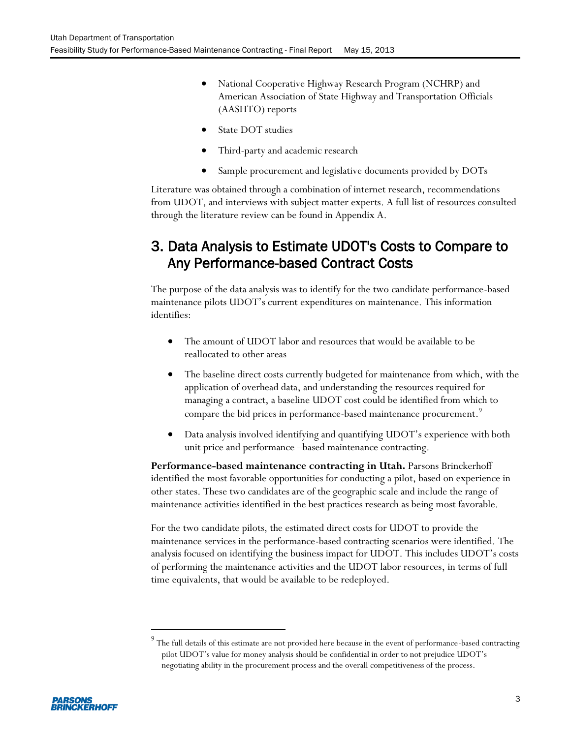- National Cooperative Highway Research Program (NCHRP) and American Association of State Highway and Transportation Officials (AASHTO) reports
- State DOT studies
- Third-party and academic research
- Sample procurement and legislative documents provided by DOTs

Literature was obtained through a combination of internet research, recommendations from UDOT, and interviews with subject matter experts. A full list of resources consulted through the literature review can be found in Appendix A.

# 3. Data Analysis to Estimate UDOT's Costs to Compare to Any Performance-based Contract Costs

The purpose of the data analysis was to identify for the two candidate performance-based maintenance pilots UDOT's current expenditures on maintenance. This information identifies:

- The amount of UDOT labor and resources that would be available to be reallocated to other areas
- The baseline direct costs currently budgeted for maintenance from which, with the application of overhead data, and understanding the resources required for managing a contract, a baseline UDOT cost could be identified from which to compare the bid prices in performance-based maintenance procurement.[9]
- Data analysis involved identifying and quantifying UDOT's experience with both unit price and performance –based maintenance contracting.

**Performance-based maintenance contracting in Utah.** Parsons Brinckerhoff identified the most favorable opportunities for conducting a pilot, based on experience in other states. These two candidates are of the geographic scale and include the range of maintenance activities identified in the best practices research as being most favorable.

For the two candidate pilots, the estimated direct costs for UDOT to provide the maintenance services in the performance-based contracting scenarios were identified. The analysis focused on identifying the business impact for UDOT. This includes UDOT's costs of performing the maintenance activities and the UDOT labor resources, in terms of full time equivalents, that would be available to be redeployed.

[9] The full details of this estimate are not provided here because in the event of performance-based contracting pilot UDOT's value for money analysis should be confidential in order to not prejudice UDOT's negotiating ability in the procurement process and the overall competitiveness of the process.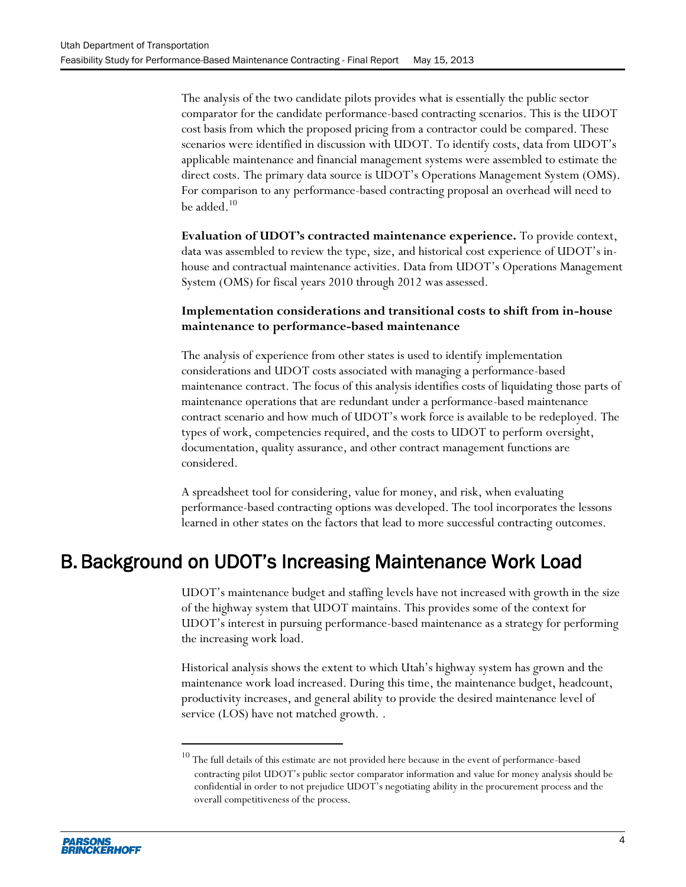The analysis of the two candidate pilots provides what is essentially the public sector comparator for the candidate performance-based contracting scenarios. This is the UDOT cost basis from which the proposed pricing from a contractor could be compared. These scenarios were identified in discussion with UDOT. To identify costs, data from UDOT's applicable maintenance and financial management systems were assembled to estimate the direct costs. The primary data source is UDOT's Operations Management System (OMS). For comparison to any performance-based contracting proposal an overhead will need to be added.[10]

**Evaluation of UDOT's contracted maintenance experience.** To provide context, data was assembled to review the type, size, and historical cost experience of UDOT's in-house and contractual maintenance activities. Data from UDOT's Operations Management System (OMS) for fiscal years 2010 through 2012 was assessed.

**Implementation considerations and transitional costs to shift from in-house maintenance to performance-based maintenance**

The analysis of experience from other states is used to identify implementation considerations and UDOT costs associated with managing a performance-based maintenance contract. The focus of this analysis identifies costs of liquidating those parts of maintenance operations that are redundant under a performance-based maintenance contract scenario and how much of UDOT's work force is available to be redeployed. The types of work, competencies required, and the costs to UDOT to perform oversight, documentation, quality assurance, and other contract management functions are considered.

A spreadsheet tool for considering, value for money, and risk, when evaluating performance-based contracting options was developed. The tool incorporates the lessons learned in other states on the factors that lead to more successful contracting outcomes.

## B. Background on UDOT's Increasing Maintenance Work Load

UDOT's maintenance budget and staffing levels have not increased with growth in the size of the highway system that UDOT maintains. This provides some of the context for UDOT's interest in pursuing performance-based maintenance as a strategy for performing the increasing work load.

Historical analysis shows the extent to which Utah's highway system has grown and the maintenance work load increased. During this time, the maintenance budget, headcount, productivity increases, and general ability to provide the desired maintenance level of service (LOS) have not matched growth. .

[10] The full details of this estimate are not provided here because in the event of performance-based contracting pilot UDOT's public sector comparator information and value for money analysis should be confidential in order to not prejudice UDOT's negotiating ability in the procurement process and the overall competitiveness of the process.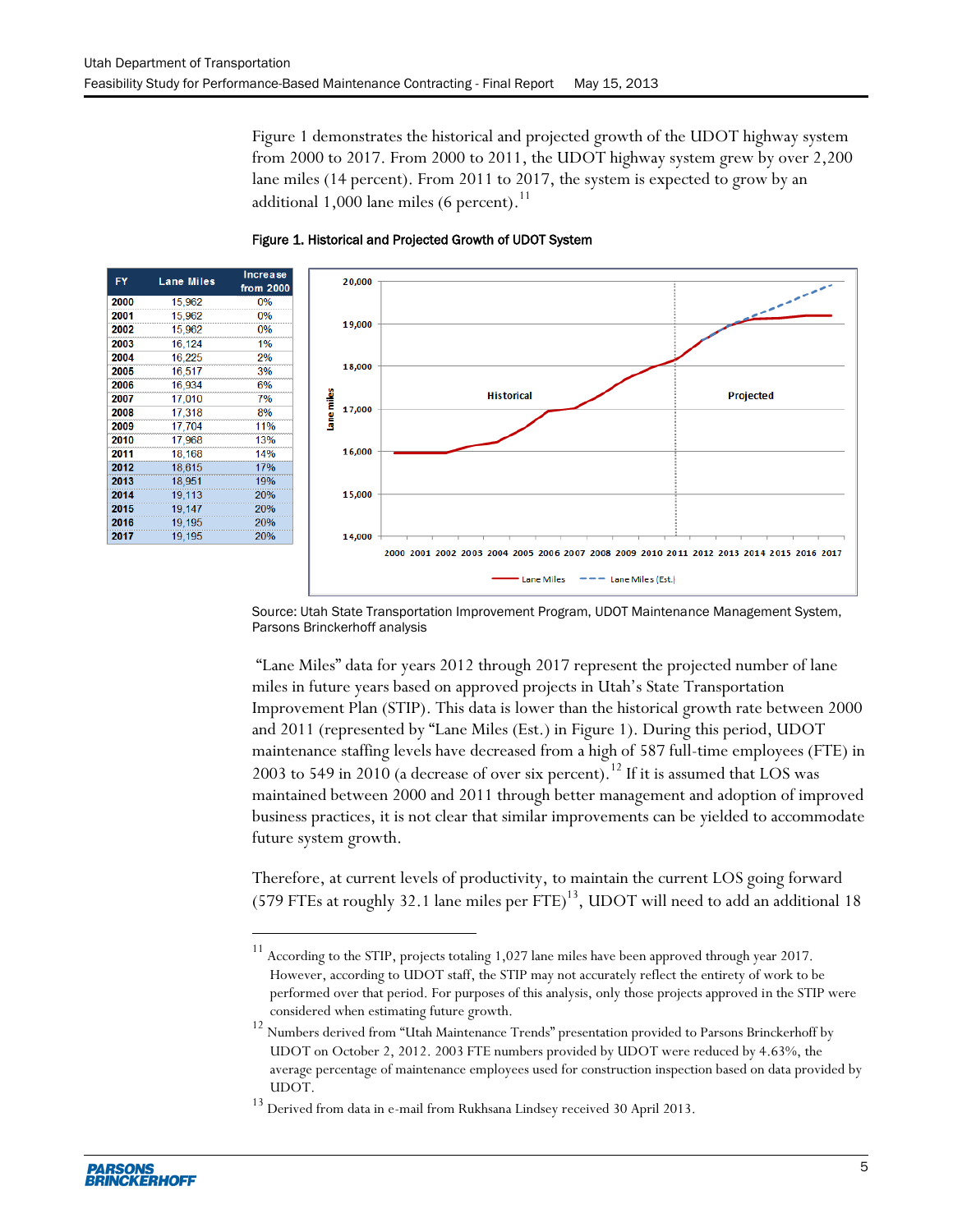Figure 1 demonstrates the historical and projected growth of the UDOT highway system from 2000 to 2017. From 2000 to 2011, the UDOT highway system grew by over 2,200 lane miles (14 percent). From 2011 to 2017, the system is expected to grow by an additional 1,000 lane miles (6 percent).[11]

**Figure 1. Historical and Projected Growth of UDOT System**

| FY | Lane Miles | Increase from 2000 |
|---|---|---|
| 2000 | 15,962 | 0% |
| 2001 | 15,962 | 0% |
| 2002 | 15,962 | 0% |
| 2003 | 16,124 | 1% |
| 2004 | 16,225 | 2% |
| 2005 | 16,517 | 3% |
| 2006 | 16,934 | 6% |
| 2007 | 17,010 | 7% |
| 2008 | 17,318 | 8% |
| 2009 | 17,704 | 11% |
| 2010 | 17,968 | 13% |
| 2011 | 18,168 | 14% |
| 2012 | 18,615 | 17% |
| 2013 | 18,951 | 19% |
| 2014 | 19,113 | 20% |
| 2015 | 19,147 | 20% |
| 2016 | 19,195 | 20% |
| 2017 | 19,195 | 20% |

Source: Utah State Transportation Improvement Program, UDOT Maintenance Management System, Parsons Brinckerhoff analysis

"Lane Miles" data for years 2012 through 2017 represent the projected number of lane miles in future years based on approved projects in Utah's State Transportation Improvement Plan (STIP). This data is lower than the historical growth rate between 2000 and 2011 (represented by "Lane Miles (Est.) in Figure 1). During this period, UDOT maintenance staffing levels have decreased from a high of 587 full-time employees (FTE) in 2003 to 549 in 2010 (a decrease of over six percent).[12] If it is assumed that LOS was maintained between 2000 and 2011 through better management and adoption of improved business practices, it is not clear that similar improvements can be yielded to accommodate future system growth.

Therefore, at current levels of productivity, to maintain the current LOS going forward (579 FTEs at roughly 32.1 lane miles per FTE)[13], UDOT will need to add an additional 18

---

[11] According to the STIP, projects totaling 1,027 lane miles have been approved through year 2017. However, according to UDOT staff, the STIP may not accurately reflect the entirety of work to be performed over that period. For purposes of this analysis, only those projects approved in the STIP were considered when estimating future growth.

[12] Numbers derived from "Utah Maintenance Trends" presentation provided to Parsons Brinckerhoff by UDOT on October 2, 2012. 2003 FTE numbers provided by UDOT were reduced by 4.63%, the average percentage of maintenance employees used for construction inspection based on data provided by UDOT.

[13] Derived from data in e-mail from Rukhsana Lindsey received 30 April 2013.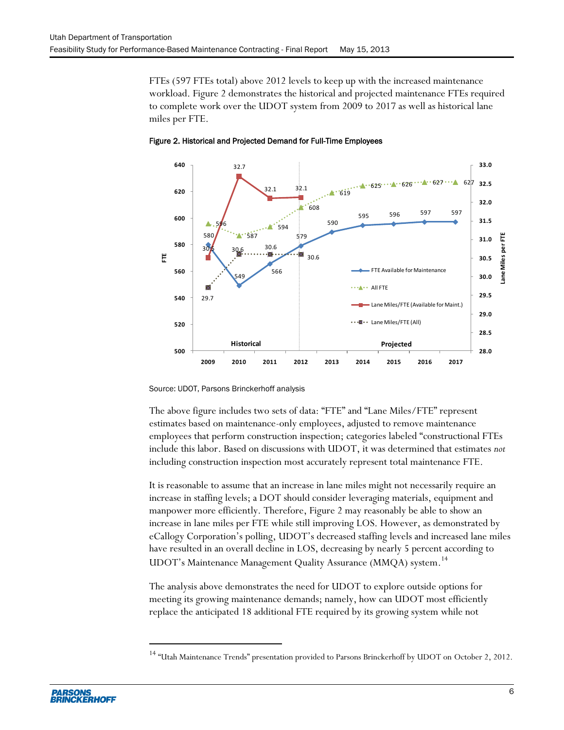FTEs (597 FTEs total) above 2012 levels to keep up with the increased maintenance workload. Figure 2 demonstrates the historical and projected maintenance FTEs required to complete work over the UDOT system from 2009 to 2017 as well as historical lane miles per FTE.

Figure 2. Historical and Projected Demand for Full-Time Employees

Source: UDOT, Parsons Brinckerhoff analysis

The above figure includes two sets of data: "FTE" and "Lane Miles/FTE" represent estimates based on maintenance-only employees, adjusted to remove maintenance employees that perform construction inspection; categories labeled "constructional FTEs include this labor. Based on discussions with UDOT, it was determined that estimates *not* including construction inspection most accurately represent total maintenance FTE.

It is reasonable to assume that an increase in lane miles might not necessarily require an increase in staffing levels; a DOT should consider leveraging materials, equipment and manpower more efficiently. Therefore, Figure 2 may reasonably be able to show an increase in lane miles per FTE while still improving LOS. However, as demonstrated by eCallogy Corporation's polling, UDOT's decreased staffing levels and increased lane miles have resulted in an overall decline in LOS, decreasing by nearly 5 percent according to UDOT's Maintenance Management Quality Assurance (MMQA) system.[14]

The analysis above demonstrates the need for UDOT to explore outside options for meeting its growing maintenance demands; namely, how can UDOT most efficiently replace the anticipated 18 additional FTE required by its growing system while not

[14] "Utah Maintenance Trends" presentation provided to Parsons Brinckerhoff by UDOT on October 2, 2012.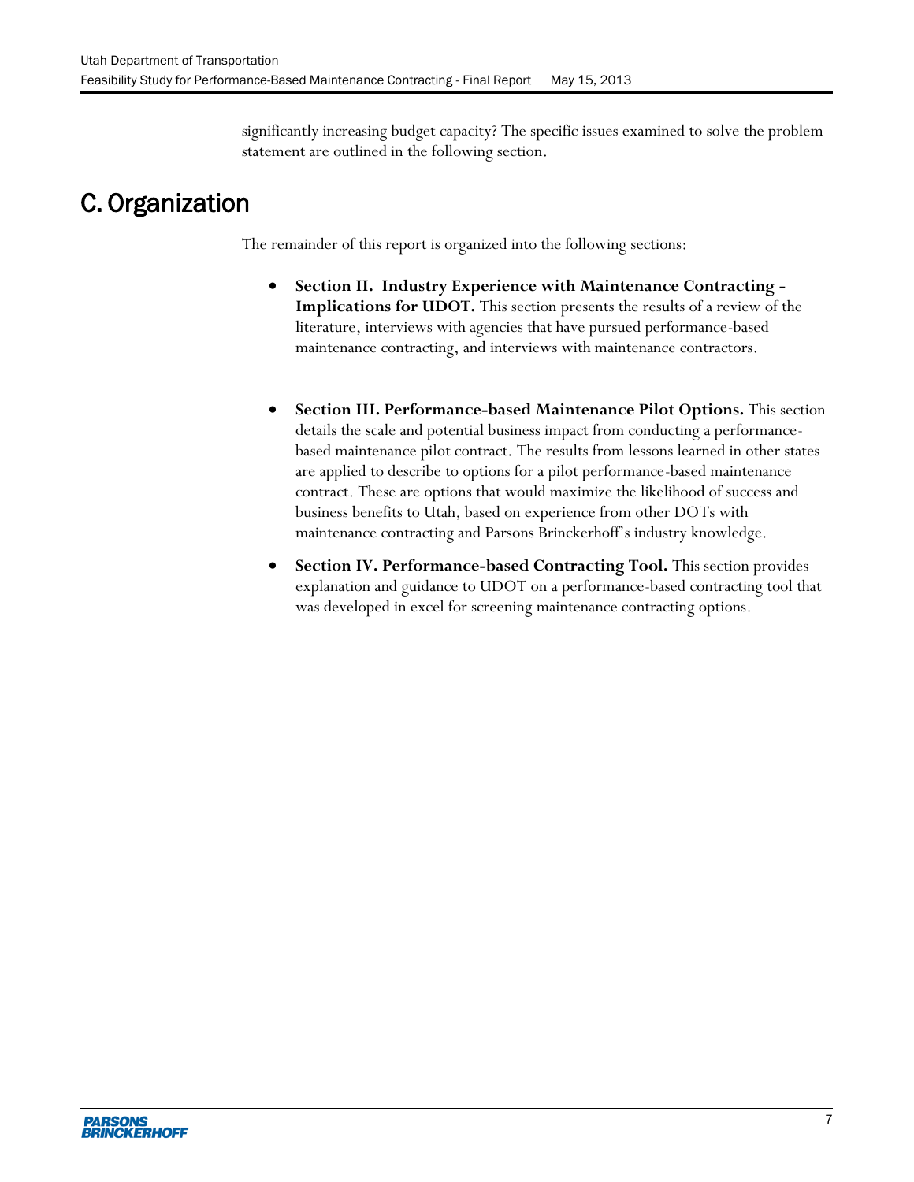significantly increasing budget capacity? The specific issues examined to solve the problem statement are outlined in the following section.

## C. Organization

The remainder of this report is organized into the following sections:

- **Section II. Industry Experience with Maintenance Contracting - Implications for UDOT.** This section presents the results of a review of the literature, interviews with agencies that have pursued performance-based maintenance contracting, and interviews with maintenance contractors.

- **Section III. Performance-based Maintenance Pilot Options.** This section details the scale and potential business impact from conducting a performance-based maintenance pilot contract. The results from lessons learned in other states are applied to describe to options for a pilot performance-based maintenance contract. These are options that would maximize the likelihood of success and business benefits to Utah, based on experience from other DOTs with maintenance contracting and Parsons Brinckerhoff's industry knowledge.

- **Section IV. Performance-based Contracting Tool.** This section provides explanation and guidance to UDOT on a performance-based contracting tool that was developed in excel for screening maintenance contracting options.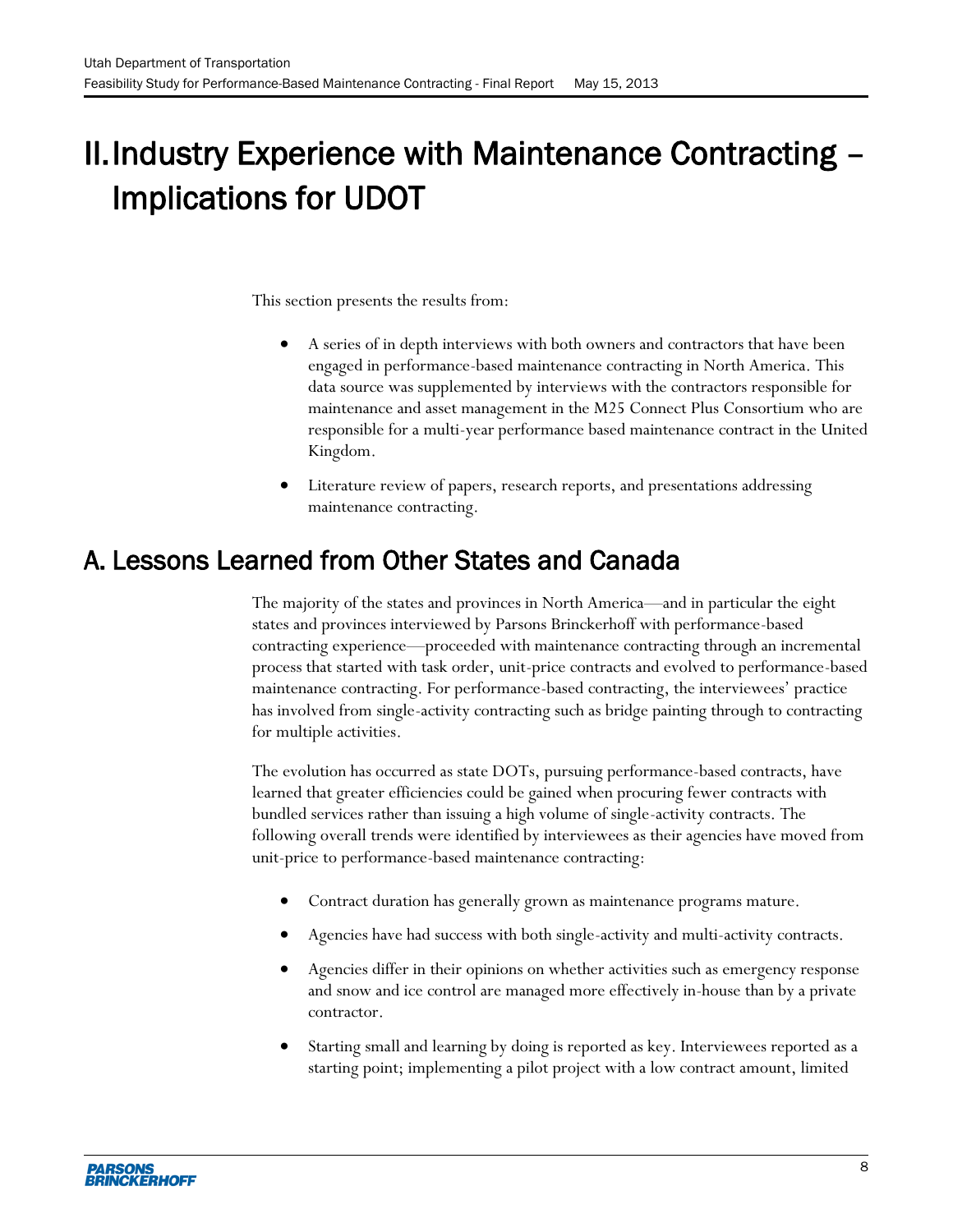# II. Industry Experience with Maintenance Contracting – Implications for UDOT

This section presents the results from:

- A series of in depth interviews with both owners and contractors that have been engaged in performance-based maintenance contracting in North America. This data source was supplemented by interviews with the contractors responsible for maintenance and asset management in the M25 Connect Plus Consortium who are responsible for a multi-year performance based maintenance contract in the United Kingdom.
- Literature review of papers, research reports, and presentations addressing maintenance contracting.

## A. Lessons Learned from Other States and Canada

The majority of the states and provinces in North America—and in particular the eight states and provinces interviewed by Parsons Brinckerhoff with performance-based contracting experience—proceeded with maintenance contracting through an incremental process that started with task order, unit-price contracts and evolved to performance-based maintenance contracting. For performance-based contracting, the interviewees' practice has involved from single-activity contracting such as bridge painting through to contracting for multiple activities.

The evolution has occurred as state DOTs, pursuing performance-based contracts, have learned that greater efficiencies could be gained when procuring fewer contracts with bundled services rather than issuing a high volume of single-activity contracts. The following overall trends were identified by interviewees as their agencies have moved from unit-price to performance-based maintenance contracting:

- Contract duration has generally grown as maintenance programs mature.
- Agencies have had success with both single-activity and multi-activity contracts.
- Agencies differ in their opinions on whether activities such as emergency response and snow and ice control are managed more effectively in-house than by a private contractor.
- Starting small and learning by doing is reported as key. Interviewees reported as a starting point; implementing a pilot project with a low contract amount, limited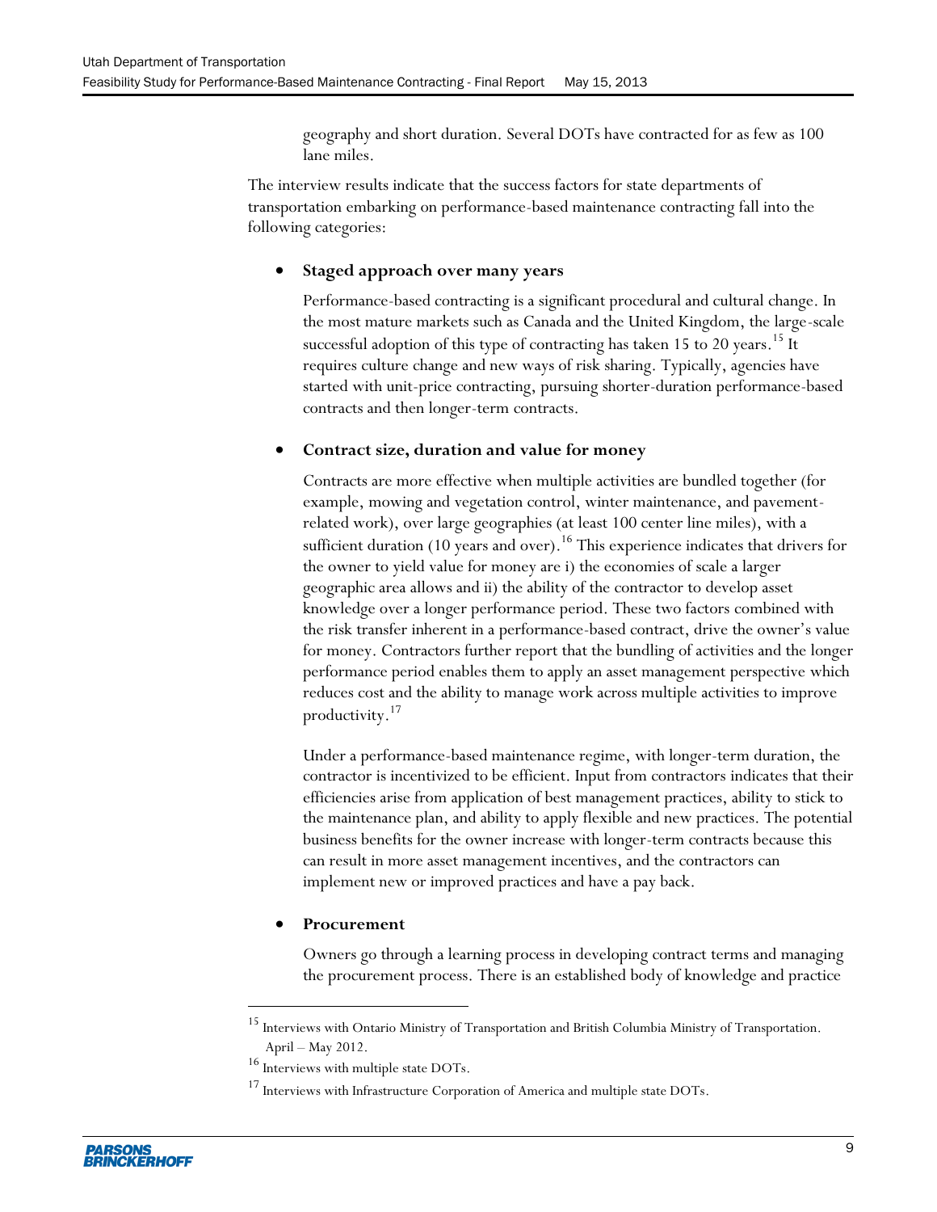geography and short duration. Several DOTs have contracted for as few as 100 lane miles.

The interview results indicate that the success factors for state departments of transportation embarking on performance-based maintenance contracting fall into the following categories:

- **Staged approach over many years**

  Performance-based contracting is a significant procedural and cultural change. In the most mature markets such as Canada and the United Kingdom, the large-scale successful adoption of this type of contracting has taken 15 to 20 years.[15] It requires culture change and new ways of risk sharing. Typically, agencies have started with unit-price contracting, pursuing shorter-duration performance-based contracts and then longer-term contracts.

- **Contract size, duration and value for money**

  Contracts are more effective when multiple activities are bundled together (for example, mowing and vegetation control, winter maintenance, and pavement-related work), over large geographies (at least 100 center line miles), with a sufficient duration (10 years and over).[16] This experience indicates that drivers for the owner to yield value for money are i) the economies of scale a larger geographic area allows and ii) the ability of the contractor to develop asset knowledge over a longer performance period. These two factors combined with the risk transfer inherent in a performance-based contract, drive the owner's value for money. Contractors further report that the bundling of activities and the longer performance period enables them to apply an asset management perspective which reduces cost and the ability to manage work across multiple activities to improve productivity.[17]

  Under a performance-based maintenance regime, with longer-term duration, the contractor is incentivized to be efficient. Input from contractors indicates that their efficiencies arise from application of best management practices, ability to stick to the maintenance plan, and ability to apply flexible and new practices. The potential business benefits for the owner increase with longer-term contracts because this can result in more asset management incentives, and the contractors can implement new or improved practices and have a pay back.

- **Procurement**

  Owners go through a learning process in developing contract terms and managing the procurement process. There is an established body of knowledge and practice

---

[15] Interviews with Ontario Ministry of Transportation and British Columbia Ministry of Transportation. April – May 2012.

[16] Interviews with multiple state DOTs.

[17] Interviews with Infrastructure Corporation of America and multiple state DOTs.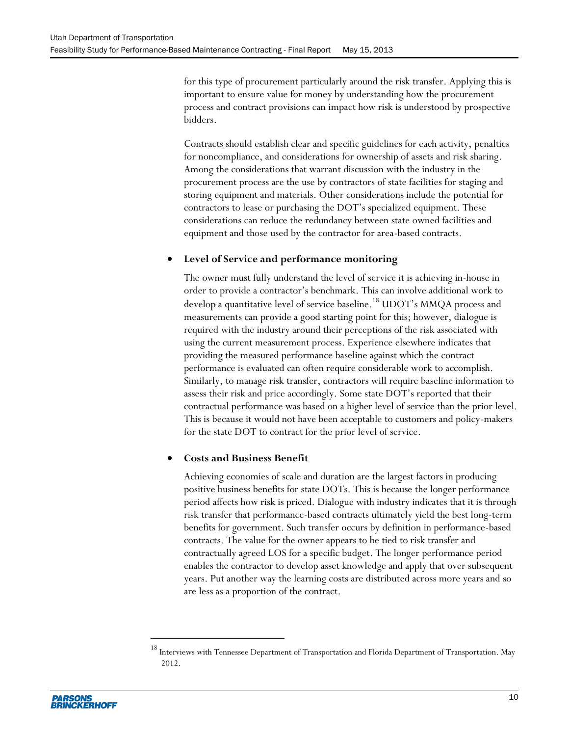for this type of procurement particularly around the risk transfer. Applying this is important to ensure value for money by understanding how the procurement process and contract provisions can impact how risk is understood by prospective bidders.

Contracts should establish clear and specific guidelines for each activity, penalties for noncompliance, and considerations for ownership of assets and risk sharing. Among the considerations that warrant discussion with the industry in the procurement process are the use by contractors of state facilities for staging and storing equipment and materials. Other considerations include the potential for contractors to lease or purchasing the DOT's specialized equipment. These considerations can reduce the redundancy between state owned facilities and equipment and those used by the contractor for area-based contracts.

- **Level of Service and performance monitoring**

  The owner must fully understand the level of service it is achieving in-house in order to provide a contractor's benchmark. This can involve additional work to develop a quantitative level of service baseline.[18] UDOT's MMQA process and measurements can provide a good starting point for this; however, dialogue is required with the industry around their perceptions of the risk associated with using the current measurement process. Experience elsewhere indicates that providing the measured performance baseline against which the contract performance is evaluated can often require considerable work to accomplish. Similarly, to manage risk transfer, contractors will require baseline information to assess their risk and price accordingly. Some state DOT's reported that their contractual performance was based on a higher level of service than the prior level. This is because it would not have been acceptable to customers and policy-makers for the state DOT to contract for the prior level of service.

- **Costs and Business Benefit**

  Achieving economies of scale and duration are the largest factors in producing positive business benefits for state DOTs. This is because the longer performance period affects how risk is priced. Dialogue with industry indicates that it is through risk transfer that performance-based contracts ultimately yield the best long-term benefits for government. Such transfer occurs by definition in performance-based contracts. The value for the owner appears to be tied to risk transfer and contractually agreed LOS for a specific budget. The longer performance period enables the contractor to develop asset knowledge and apply that over subsequent years. Put another way the learning costs are distributed across more years and so are less as a proportion of the contract.

---

[18] Interviews with Tennessee Department of Transportation and Florida Department of Transportation. May 2012.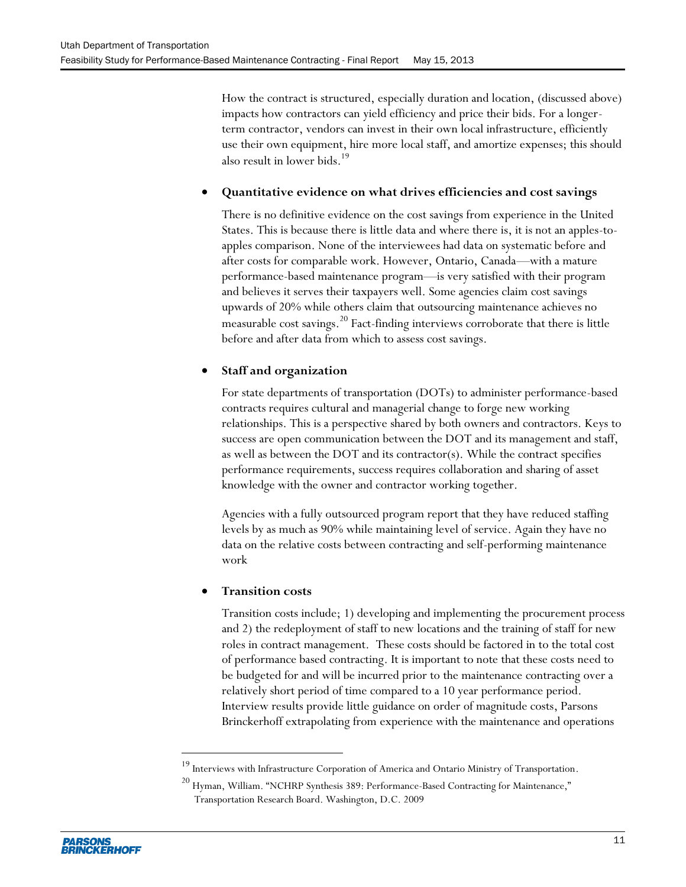How the contract is structured, especially duration and location, (discussed above) impacts how contractors can yield efficiency and price their bids. For a longer-term contractor, vendors can invest in their own local infrastructure, efficiently use their own equipment, hire more local staff, and amortize expenses; this should also result in lower bids.[19]

- **Quantitative evidence on what drives efficiencies and cost savings**

  There is no definitive evidence on the cost savings from experience in the United States. This is because there is little data and where there is, it is not an apples-to-apples comparison. None of the interviewees had data on systematic before and after costs for comparable work. However, Ontario, Canada—with a mature performance-based maintenance program—is very satisfied with their program and believes it serves their taxpayers well. Some agencies claim cost savings upwards of 20% while others claim that outsourcing maintenance achieves no measurable cost savings.[20] Fact-finding interviews corroborate that there is little before and after data from which to assess cost savings.

- **Staff and organization**

  For state departments of transportation (DOTs) to administer performance-based contracts requires cultural and managerial change to forge new working relationships. This is a perspective shared by both owners and contractors. Keys to success are open communication between the DOT and its management and staff, as well as between the DOT and its contractor(s). While the contract specifies performance requirements, success requires collaboration and sharing of asset knowledge with the owner and contractor working together.

  Agencies with a fully outsourced program report that they have reduced staffing levels by as much as 90% while maintaining level of service. Again they have no data on the relative costs between contracting and self-performing maintenance work

- **Transition costs**

  Transition costs include; 1) developing and implementing the procurement process and 2) the redeployment of staff to new locations and the training of staff for new roles in contract management. These costs should be factored in to the total cost of performance based contracting. It is important to note that these costs need to be budgeted for and will be incurred prior to the maintenance contracting over a relatively short period of time compared to a 10 year performance period. Interview results provide little guidance on order of magnitude costs, Parsons Brinckerhoff extrapolating from experience with the maintenance and operations

---

[19] Interviews with Infrastructure Corporation of America and Ontario Ministry of Transportation.

[20] Hyman, William. "NCHRP Synthesis 389: Performance-Based Contracting for Maintenance," Transportation Research Board. Washington, D.C. 2009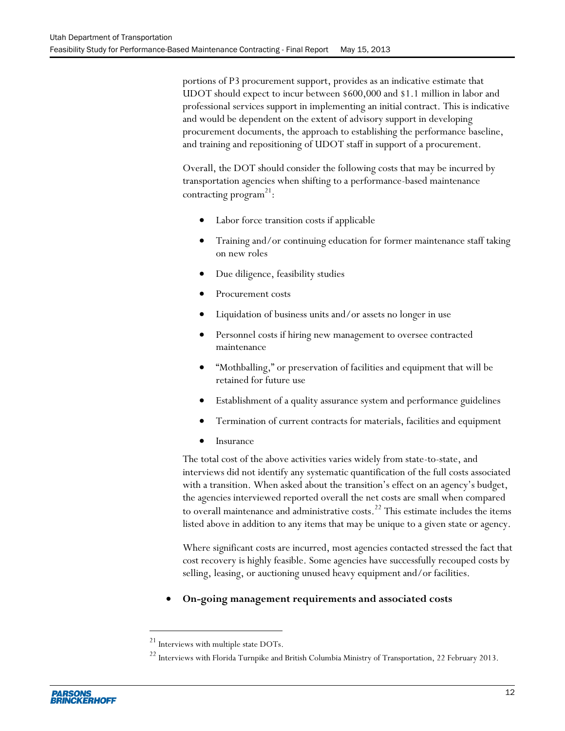portions of P3 procurement support, provides as an indicative estimate that UDOT should expect to incur between $600,000 and $1.1 million in labor and professional services support in implementing an initial contract. This is indicative and would be dependent on the extent of advisory support in developing procurement documents, the approach to establishing the performance baseline, and training and repositioning of UDOT staff in support of a procurement.

Overall, the DOT should consider the following costs that may be incurred by transportation agencies when shifting to a performance-based maintenance contracting program[21]:

- Labor force transition costs if applicable
- Training and/or continuing education for former maintenance staff taking on new roles
- Due diligence, feasibility studies
- Procurement costs
- Liquidation of business units and/or assets no longer in use
- Personnel costs if hiring new management to oversee contracted maintenance
- "Mothballing," or preservation of facilities and equipment that will be retained for future use
- Establishment of a quality assurance system and performance guidelines
- Termination of current contracts for materials, facilities and equipment
- Insurance

The total cost of the above activities varies widely from state-to-state, and interviews did not identify any systematic quantification of the full costs associated with a transition. When asked about the transition's effect on an agency's budget, the agencies interviewed reported overall the net costs are small when compared to overall maintenance and administrative costs.[22] This estimate includes the items listed above in addition to any items that may be unique to a given state or agency.

Where significant costs are incurred, most agencies contacted stressed the fact that cost recovery is highly feasible. Some agencies have successfully recouped costs by selling, leasing, or auctioning unused heavy equipment and/or facilities.

- **On-going management requirements and associated costs**

[21] Interviews with multiple state DOTs.

[22] Interviews with Florida Turnpike and British Columbia Ministry of Transportation, 22 February 2013.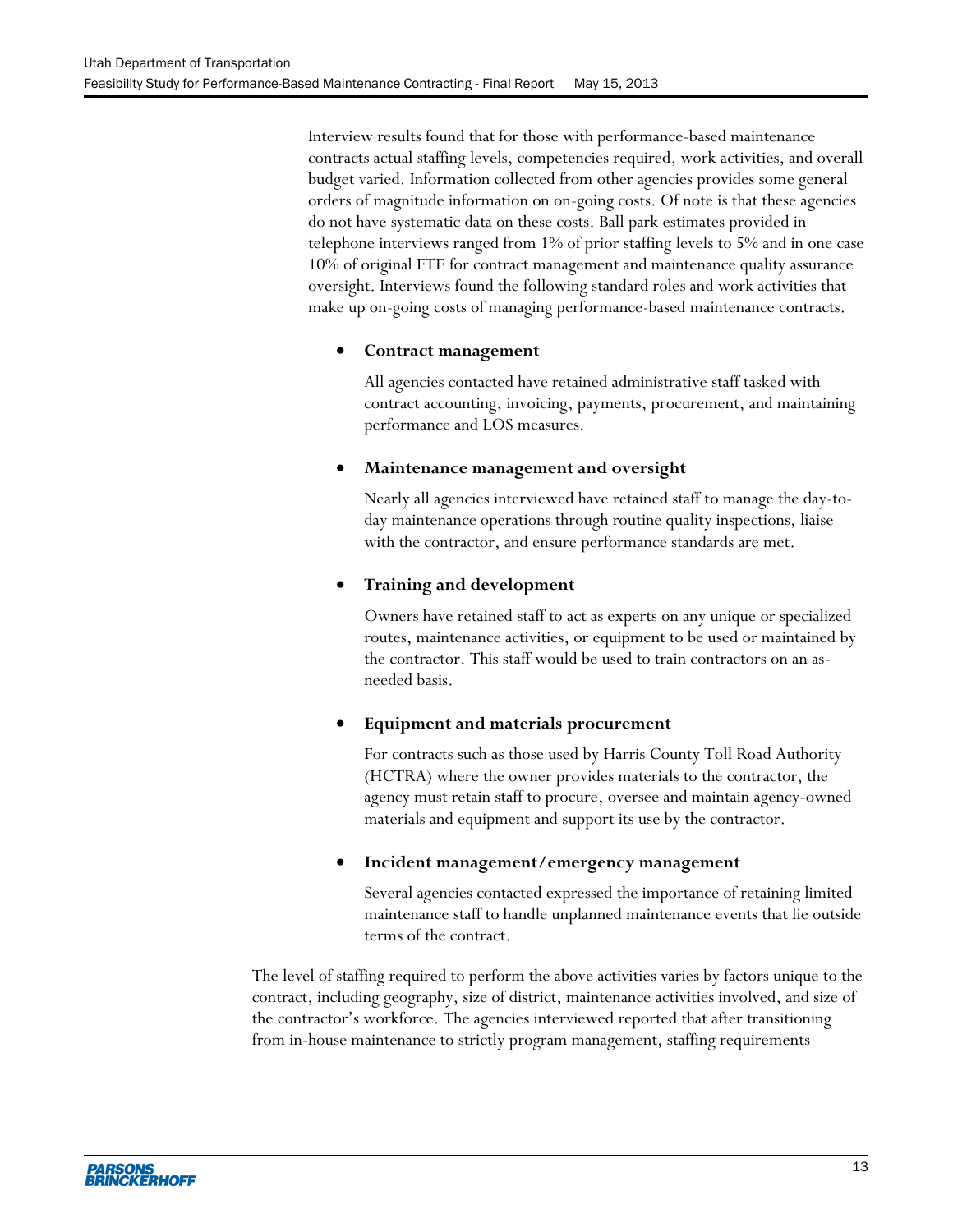Interview results found that for those with performance-based maintenance contracts actual staffing levels, competencies required, work activities, and overall budget varied. Information collected from other agencies provides some general orders of magnitude information on on-going costs. Of note is that these agencies do not have systematic data on these costs. Ball park estimates provided in telephone interviews ranged from 1% of prior staffing levels to 5% and in one case 10% of original FTE for contract management and maintenance quality assurance oversight. Interviews found the following standard roles and work activities that make up on-going costs of managing performance-based maintenance contracts.

- **Contract management**

  All agencies contacted have retained administrative staff tasked with contract accounting, invoicing, payments, procurement, and maintaining performance and LOS measures.

- **Maintenance management and oversight**

  Nearly all agencies interviewed have retained staff to manage the day-to-day maintenance operations through routine quality inspections, liaise with the contractor, and ensure performance standards are met.

- **Training and development**

  Owners have retained staff to act as experts on any unique or specialized routes, maintenance activities, or equipment to be used or maintained by the contractor. This staff would be used to train contractors on an as-needed basis.

- **Equipment and materials procurement**

  For contracts such as those used by Harris County Toll Road Authority (HCTRA) where the owner provides materials to the contractor, the agency must retain staff to procure, oversee and maintain agency-owned materials and equipment and support its use by the contractor.

- **Incident management/emergency management**

  Several agencies contacted expressed the importance of retaining limited maintenance staff to handle unplanned maintenance events that lie outside terms of the contract.

The level of staffing required to perform the above activities varies by factors unique to the contract, including geography, size of district, maintenance activities involved, and size of the contractor's workforce. The agencies interviewed reported that after transitioning from in-house maintenance to strictly program management, staffing requirements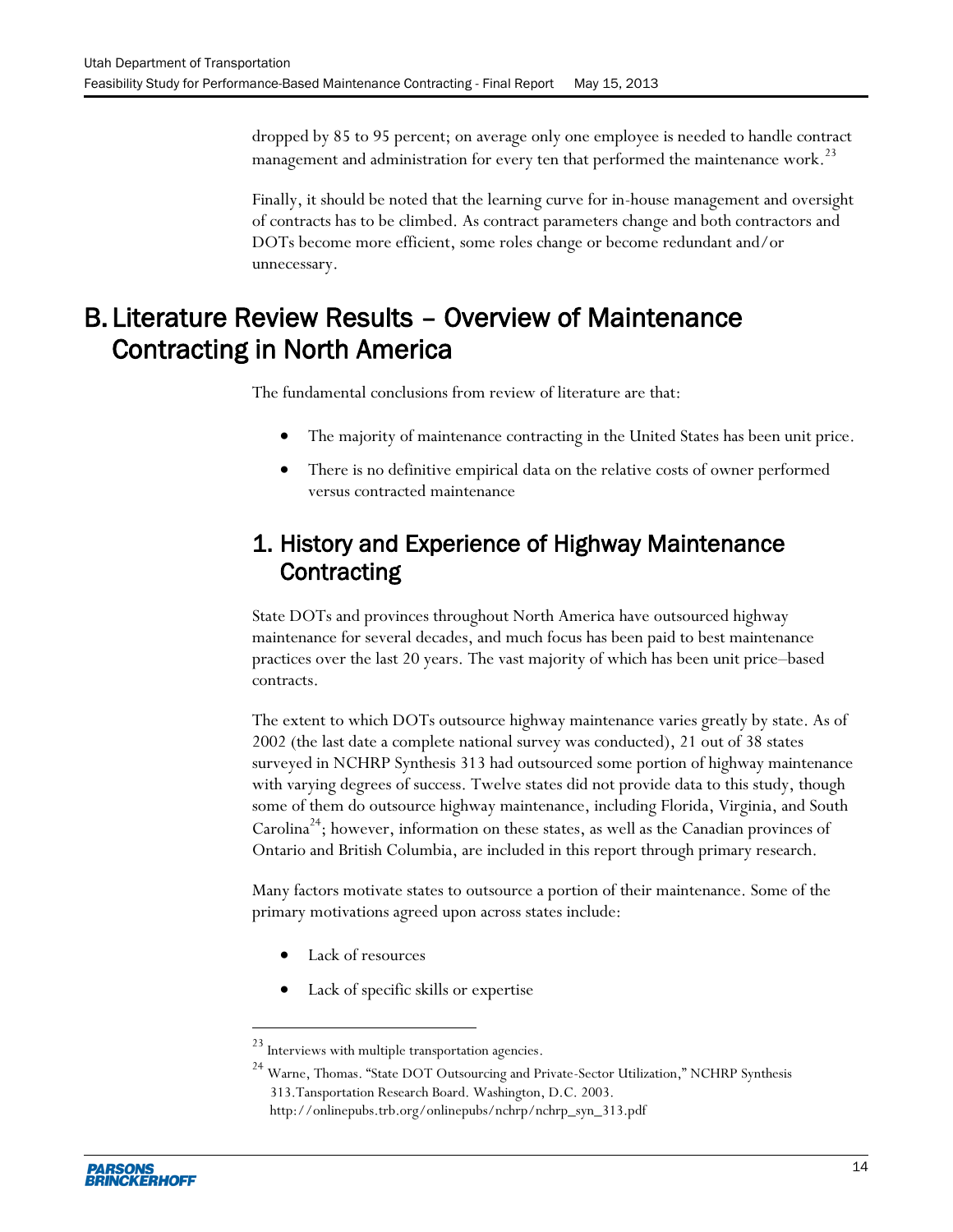dropped by 85 to 95 percent; on average only one employee is needed to handle contract management and administration for every ten that performed the maintenance work.[23]

Finally, it should be noted that the learning curve for in-house management and oversight of contracts has to be climbed. As contract parameters change and both contractors and DOTs become more efficient, some roles change or become redundant and/or unnecessary.

# B. Literature Review Results – Overview of Maintenance Contracting in North America

The fundamental conclusions from review of literature are that:

- The majority of maintenance contracting in the United States has been unit price.
- There is no definitive empirical data on the relative costs of owner performed versus contracted maintenance

## 1. History and Experience of Highway Maintenance Contracting

State DOTs and provinces throughout North America have outsourced highway maintenance for several decades, and much focus has been paid to best maintenance practices over the last 20 years. The vast majority of which has been unit price–based contracts.

The extent to which DOTs outsource highway maintenance varies greatly by state. As of 2002 (the last date a complete national survey was conducted), 21 out of 38 states surveyed in NCHRP Synthesis 313 had outsourced some portion of highway maintenance with varying degrees of success. Twelve states did not provide data to this study, though some of them do outsource highway maintenance, including Florida, Virginia, and South Carolina[24]; however, information on these states, as well as the Canadian provinces of Ontario and British Columbia, are included in this report through primary research.

Many factors motivate states to outsource a portion of their maintenance. Some of the primary motivations agreed upon across states include:

- Lack of resources
- Lack of specific skills or expertise

---

[23] Interviews with multiple transportation agencies.

[24] Warne, Thomas. "State DOT Outsourcing and Private-Sector Utilization," NCHRP Synthesis 313.Tansportation Research Board. Washington, D.C. 2003. http://onlinepubs.trb.org/onlinepubs/nchrp/nchrp_syn_313.pdf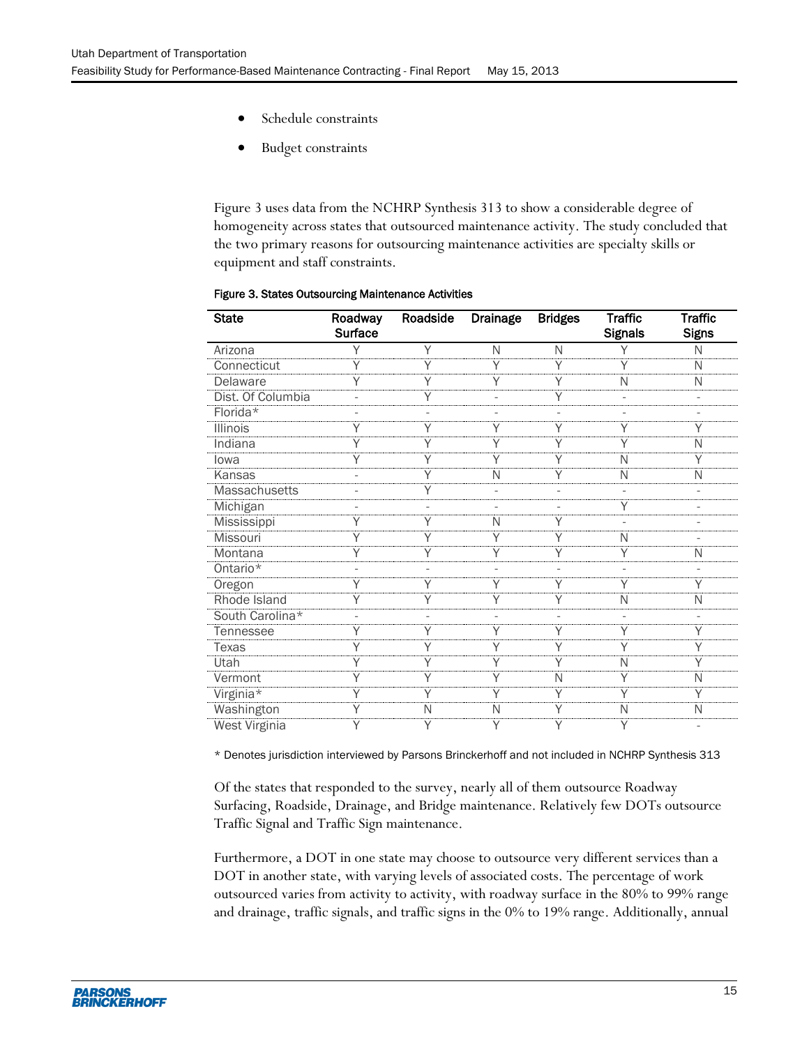- Schedule constraints
- Budget constraints

Figure 3 uses data from the NCHRP Synthesis 313 to show a considerable degree of homogeneity across states that outsourced maintenance activity. The study concluded that the two primary reasons for outsourcing maintenance activities are specialty skills or equipment and staff constraints.

**Figure 3. States Outsourcing Maintenance Activities**

| State | Roadway Surface | Roadside | Drainage | Bridges | Traffic Signals | Traffic Signs |
|---|---|---|---|---|---|---|
| Arizona | Y | Y | N | N | Y | N |
| Connecticut | Y | Y | Y | Y | Y | N |
| Delaware | Y | Y | Y | Y | N | N |
| Dist. Of Columbia | - | Y | - | Y | - | - |
| Florida* | - | - | - | - | - | - |
| Illinois | Y | Y | Y | Y | Y | Y |
| Indiana | Y | Y | Y | Y | Y | N |
| Iowa | Y | Y | Y | Y | N | Y |
| Kansas | - | Y | N | Y | N | N |
| Massachusetts | - | Y | - | - | - | - |
| Michigan | - | - | - | - | Y | - |
| Mississippi | Y | Y | N | Y | - | - |
| Missouri | Y | Y | Y | Y | N | - |
| Montana | Y | Y | Y | Y | Y | N |
| Ontario* | - | - | - | - | - | - |
| Oregon | Y | Y | Y | Y | Y | Y |
| Rhode Island | Y | Y | Y | Y | N | N |
| South Carolina* | - | - | - | - | - | - |
| Tennessee | Y | Y | Y | Y | Y | Y |
| Texas | Y | Y | Y | Y | Y | Y |
| Utah | Y | Y | Y | Y | N | Y |
| Vermont | Y | Y | Y | N | Y | N |
| Virginia* | Y | Y | Y | Y | Y | Y |
| Washington | Y | N | N | Y | N | N |
| West Virginia | Y | Y | Y | Y | Y | - |

\* Denotes jurisdiction interviewed by Parsons Brinckerhoff and not included in NCHRP Synthesis 313

Of the states that responded to the survey, nearly all of them outsource Roadway Surfacing, Roadside, Drainage, and Bridge maintenance. Relatively few DOTs outsource Traffic Signal and Traffic Sign maintenance.

Furthermore, a DOT in one state may choose to outsource very different services than a DOT in another state, with varying levels of associated costs. The percentage of work outsourced varies from activity to activity, with roadway surface in the 80% to 99% range and drainage, traffic signals, and traffic signs in the 0% to 19% range. Additionally, annual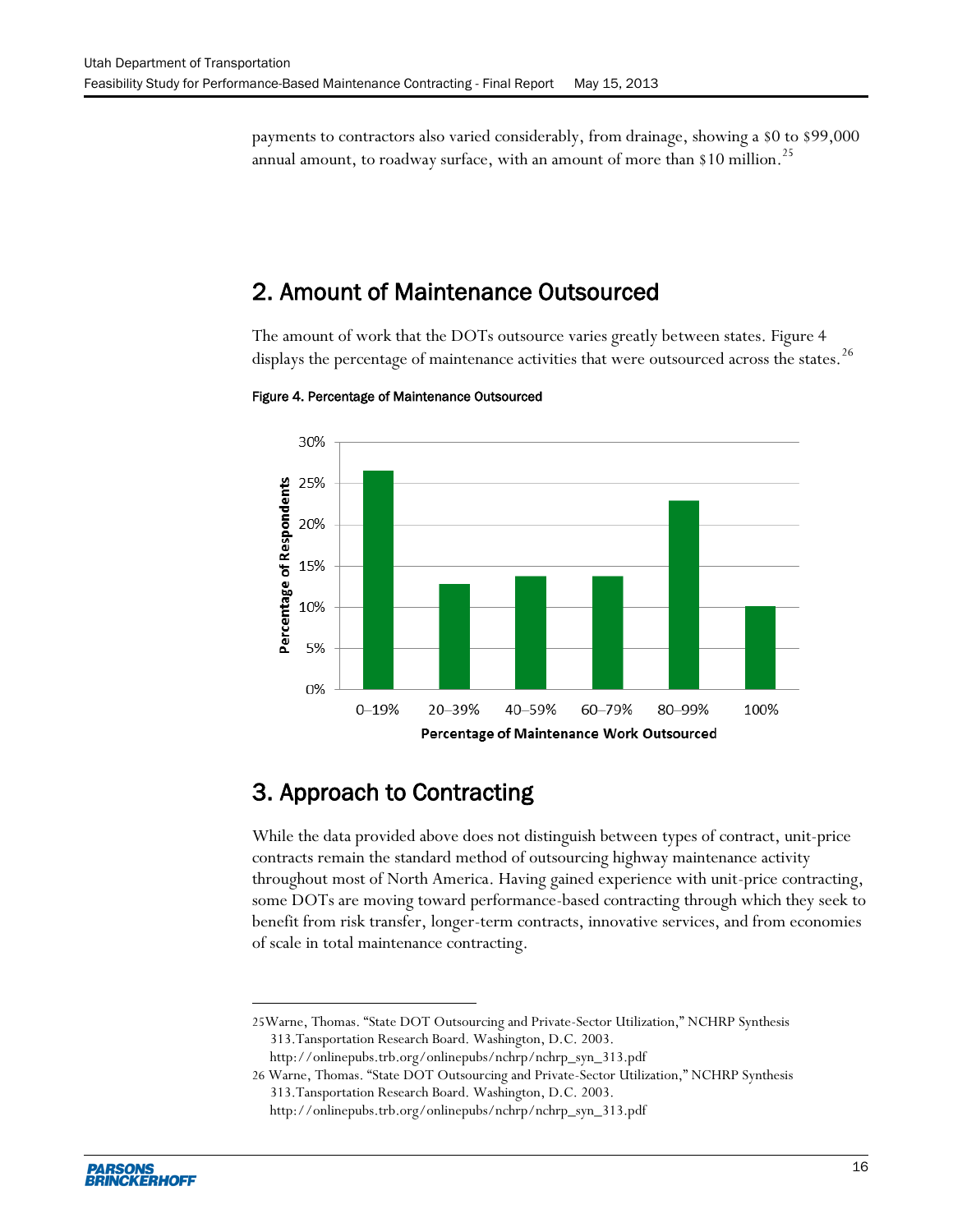payments to contractors also varied considerably, from drainage, showing a $0 to $99,000 annual amount, to roadway surface, with an amount of more than $10 million.[25]

## 2. Amount of Maintenance Outsourced

The amount of work that the DOTs outsource varies greatly between states. Figure 4 displays the percentage of maintenance activities that were outsourced across the states.[26]

Figure 4. Percentage of Maintenance Outsourced

## 3. Approach to Contracting

While the data provided above does not distinguish between types of contract, unit-price contracts remain the standard method of outsourcing highway maintenance activity throughout most of North America. Having gained experience with unit-price contracting, some DOTs are moving toward performance-based contracting through which they seek to benefit from risk transfer, longer-term contracts, innovative services, and from economies of scale in total maintenance contracting.

---

25Warne, Thomas. "State DOT Outsourcing and Private-Sector Utilization," NCHRP Synthesis 313.Tansportation Research Board. Washington, D.C. 2003. http://onlinepubs.trb.org/onlinepubs/nchrp/nchrp_syn_313.pdf

26 Warne, Thomas. "State DOT Outsourcing and Private-Sector Utilization," NCHRP Synthesis 313.Tansportation Research Board. Washington, D.C. 2003. http://onlinepubs.trb.org/onlinepubs/nchrp/nchrp_syn_313.pdf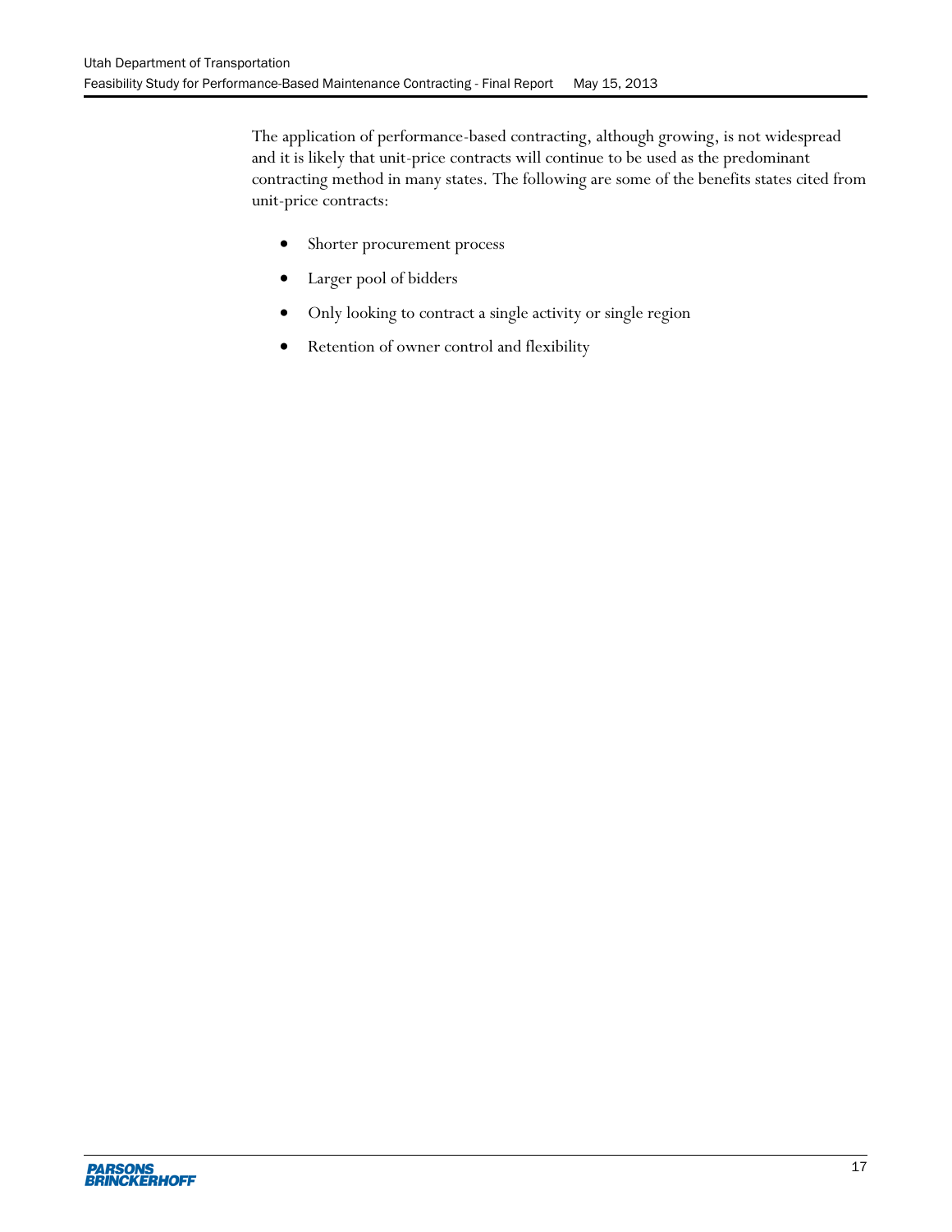The application of performance-based contracting, although growing, is not widespread and it is likely that unit-price contracts will continue to be used as the predominant contracting method in many states. The following are some of the benefits states cited from unit-price contracts:

- Shorter procurement process
- Larger pool of bidders
- Only looking to contract a single activity or single region
- Retention of owner control and flexibility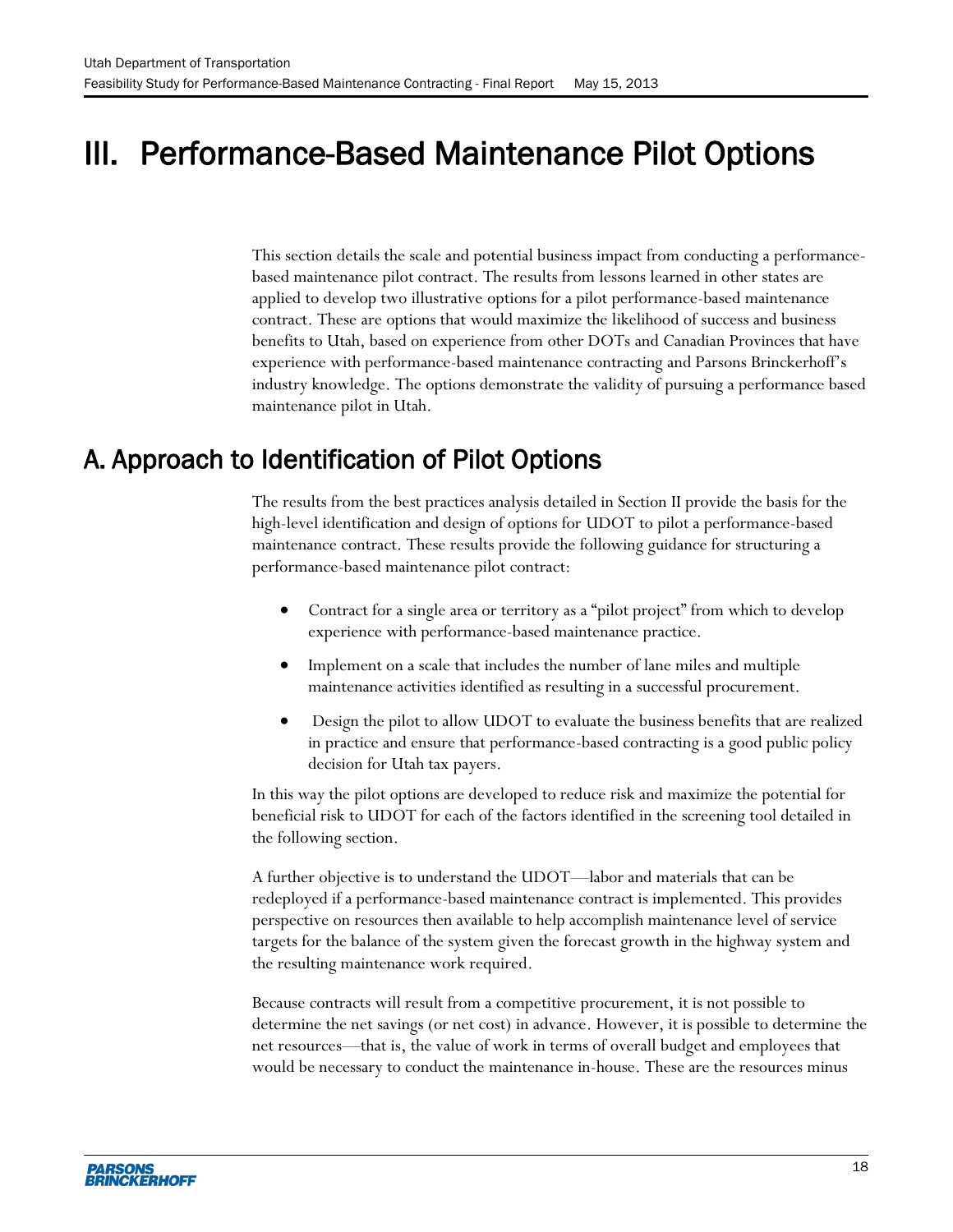# III. Performance-Based Maintenance Pilot Options

This section details the scale and potential business impact from conducting a performance-based maintenance pilot contract. The results from lessons learned in other states are applied to develop two illustrative options for a pilot performance-based maintenance contract. These are options that would maximize the likelihood of success and business benefits to Utah, based on experience from other DOTs and Canadian Provinces that have experience with performance-based maintenance contracting and Parsons Brinckerhoff's industry knowledge. The options demonstrate the validity of pursuing a performance based maintenance pilot in Utah.

## A. Approach to Identification of Pilot Options

The results from the best practices analysis detailed in Section II provide the basis for the high-level identification and design of options for UDOT to pilot a performance-based maintenance contract. These results provide the following guidance for structuring a performance-based maintenance pilot contract:

- Contract for a single area or territory as a "pilot project" from which to develop experience with performance-based maintenance practice.
- Implement on a scale that includes the number of lane miles and multiple maintenance activities identified as resulting in a successful procurement.
- Design the pilot to allow UDOT to evaluate the business benefits that are realized in practice and ensure that performance-based contracting is a good public policy decision for Utah tax payers.

In this way the pilot options are developed to reduce risk and maximize the potential for beneficial risk to UDOT for each of the factors identified in the screening tool detailed in the following section.

A further objective is to understand the UDOT—labor and materials that can be redeployed if a performance-based maintenance contract is implemented. This provides perspective on resources then available to help accomplish maintenance level of service targets for the balance of the system given the forecast growth in the highway system and the resulting maintenance work required.

Because contracts will result from a competitive procurement, it is not possible to determine the net savings (or net cost) in advance. However, it is possible to determine the net resources—that is, the value of work in terms of overall budget and employees that would be necessary to conduct the maintenance in-house. These are the resources minus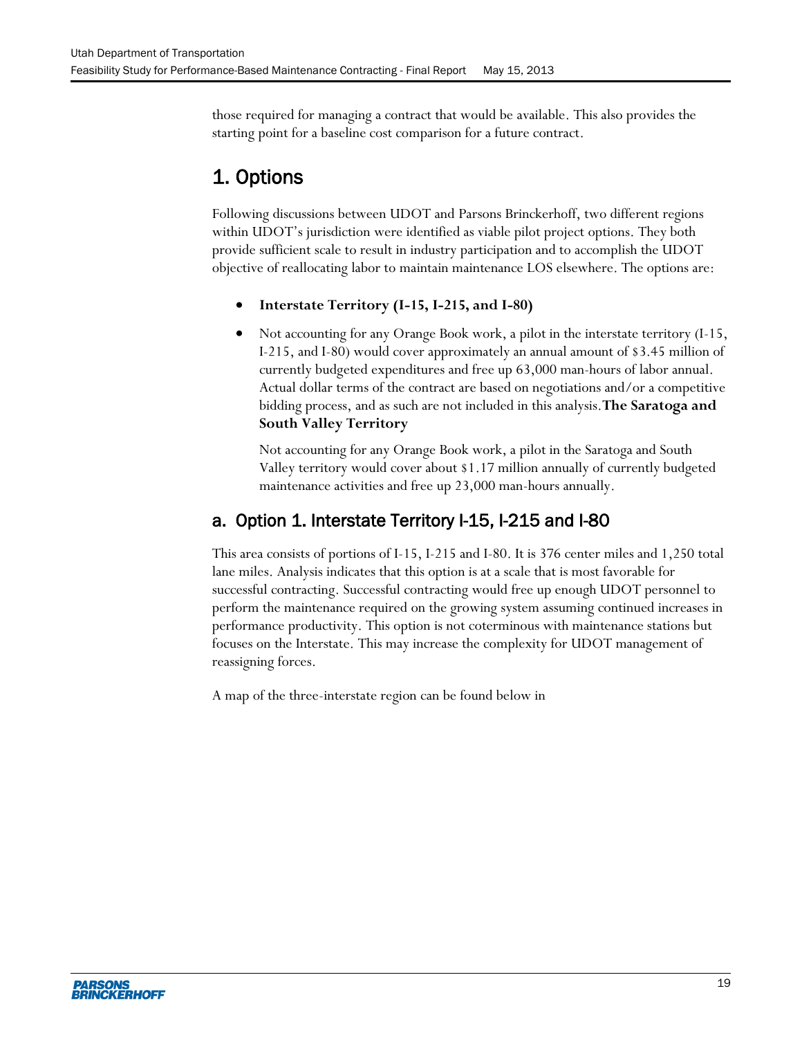those required for managing a contract that would be available. This also provides the starting point for a baseline cost comparison for a future contract.

# 1. Options

Following discussions between UDOT and Parsons Brinckerhoff, two different regions within UDOT's jurisdiction were identified as viable pilot project options. They both provide sufficient scale to result in industry participation and to accomplish the UDOT objective of reallocating labor to maintain maintenance LOS elsewhere. The options are:

- **Interstate Territory (I-15, I-215, and I-80)**
- Not accounting for any Orange Book work, a pilot in the interstate territory (I-15, I-215, and I-80) would cover approximately an annual amount of $3.45 million of currently budgeted expenditures and free up 63,000 man-hours of labor annual. Actual dollar terms of the contract are based on negotiations and/or a competitive bidding process, and as such are not included in this analysis.**The Saratoga and South Valley Territory**

  Not accounting for any Orange Book work, a pilot in the Saratoga and South Valley territory would cover about $1.17 million annually of currently budgeted maintenance activities and free up 23,000 man-hours annually.

## a. Option 1. Interstate Territory I-15, I-215 and I-80

This area consists of portions of I-15, I-215 and I-80. It is 376 center miles and 1,250 total lane miles. Analysis indicates that this option is at a scale that is most favorable for successful contracting. Successful contracting would free up enough UDOT personnel to perform the maintenance required on the growing system assuming continued increases in performance productivity. This option is not coterminous with maintenance stations but focuses on the Interstate. This may increase the complexity for UDOT management of reassigning forces.

A map of the three-interstate region can be found below in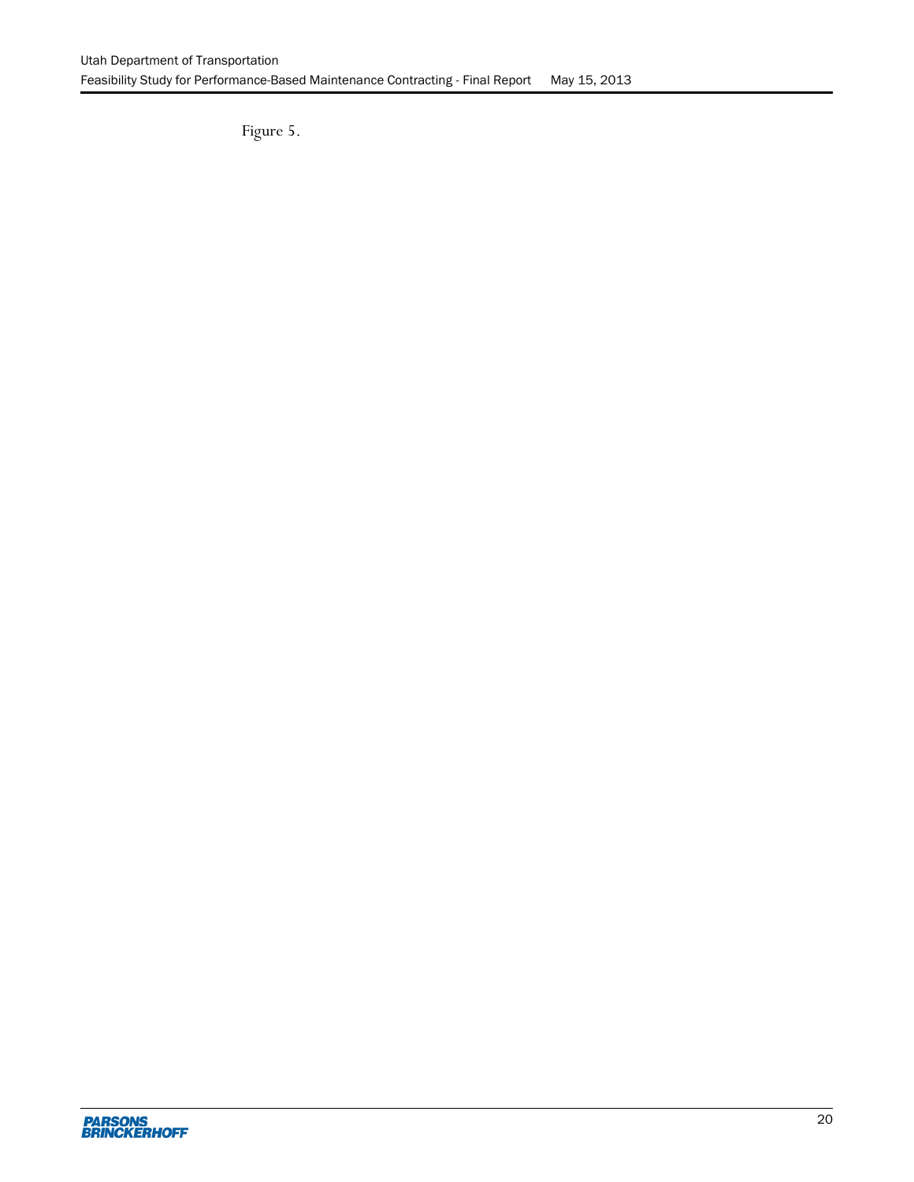Figure 5.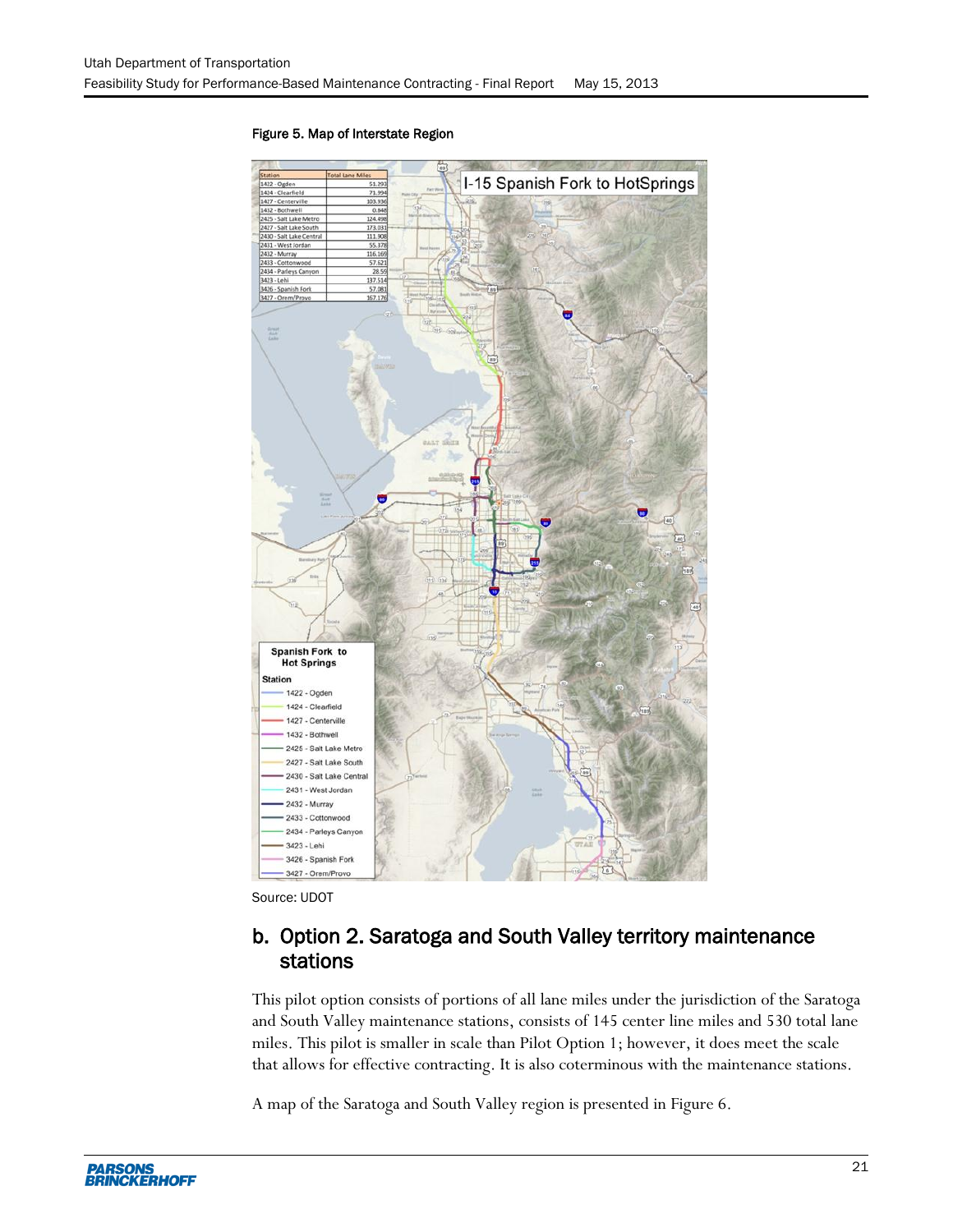Figure 5. Map of Interstate Region

| Station | Total Lane Miles |
|---|---|
| 1422 - Ogden | 51.293 |
| 1424 - Clearfield | 71.994 |
| 1427 - Centerville | 103.936 |
| 1432 - Bothwell | 0.848 |
| 2425 - Salt Lake Metro | 124.498 |
| 2427 - Salt Lake South | 173.031 |
| 2430 - Salt Lake Central | 111.908 |
| 2431 - West Jordan | 55.378 |
| 2432 - Murray | 116.169 |
| 2433 - Cottonwood | 57.621 |
| 2434 - Parleys Canyon | 28.59 |
| 3423 - Lehi | 137.514 |
| 3426 - Spanish Fork | 57.081 |
| 3427 - Orem/Provo | 167.176 |

I-15 Spanish Fork to HotSprings

Spanish Fork to Hot Springs

Station
- 1422 - Ogden
- 1424 - Clearfield
- 1427 - Centerville
- 1432 - Bothwell
- 2425 - Salt Lake Metro
- 2427 - Salt Lake South
- 2430 - Salt Lake Central
- 2431 - West Jordan
- 2432 - Murray
- 2433 - Cottonwood
- 2434 - Parleys Canyon
- 3423 - Lehi
- 3426 - Spanish Fork
- 3427 - Orem/Provo

Source: UDOT

## b. Option 2. Saratoga and South Valley territory maintenance stations

This pilot option consists of portions of all lane miles under the jurisdiction of the Saratoga and South Valley maintenance stations, consists of 145 center line miles and 530 total lane miles. This pilot is smaller in scale than Pilot Option 1; however, it does meet the scale that allows for effective contracting. It is also coterminous with the maintenance stations.

A map of the Saratoga and South Valley region is presented in Figure 6.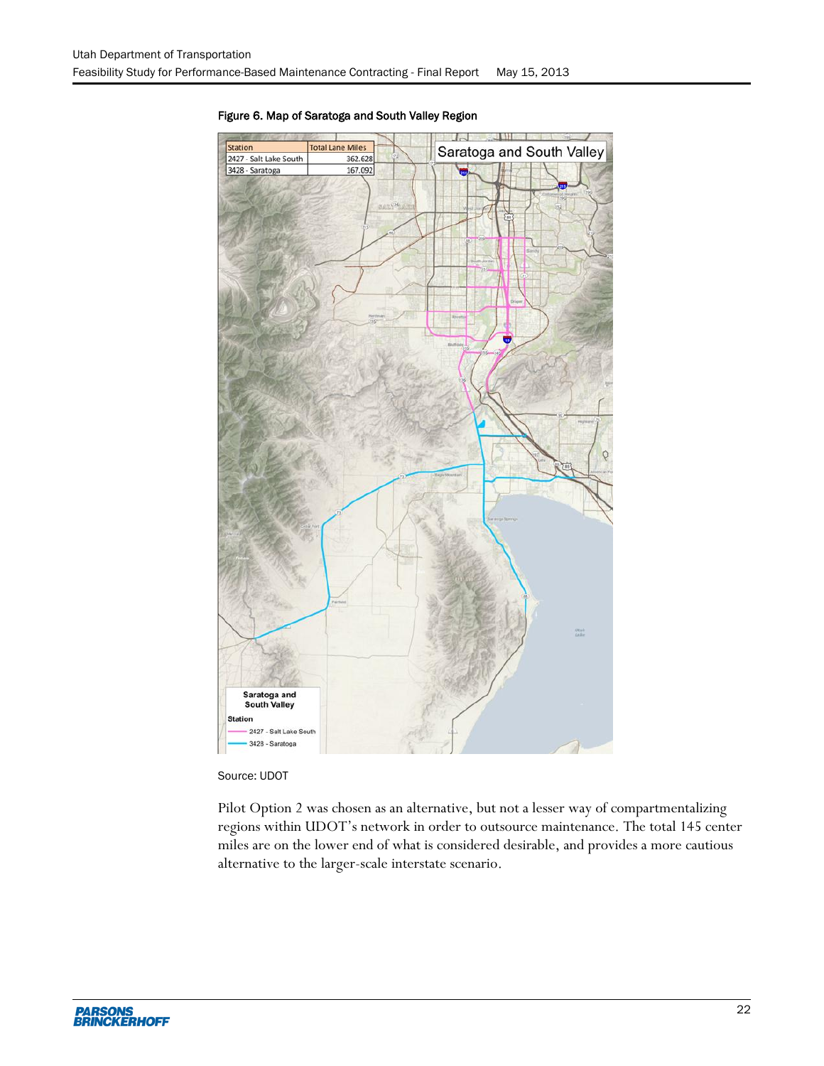Figure 6. Map of Saratoga and South Valley Region

| Station | Total Lane Miles |
|---|---|
| 2427 - Salt Lake South | 362.628 |
| 3428 - Saratoga | 167.092 |

Source: UDOT

Pilot Option 2 was chosen as an alternative, but not a lesser way of compartmentalizing regions within UDOT's network in order to outsource maintenance. The total 145 center miles are on the lower end of what is considered desirable, and provides a more cautious alternative to the larger-scale interstate scenario.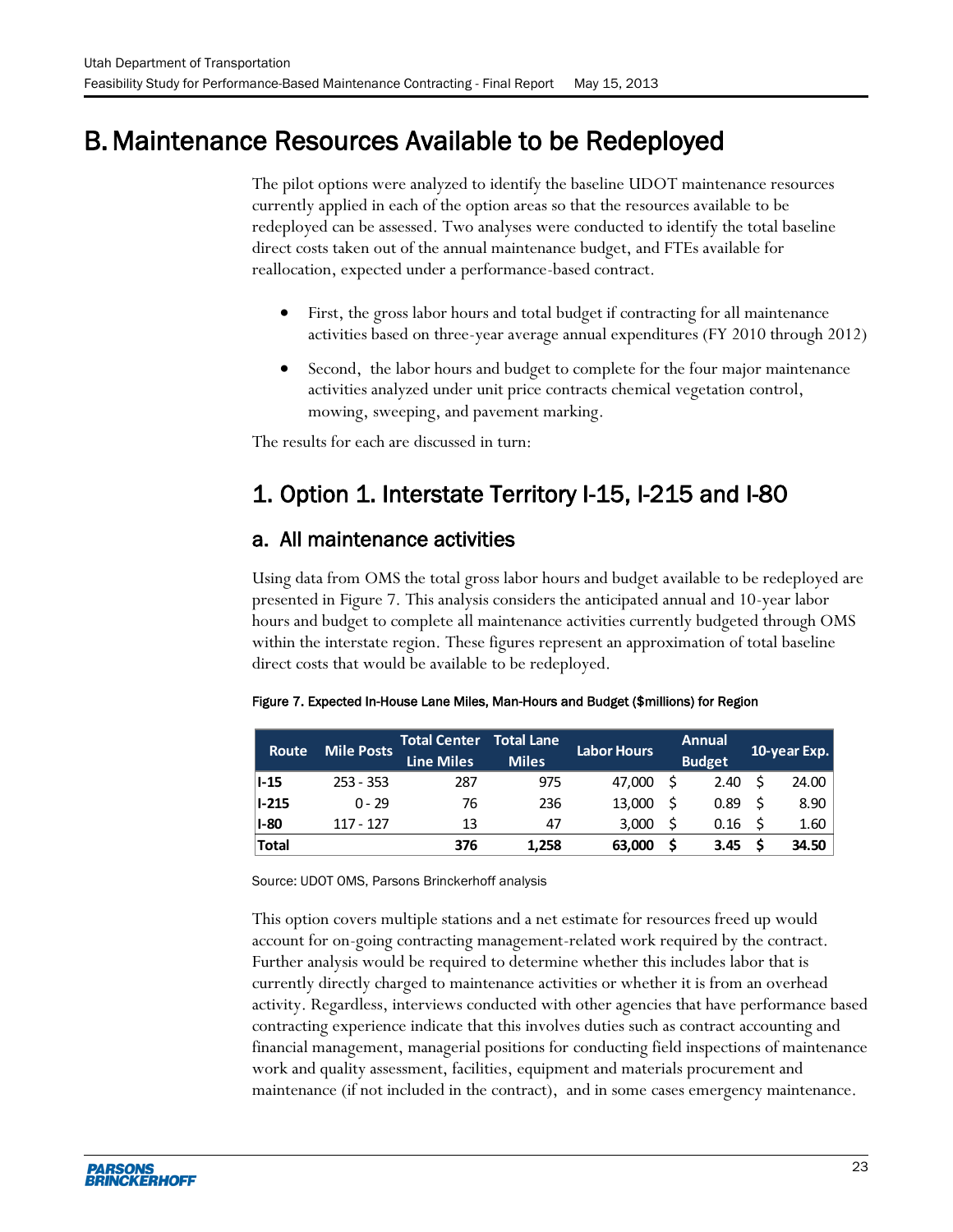# B. Maintenance Resources Available to be Redeployed

The pilot options were analyzed to identify the baseline UDOT maintenance resources currently applied in each of the option areas so that the resources available to be redeployed can be assessed. Two analyses were conducted to identify the total baseline direct costs taken out of the annual maintenance budget, and FTEs available for reallocation, expected under a performance-based contract.

- First, the gross labor hours and total budget if contracting for all maintenance activities based on three-year average annual expenditures (FY 2010 through 2012)
- Second, the labor hours and budget to complete for the four major maintenance activities analyzed under unit price contracts chemical vegetation control, mowing, sweeping, and pavement marking.

The results for each are discussed in turn:

## 1. Option 1. Interstate Territory I-15, I-215 and I-80

### a. All maintenance activities

Using data from OMS the total gross labor hours and budget available to be redeployed are presented in Figure 7. This analysis considers the anticipated annual and 10-year labor hours and budget to complete all maintenance activities currently budgeted through OMS within the interstate region. These figures represent an approximation of total baseline direct costs that would be available to be redeployed.

Figure 7. Expected In-House Lane Miles, Man-Hours and Budget ($millions) for Region

| Route | Mile Posts | Total Center Line Miles | Total Lane Miles | Labor Hours | Annual Budget | 10-year Exp. |
|---|---|---|---|---|---|---|
| **I-15** | 253 - 353 | 287 | 975 | 47,000 | $ 2.40 | $ 24.00 |
| **I-215** | 0 - 29 | 76 | 236 | 13,000 | $ 0.89 | $ 8.90 |
| **I-80** | 117 - 127 | 13 | 47 | 3,000 | $ 0.16 | $ 1.60 |
| **Total** | | **376** | **1,258** | **63,000** | **$ 3.45** | **$ 34.50** |

Source: UDOT OMS, Parsons Brinckerhoff analysis

This option covers multiple stations and a net estimate for resources freed up would account for on-going contracting management-related work required by the contract. Further analysis would be required to determine whether this includes labor that is currently directly charged to maintenance activities or whether it is from an overhead activity. Regardless, interviews conducted with other agencies that have performance based contracting experience indicate that this involves duties such as contract accounting and financial management, managerial positions for conducting field inspections of maintenance work and quality assessment, facilities, equipment and materials procurement and maintenance (if not included in the contract), and in some cases emergency maintenance.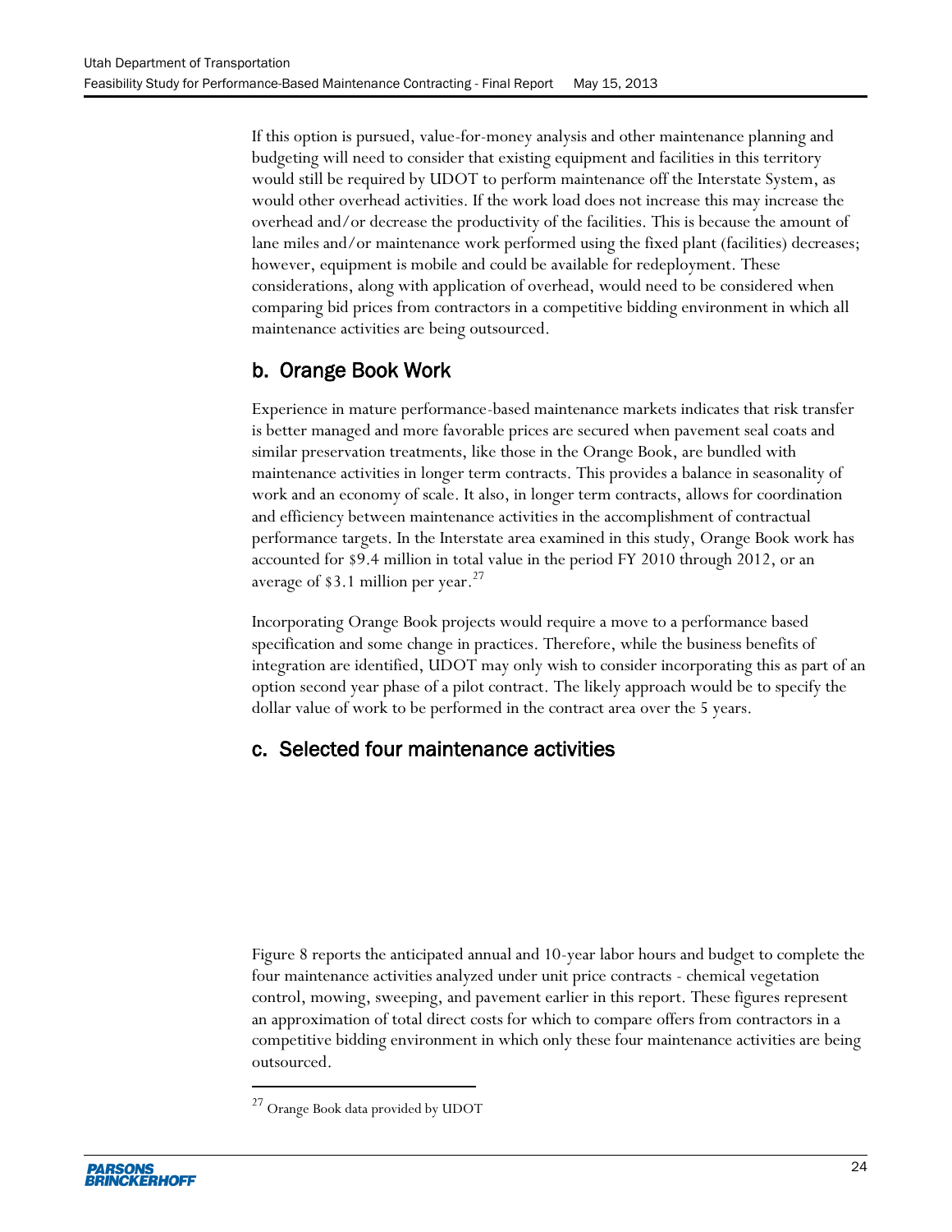If this option is pursued, value-for-money analysis and other maintenance planning and budgeting will need to consider that existing equipment and facilities in this territory would still be required by UDOT to perform maintenance off the Interstate System, as would other overhead activities. If the work load does not increase this may increase the overhead and/or decrease the productivity of the facilities. This is because the amount of lane miles and/or maintenance work performed using the fixed plant (facilities) decreases; however, equipment is mobile and could be available for redeployment. These considerations, along with application of overhead, would need to be considered when comparing bid prices from contractors in a competitive bidding environment in which all maintenance activities are being outsourced.

## b. Orange Book Work

Experience in mature performance-based maintenance markets indicates that risk transfer is better managed and more favorable prices are secured when pavement seal coats and similar preservation treatments, like those in the Orange Book, are bundled with maintenance activities in longer term contracts. This provides a balance in seasonality of work and an economy of scale. It also, in longer term contracts, allows for coordination and efficiency between maintenance activities in the accomplishment of contractual performance targets. In the Interstate area examined in this study, Orange Book work has accounted for $9.4 million in total value in the period FY 2010 through 2012, or an average of $3.1 million per year.[27]

Incorporating Orange Book projects would require a move to a performance based specification and some change in practices. Therefore, while the business benefits of integration are identified, UDOT may only wish to consider incorporating this as part of an option second year phase of a pilot contract. The likely approach would be to specify the dollar value of work to be performed in the contract area over the 5 years.

## c. Selected four maintenance activities

Figure 8 reports the anticipated annual and 10-year labor hours and budget to complete the four maintenance activities analyzed under unit price contracts - chemical vegetation control, mowing, sweeping, and pavement earlier in this report. These figures represent an approximation of total direct costs for which to compare offers from contractors in a competitive bidding environment in which only these four maintenance activities are being outsourced.

[27] Orange Book data provided by UDOT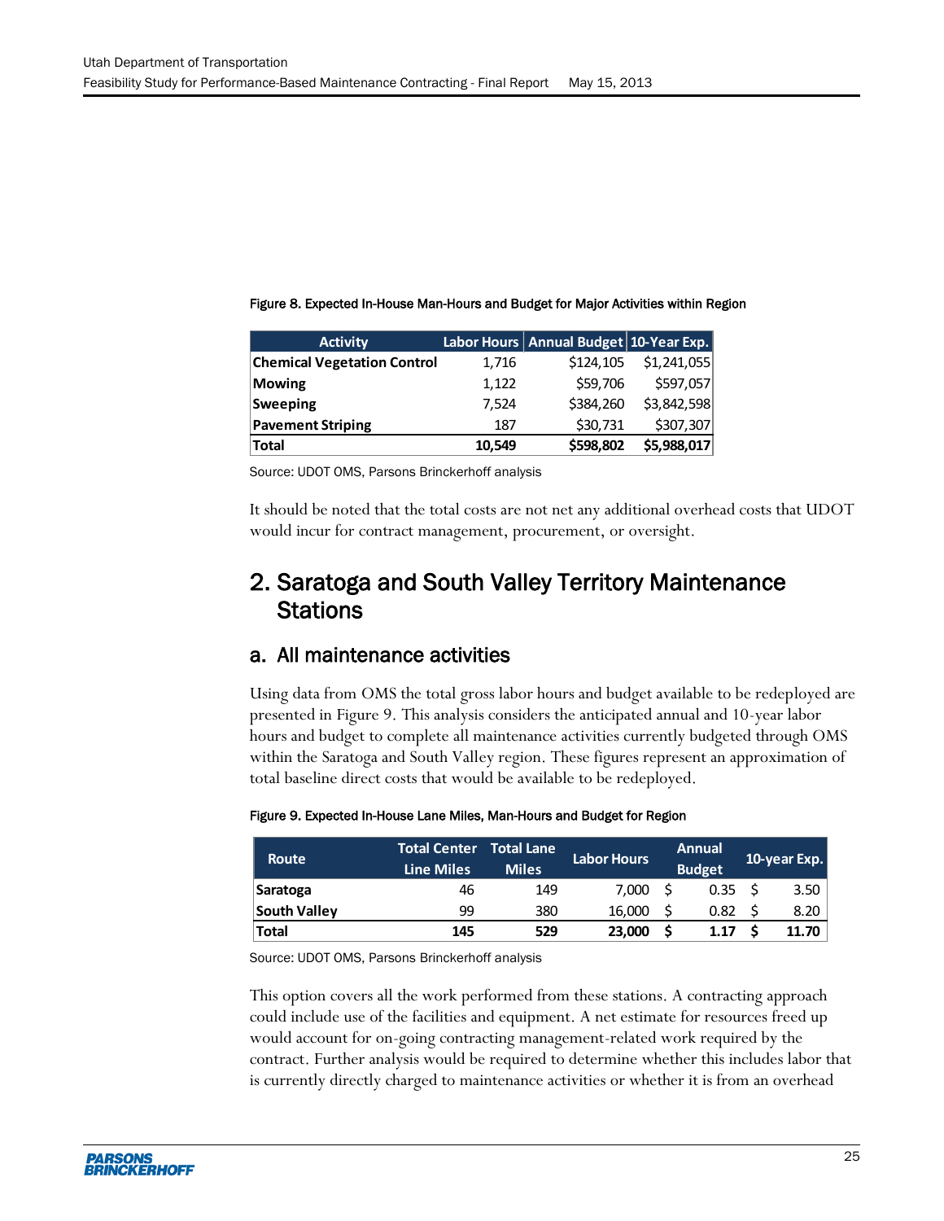Figure 8. Expected In-House Man-Hours and Budget for Major Activities within Region

| Activity | Labor Hours | Annual Budget | 10-Year Exp. |
|---|---|---|---|
| **Chemical Vegetation Control** | 1,716 | $124,105 | $1,241,055 |
| **Mowing** | 1,122 | $59,706 | $597,057 |
| **Sweeping** | 7,524 | $384,260 | $3,842,598 |
| **Pavement Striping** | 187 | $30,731 | $307,307 |
| **Total** | **10,549** | **$598,802** | **$5,988,017** |

Source: UDOT OMS, Parsons Brinckerhoff analysis

It should be noted that the total costs are not net any additional overhead costs that UDOT would incur for contract management, procurement, or oversight.

# 2. Saratoga and South Valley Territory Maintenance Stations

## a. All maintenance activities

Using data from OMS the total gross labor hours and budget available to be redeployed are presented in Figure 9. This analysis considers the anticipated annual and 10-year labor hours and budget to complete all maintenance activities currently budgeted through OMS within the Saratoga and South Valley region. These figures represent an approximation of total baseline direct costs that would be available to be redeployed.

Figure 9. Expected In-House Lane Miles, Man-Hours and Budget for Region

| Route | Total Center Line Miles | Total Lane Miles | Labor Hours | Annual Budget | 10-year Exp. |
|---|---|---|---|---|---|
| **Saratoga** | 46 | 149 | 7,000 | $ 0.35 | $ 3.50 |
| **South Valley** | 99 | 380 | 16,000 | $ 0.82 | $ 8.20 |
| **Total** | **145** | **529** | **23,000** | **$ 1.17** | **$ 11.70** |

Source: UDOT OMS, Parsons Brinckerhoff analysis

This option covers all the work performed from these stations. A contracting approach could include use of the facilities and equipment. A net estimate for resources freed up would account for on-going contracting management-related work required by the contract. Further analysis would be required to determine whether this includes labor that is currently directly charged to maintenance activities or whether it is from an overhead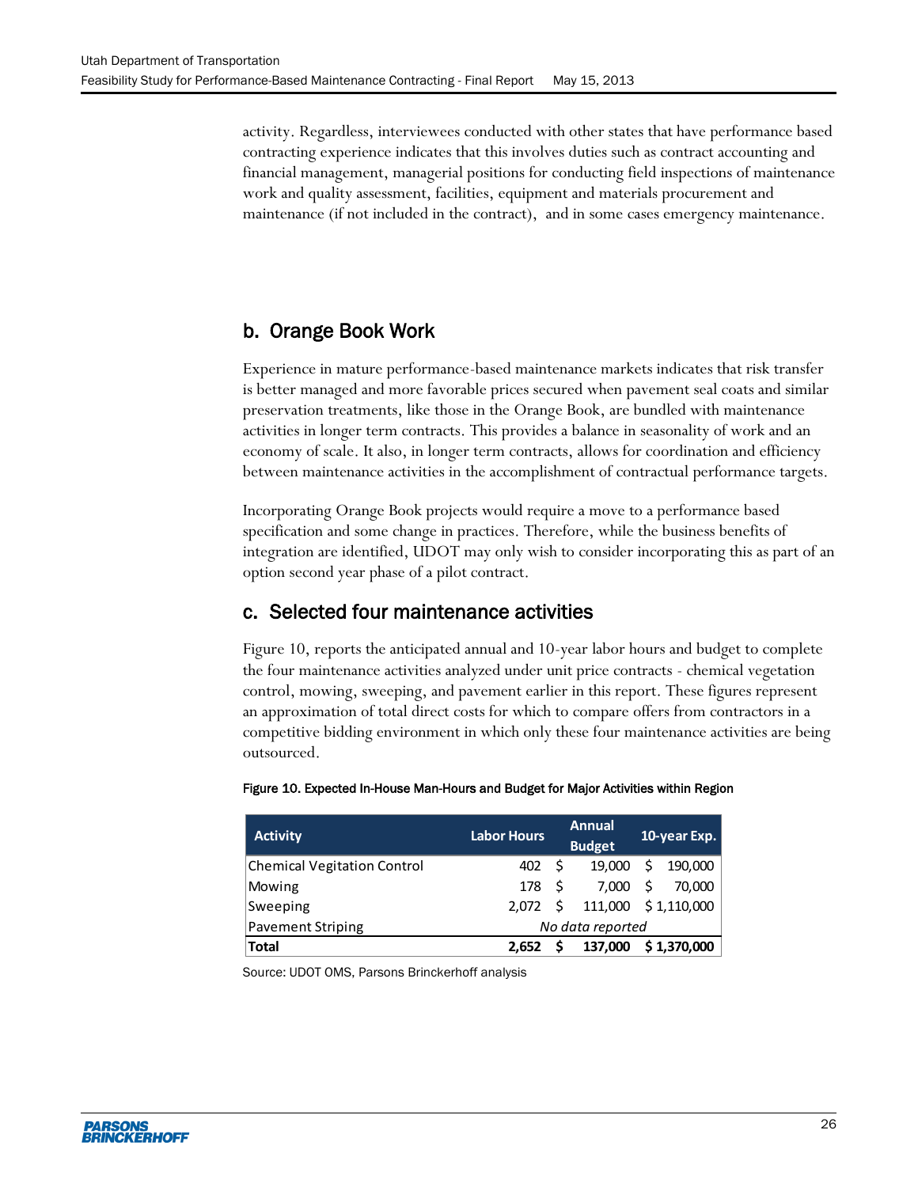activity. Regardless, interviewees conducted with other states that have performance based contracting experience indicates that this involves duties such as contract accounting and financial management, managerial positions for conducting field inspections of maintenance work and quality assessment, facilities, equipment and materials procurement and maintenance (if not included in the contract), and in some cases emergency maintenance.

## b. Orange Book Work

Experience in mature performance-based maintenance markets indicates that risk transfer is better managed and more favorable prices secured when pavement seal coats and similar preservation treatments, like those in the Orange Book, are bundled with maintenance activities in longer term contracts. This provides a balance in seasonality of work and an economy of scale. It also, in longer term contracts, allows for coordination and efficiency between maintenance activities in the accomplishment of contractual performance targets.

Incorporating Orange Book projects would require a move to a performance based specification and some change in practices. Therefore, while the business benefits of integration are identified, UDOT may only wish to consider incorporating this as part of an option second year phase of a pilot contract.

## c. Selected four maintenance activities

Figure 10, reports the anticipated annual and 10-year labor hours and budget to complete the four maintenance activities analyzed under unit price contracts - chemical vegetation control, mowing, sweeping, and pavement earlier in this report. These figures represent an approximation of total direct costs for which to compare offers from contractors in a competitive bidding environment in which only these four maintenance activities are being outsourced.

Figure 10. Expected In-House Man-Hours and Budget for Major Activities within Region

| Activity | Labor Hours | Annual Budget | 10-year Exp. |
|---|---|---|---|
| Chemical Vegitation Control | 402 | $ 19,000 | $ 190,000 |
| Mowing | 178 | $ 7,000 | $ 70,000 |
| Sweeping | 2,072 | $ 111,000 | $ 1,110,000 |
| Pavement Striping | *No data reported* | | |
| **Total** | **2,652** | **$ 137,000** | **$ 1,370,000** |

Source: UDOT OMS, Parsons Brinckerhoff analysis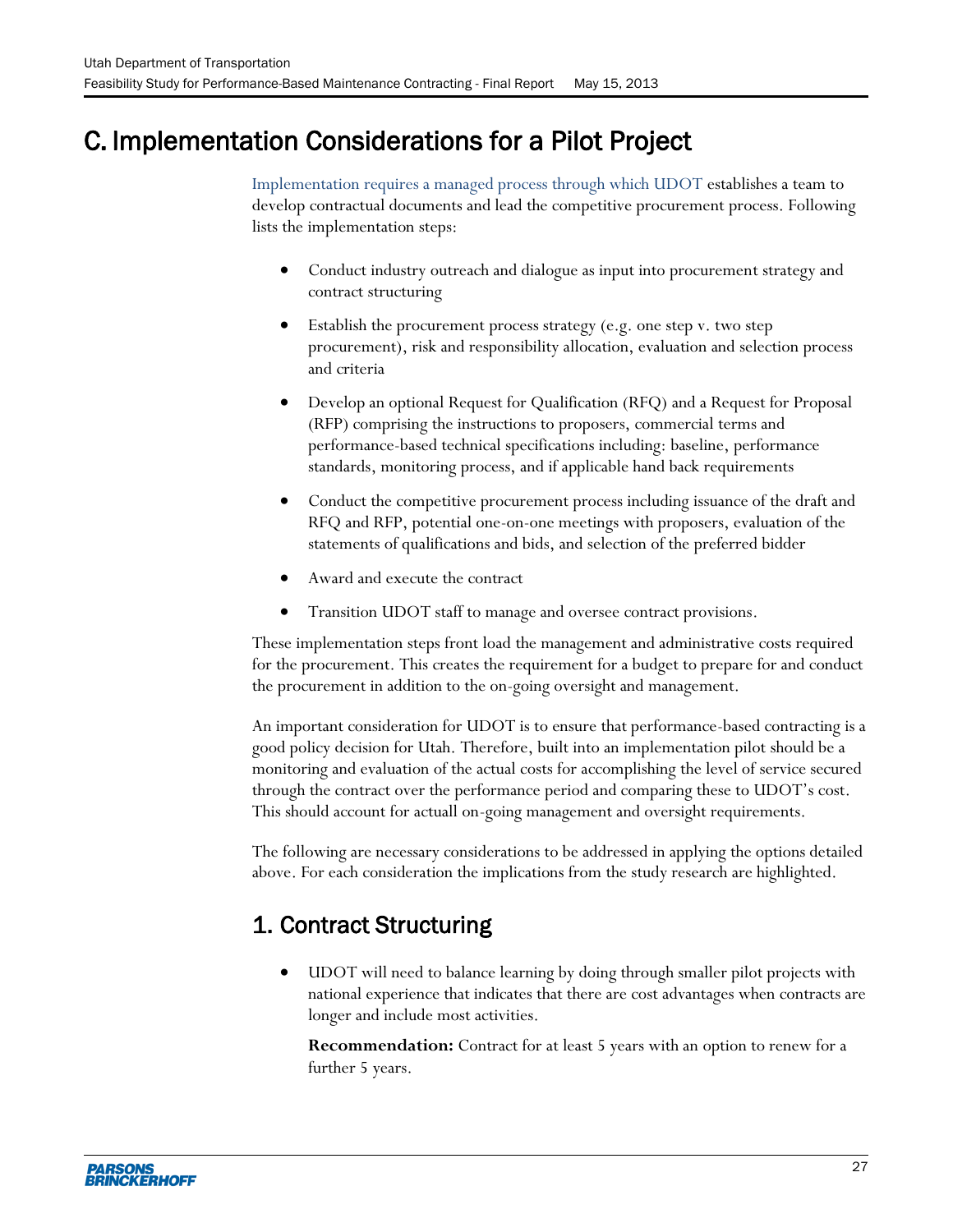# C. Implementation Considerations for a Pilot Project

Implementation requires a managed process through which UDOT establishes a team to develop contractual documents and lead the competitive procurement process. Following lists the implementation steps:

- Conduct industry outreach and dialogue as input into procurement strategy and contract structuring
- Establish the procurement process strategy (e.g. one step v. two step procurement), risk and responsibility allocation, evaluation and selection process and criteria
- Develop an optional Request for Qualification (RFQ) and a Request for Proposal (RFP) comprising the instructions to proposers, commercial terms and performance-based technical specifications including: baseline, performance standards, monitoring process, and if applicable hand back requirements
- Conduct the competitive procurement process including issuance of the draft and RFQ and RFP, potential one-on-one meetings with proposers, evaluation of the statements of qualifications and bids, and selection of the preferred bidder
- Award and execute the contract
- Transition UDOT staff to manage and oversee contract provisions.

These implementation steps front load the management and administrative costs required for the procurement. This creates the requirement for a budget to prepare for and conduct the procurement in addition to the on-going oversight and management.

An important consideration for UDOT is to ensure that performance-based contracting is a good policy decision for Utah. Therefore, built into an implementation pilot should be a monitoring and evaluation of the actual costs for accomplishing the level of service secured through the contract over the performance period and comparing these to UDOT's cost. This should account for actuall on-going management and oversight requirements.

The following are necessary considerations to be addressed in applying the options detailed above. For each consideration the implications from the study research are highlighted.

## 1. Contract Structuring

- UDOT will need to balance learning by doing through smaller pilot projects with national experience that indicates that there are cost advantages when contracts are longer and include most activities.

  **Recommendation:** Contract for at least 5 years with an option to renew for a further 5 years.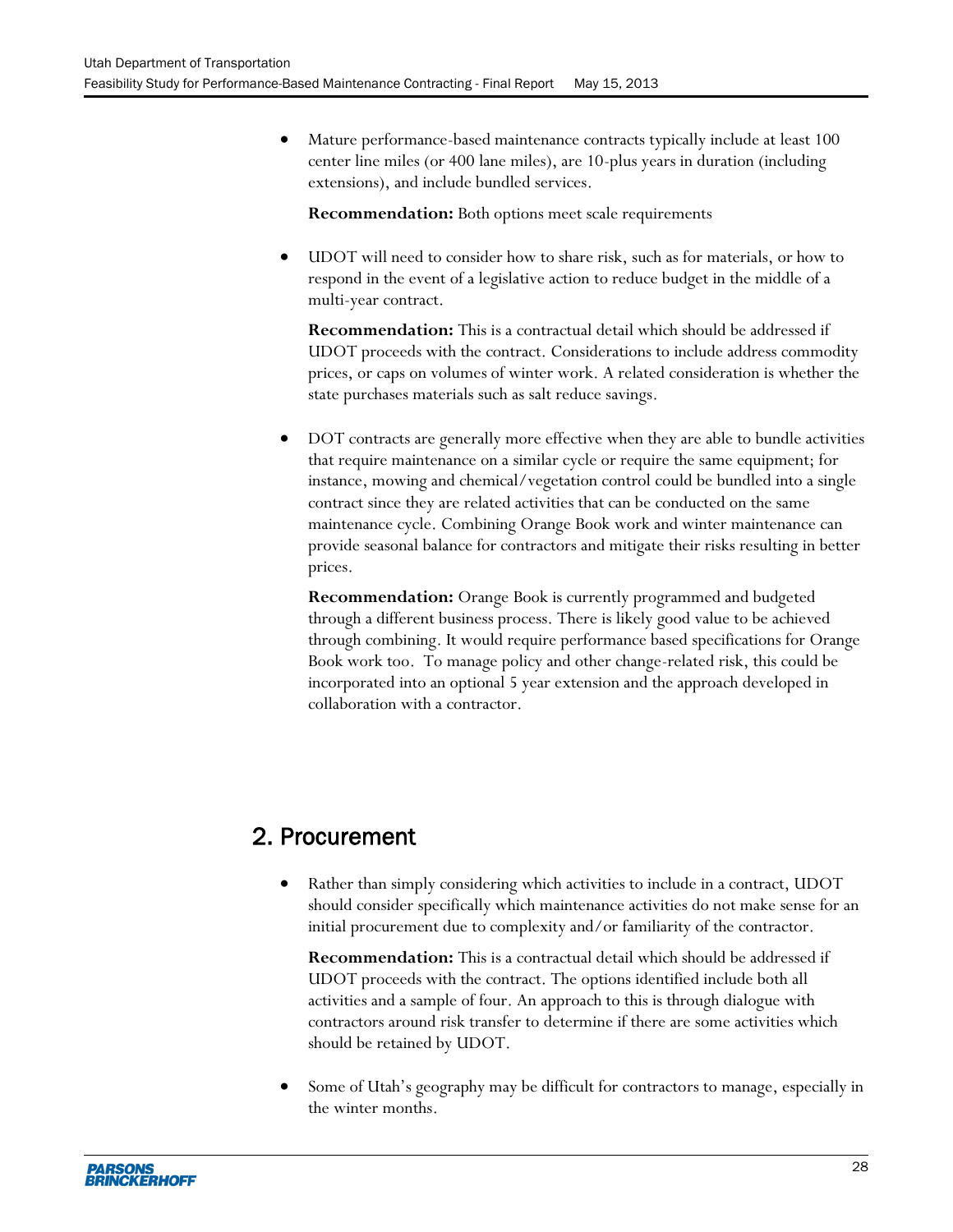- Mature performance-based maintenance contracts typically include at least 100 center line miles (or 400 lane miles), are 10-plus years in duration (including extensions), and include bundled services.

  **Recommendation:** Both options meet scale requirements

- UDOT will need to consider how to share risk, such as for materials, or how to respond in the event of a legislative action to reduce budget in the middle of a multi-year contract.

  **Recommendation:** This is a contractual detail which should be addressed if UDOT proceeds with the contract. Considerations to include address commodity prices, or caps on volumes of winter work. A related consideration is whether the state purchases materials such as salt reduce savings.

- DOT contracts are generally more effective when they are able to bundle activities that require maintenance on a similar cycle or require the same equipment; for instance, mowing and chemical/vegetation control could be bundled into a single contract since they are related activities that can be conducted on the same maintenance cycle. Combining Orange Book work and winter maintenance can provide seasonal balance for contractors and mitigate their risks resulting in better prices.

  **Recommendation:** Orange Book is currently programmed and budgeted through a different business process. There is likely good value to be achieved through combining. It would require performance based specifications for Orange Book work too. To manage policy and other change-related risk, this could be incorporated into an optional 5 year extension and the approach developed in collaboration with a contractor.

## 2. Procurement

- Rather than simply considering which activities to include in a contract, UDOT should consider specifically which maintenance activities do not make sense for an initial procurement due to complexity and/or familiarity of the contractor.

  **Recommendation:** This is a contractual detail which should be addressed if UDOT proceeds with the contract. The options identified include both all activities and a sample of four. An approach to this is through dialogue with contractors around risk transfer to determine if there are some activities which should be retained by UDOT.

- Some of Utah's geography may be difficult for contractors to manage, especially in the winter months.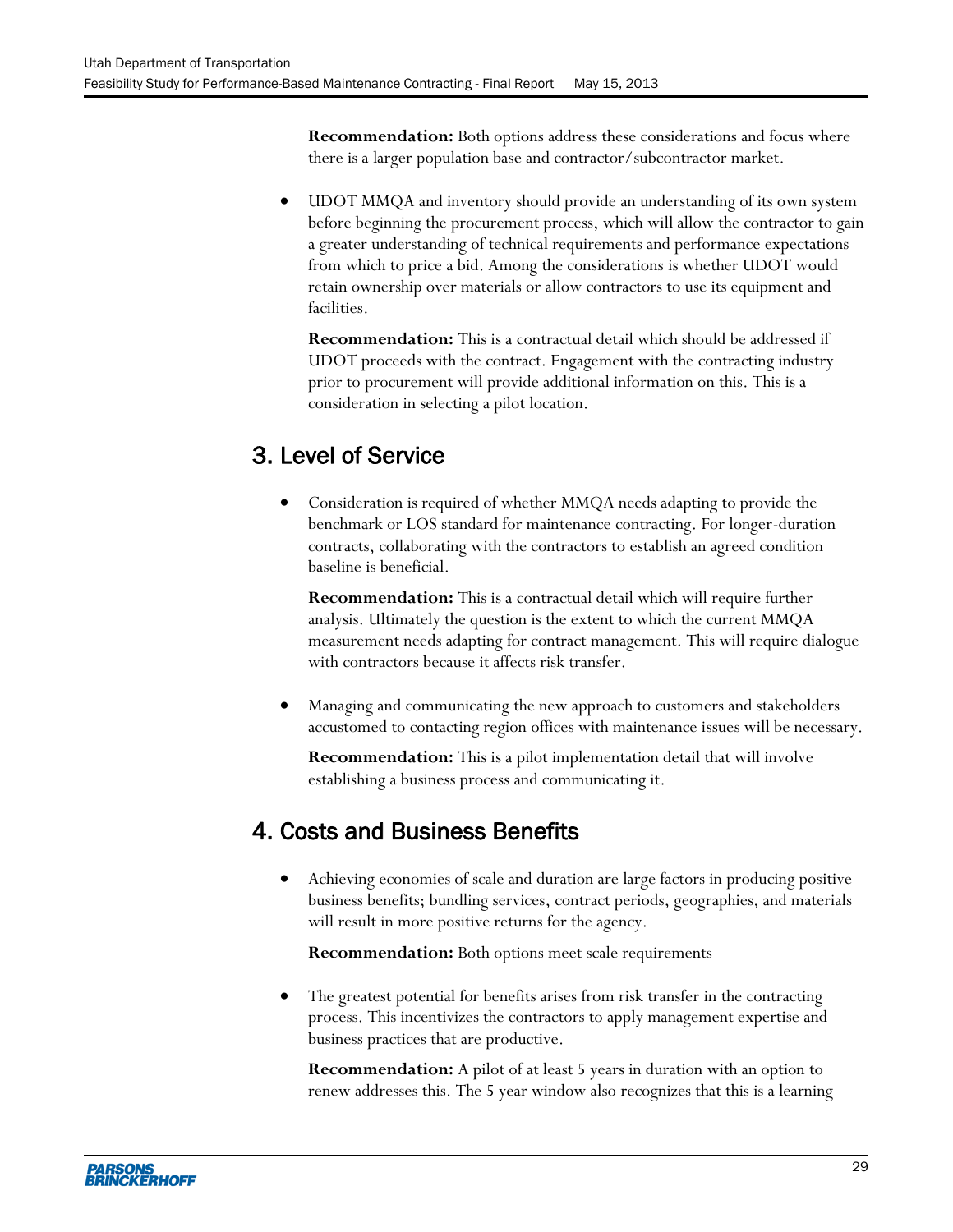**Recommendation:** Both options address these considerations and focus where there is a larger population base and contractor/subcontractor market.

- UDOT MMQA and inventory should provide an understanding of its own system before beginning the procurement process, which will allow the contractor to gain a greater understanding of technical requirements and performance expectations from which to price a bid. Among the considerations is whether UDOT would retain ownership over materials or allow contractors to use its equipment and facilities.

  **Recommendation:** This is a contractual detail which should be addressed if UDOT proceeds with the contract. Engagement with the contracting industry prior to procurement will provide additional information on this. This is a consideration in selecting a pilot location.

## 3. Level of Service

- Consideration is required of whether MMQA needs adapting to provide the benchmark or LOS standard for maintenance contracting. For longer-duration contracts, collaborating with the contractors to establish an agreed condition baseline is beneficial.

  **Recommendation:** This is a contractual detail which will require further analysis. Ultimately the question is the extent to which the current MMQA measurement needs adapting for contract management. This will require dialogue with contractors because it affects risk transfer.

- Managing and communicating the new approach to customers and stakeholders accustomed to contacting region offices with maintenance issues will be necessary.

  **Recommendation:** This is a pilot implementation detail that will involve establishing a business process and communicating it.

## 4. Costs and Business Benefits

- Achieving economies of scale and duration are large factors in producing positive business benefits; bundling services, contract periods, geographies, and materials will result in more positive returns for the agency.

  **Recommendation:** Both options meet scale requirements

- The greatest potential for benefits arises from risk transfer in the contracting process. This incentivizes the contractors to apply management expertise and business practices that are productive.

  **Recommendation:** A pilot of at least 5 years in duration with an option to renew addresses this. The 5 year window also recognizes that this is a learning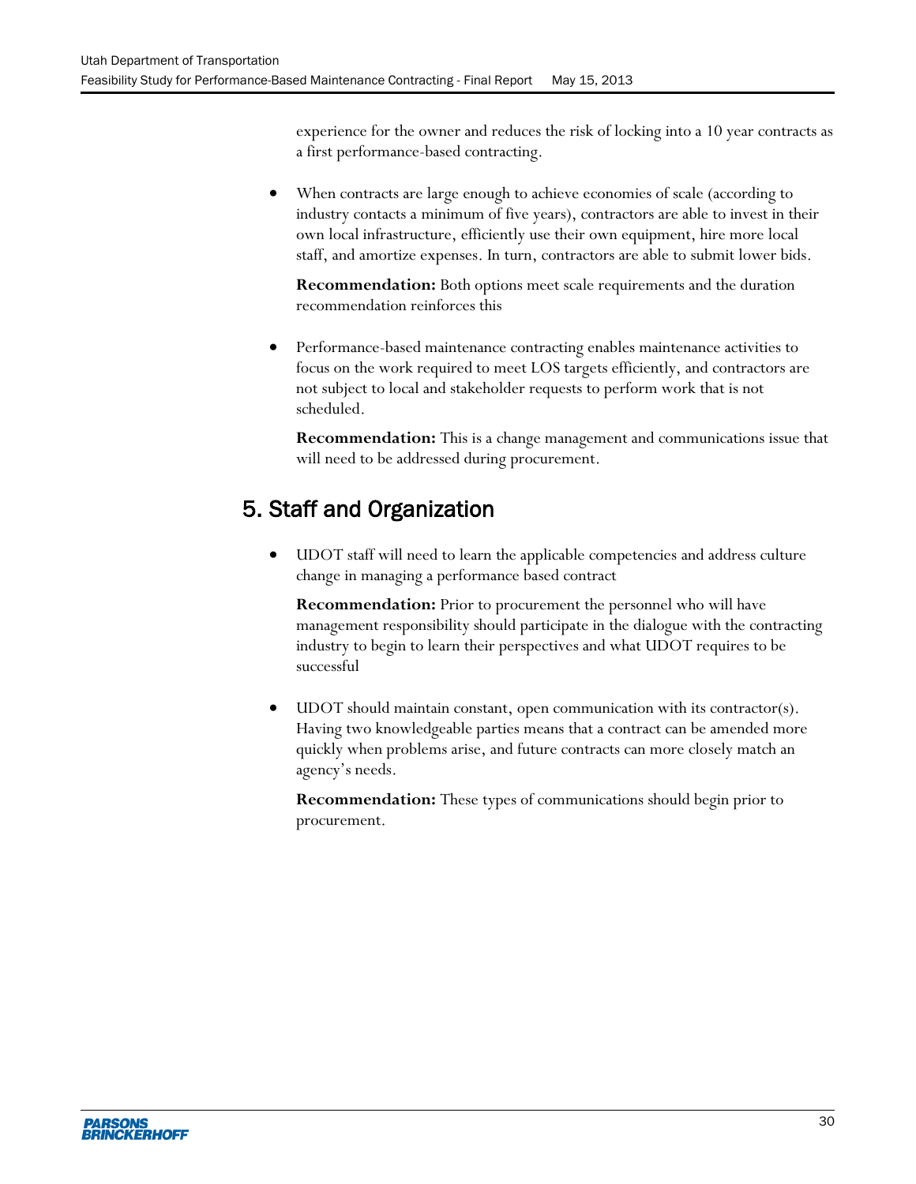experience for the owner and reduces the risk of locking into a 10 year contracts as a first performance-based contracting.

- When contracts are large enough to achieve economies of scale (according to industry contacts a minimum of five years), contractors are able to invest in their own local infrastructure, efficiently use their own equipment, hire more local staff, and amortize expenses. In turn, contractors are able to submit lower bids.

  **Recommendation:** Both options meet scale requirements and the duration recommendation reinforces this

- Performance-based maintenance contracting enables maintenance activities to focus on the work required to meet LOS targets efficiently, and contractors are not subject to local and stakeholder requests to perform work that is not scheduled.

  **Recommendation:** This is a change management and communications issue that will need to be addressed during procurement.

## 5. Staff and Organization

- UDOT staff will need to learn the applicable competencies and address culture change in managing a performance based contract

  **Recommendation:** Prior to procurement the personnel who will have management responsibility should participate in the dialogue with the contracting industry to begin to learn their perspectives and what UDOT requires to be successful

- UDOT should maintain constant, open communication with its contractor(s). Having two knowledgeable parties means that a contract can be amended more quickly when problems arise, and future contracts can more closely match an agency's needs.

  **Recommendation:** These types of communications should begin prior to procurement.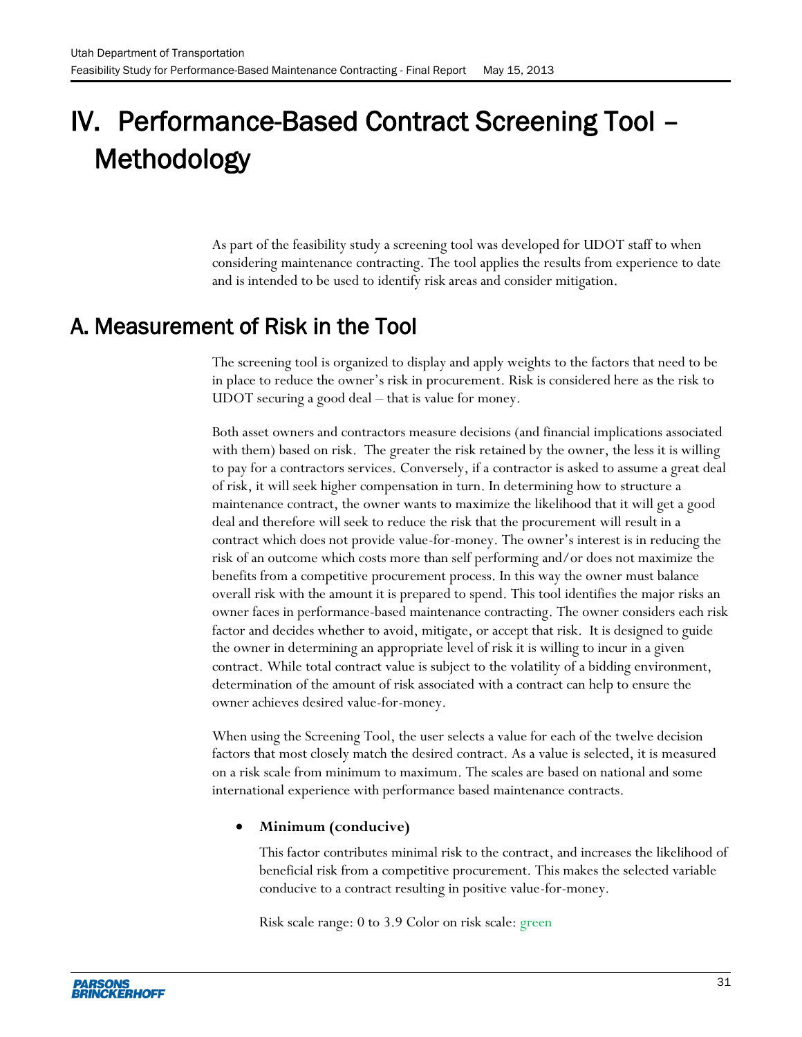# IV. Performance-Based Contract Screening Tool – Methodology

As part of the feasibility study a screening tool was developed for UDOT staff to when considering maintenance contracting. The tool applies the results from experience to date and is intended to be used to identify risk areas and consider mitigation.

## A. Measurement of Risk in the Tool

The screening tool is organized to display and apply weights to the factors that need to be in place to reduce the owner's risk in procurement. Risk is considered here as the risk to UDOT securing a good deal – that is value for money.

Both asset owners and contractors measure decisions (and financial implications associated with them) based on risk. The greater the risk retained by the owner, the less it is willing to pay for a contractors services. Conversely, if a contractor is asked to assume a great deal of risk, it will seek higher compensation in turn. In determining how to structure a maintenance contract, the owner wants to maximize the likelihood that it will get a good deal and therefore will seek to reduce the risk that the procurement will result in a contract which does not provide value-for-money. The owner's interest is in reducing the risk of an outcome which costs more than self performing and/or does not maximize the benefits from a competitive procurement process. In this way the owner must balance overall risk with the amount it is prepared to spend. This tool identifies the major risks an owner faces in performance-based maintenance contracting. The owner considers each risk factor and decides whether to avoid, mitigate, or accept that risk. It is designed to guide the owner in determining an appropriate level of risk it is willing to incur in a given contract. While total contract value is subject to the volatility of a bidding environment, determination of the amount of risk associated with a contract can help to ensure the owner achieves desired value-for-money.

When using the Screening Tool, the user selects a value for each of the twelve decision factors that most closely match the desired contract. As a value is selected, it is measured on a risk scale from minimum to maximum. The scales are based on national and some international experience with performance based maintenance contracts.

- **Minimum (conducive)**

  This factor contributes minimal risk to the contract, and increases the likelihood of beneficial risk from a competitive procurement. This makes the selected variable conducive to a contract resulting in positive value-for-money.

  Risk scale range: 0 to 3.9 Color on risk scale: green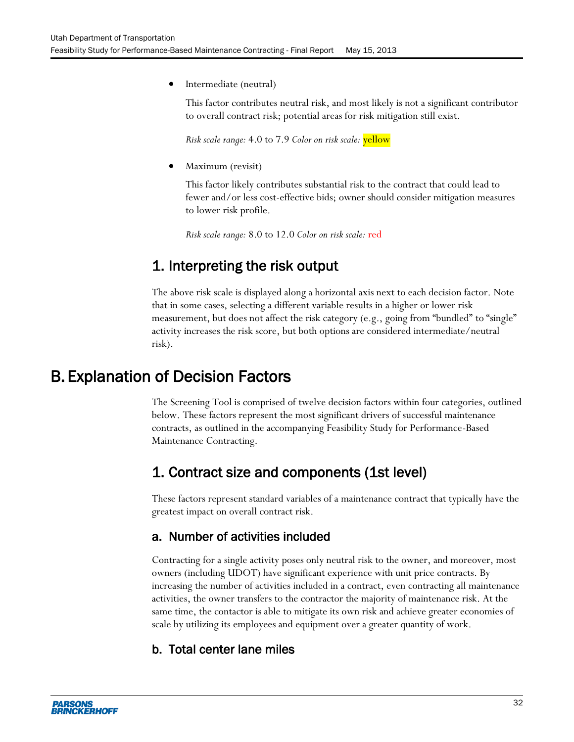- Intermediate (neutral)

  This factor contributes neutral risk, and most likely is not a significant contributor to overall contract risk; potential areas for risk mitigation still exist.

  *Risk scale range:* 4.0 to 7.9 *Color on risk scale:* yellow

- Maximum (revisit)

  This factor likely contributes substantial risk to the contract that could lead to fewer and/or less cost-effective bids; owner should consider mitigation measures to lower risk profile.

  *Risk scale range:* 8.0 to 12.0 *Color on risk scale:* red

## 1. Interpreting the risk output

The above risk scale is displayed along a horizontal axis next to each decision factor. Note that in some cases, selecting a different variable results in a higher or lower risk measurement, but does not affect the risk category (e.g., going from "bundled" to "single" activity increases the risk score, but both options are considered intermediate/neutral risk).

# B. Explanation of Decision Factors

The Screening Tool is comprised of twelve decision factors within four categories, outlined below. These factors represent the most significant drivers of successful maintenance contracts, as outlined in the accompanying Feasibility Study for Performance-Based Maintenance Contracting.

## 1. Contract size and components (1st level)

These factors represent standard variables of a maintenance contract that typically have the greatest impact on overall contract risk.

### a. Number of activities included

Contracting for a single activity poses only neutral risk to the owner, and moreover, most owners (including UDOT) have significant experience with unit price contracts. By increasing the number of activities included in a contract, even contracting all maintenance activities, the owner transfers to the contractor the majority of maintenance risk. At the same time, the contactor is able to mitigate its own risk and achieve greater economies of scale by utilizing its employees and equipment over a greater quantity of work.

### b. Total center lane miles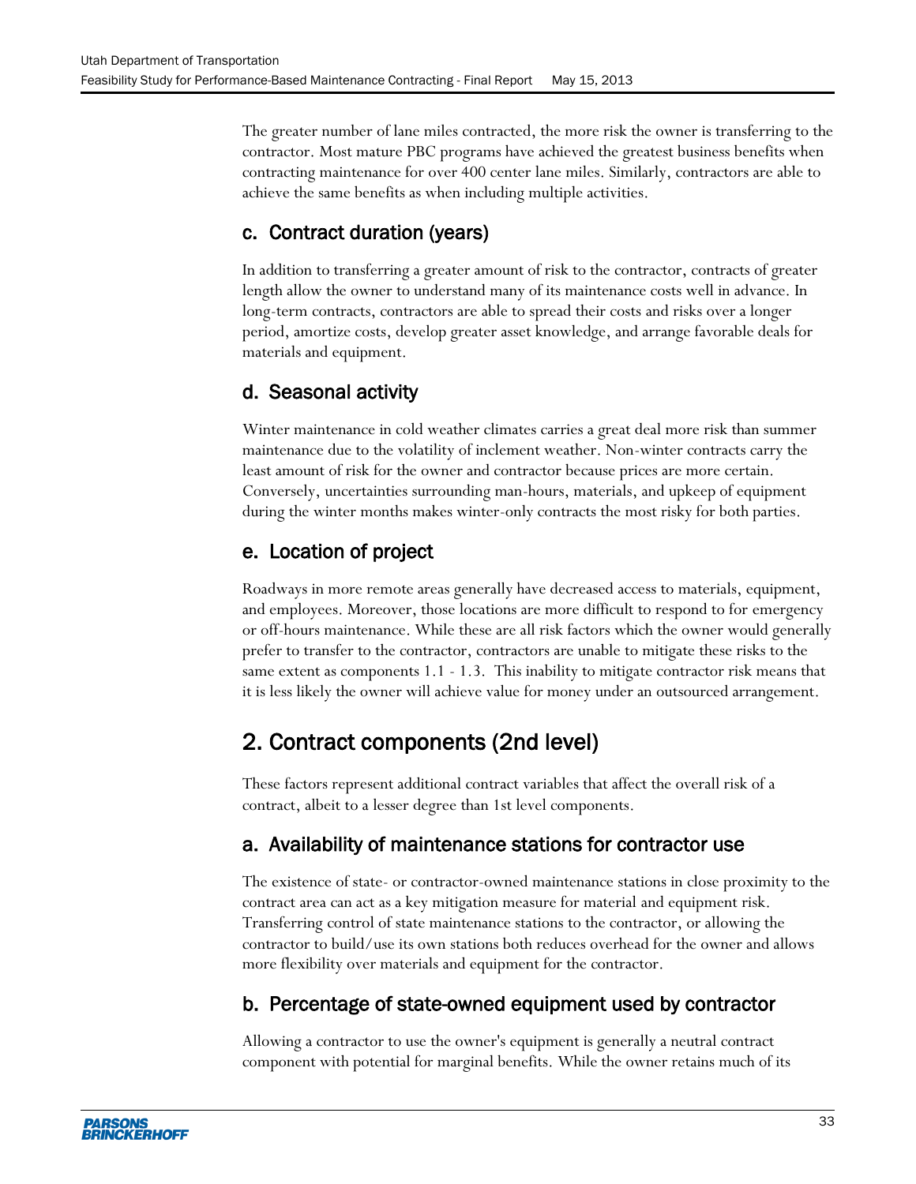The greater number of lane miles contracted, the more risk the owner is transferring to the contractor. Most mature PBC programs have achieved the greatest business benefits when contracting maintenance for over 400 center lane miles. Similarly, contractors are able to achieve the same benefits as when including multiple activities.

### c. Contract duration (years)

In addition to transferring a greater amount of risk to the contractor, contracts of greater length allow the owner to understand many of its maintenance costs well in advance. In long-term contracts, contractors are able to spread their costs and risks over a longer period, amortize costs, develop greater asset knowledge, and arrange favorable deals for materials and equipment.

### d. Seasonal activity

Winter maintenance in cold weather climates carries a great deal more risk than summer maintenance due to the volatility of inclement weather. Non-winter contracts carry the least amount of risk for the owner and contractor because prices are more certain. Conversely, uncertainties surrounding man-hours, materials, and upkeep of equipment during the winter months makes winter-only contracts the most risky for both parties.

### e. Location of project

Roadways in more remote areas generally have decreased access to materials, equipment, and employees. Moreover, those locations are more difficult to respond to for emergency or off-hours maintenance. While these are all risk factors which the owner would generally prefer to transfer to the contractor, contractors are unable to mitigate these risks to the same extent as components 1.1 - 1.3. This inability to mitigate contractor risk means that it is less likely the owner will achieve value for money under an outsourced arrangement.

## 2. Contract components (2nd level)

These factors represent additional contract variables that affect the overall risk of a contract, albeit to a lesser degree than 1st level components.

### a. Availability of maintenance stations for contractor use

The existence of state- or contractor-owned maintenance stations in close proximity to the contract area can act as a key mitigation measure for material and equipment risk. Transferring control of state maintenance stations to the contractor, or allowing the contractor to build/use its own stations both reduces overhead for the owner and allows more flexibility over materials and equipment for the contractor.

### b. Percentage of state-owned equipment used by contractor

Allowing a contractor to use the owner's equipment is generally a neutral contract component with potential for marginal benefits. While the owner retains much of its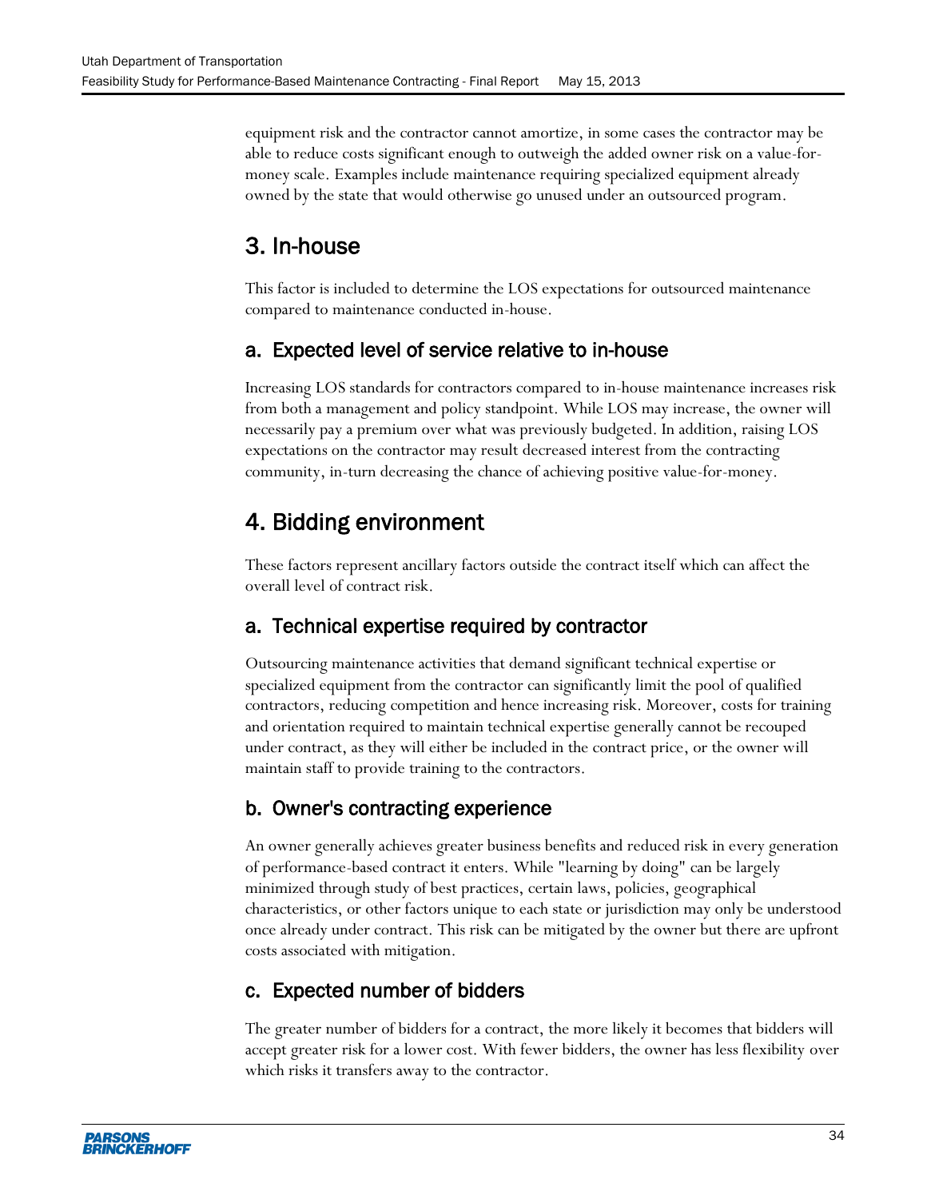equipment risk and the contractor cannot amortize, in some cases the contractor may be able to reduce costs significant enough to outweigh the added owner risk on a value-for-money scale. Examples include maintenance requiring specialized equipment already owned by the state that would otherwise go unused under an outsourced program.

## 3. In-house

This factor is included to determine the LOS expectations for outsourced maintenance compared to maintenance conducted in-house.

### a. Expected level of service relative to in-house

Increasing LOS standards for contractors compared to in-house maintenance increases risk from both a management and policy standpoint. While LOS may increase, the owner will necessarily pay a premium over what was previously budgeted. In addition, raising LOS expectations on the contractor may result decreased interest from the contracting community, in-turn decreasing the chance of achieving positive value-for-money.

## 4. Bidding environment

These factors represent ancillary factors outside the contract itself which can affect the overall level of contract risk.

### a. Technical expertise required by contractor

Outsourcing maintenance activities that demand significant technical expertise or specialized equipment from the contractor can significantly limit the pool of qualified contractors, reducing competition and hence increasing risk. Moreover, costs for training and orientation required to maintain technical expertise generally cannot be recouped under contract, as they will either be included in the contract price, or the owner will maintain staff to provide training to the contractors.

### b. Owner's contracting experience

An owner generally achieves greater business benefits and reduced risk in every generation of performance-based contract it enters. While "learning by doing" can be largely minimized through study of best practices, certain laws, policies, geographical characteristics, or other factors unique to each state or jurisdiction may only be understood once already under contract. This risk can be mitigated by the owner but there are upfront costs associated with mitigation.

### c. Expected number of bidders

The greater number of bidders for a contract, the more likely it becomes that bidders will accept greater risk for a lower cost. With fewer bidders, the owner has less flexibility over which risks it transfers away to the contractor.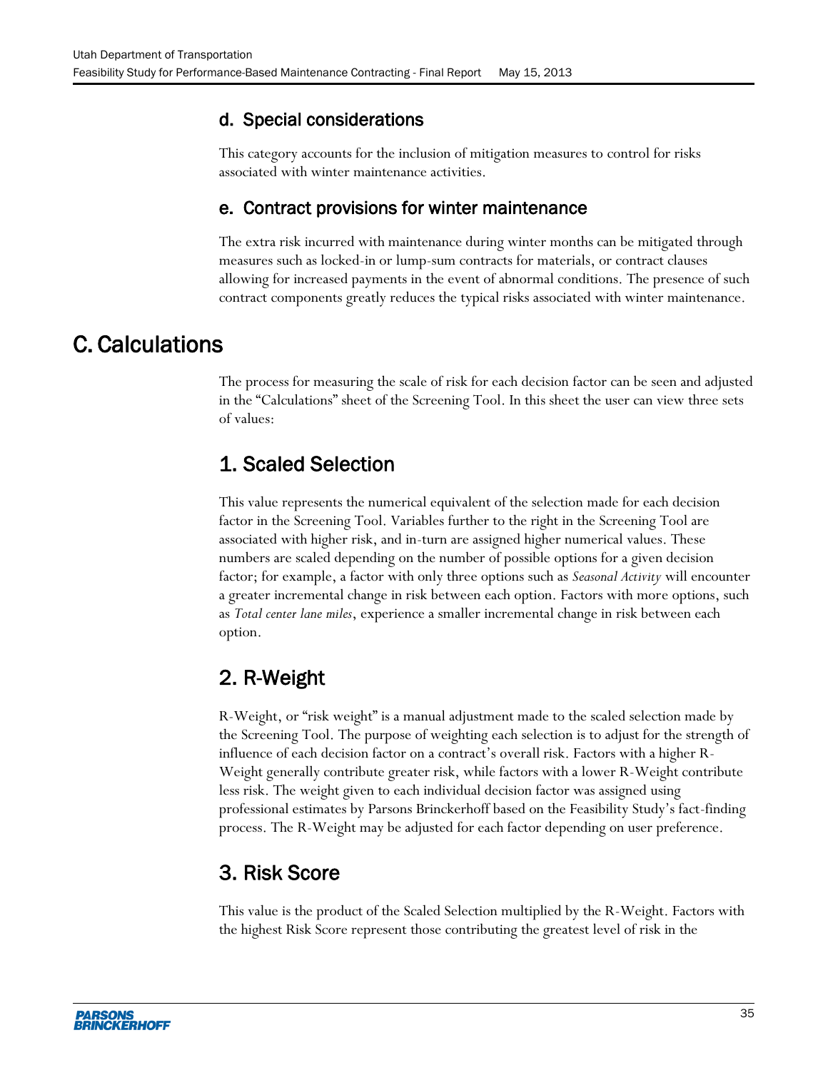### d. Special considerations

This category accounts for the inclusion of mitigation measures to control for risks associated with winter maintenance activities.

### e. Contract provisions for winter maintenance

The extra risk incurred with maintenance during winter months can be mitigated through measures such as locked-in or lump-sum contracts for materials, or contract clauses allowing for increased payments in the event of abnormal conditions. The presence of such contract components greatly reduces the typical risks associated with winter maintenance.

# C. Calculations

The process for measuring the scale of risk for each decision factor can be seen and adjusted in the "Calculations" sheet of the Screening Tool. In this sheet the user can view three sets of values:

## 1. Scaled Selection

This value represents the numerical equivalent of the selection made for each decision factor in the Screening Tool. Variables further to the right in the Screening Tool are associated with higher risk, and in-turn are assigned higher numerical values. These numbers are scaled depending on the number of possible options for a given decision factor; for example, a factor with only three options such as *Seasonal Activity* will encounter a greater incremental change in risk between each option. Factors with more options, such as *Total center lane miles*, experience a smaller incremental change in risk between each option.

## 2. R-Weight

R-Weight, or "risk weight" is a manual adjustment made to the scaled selection made by the Screening Tool. The purpose of weighting each selection is to adjust for the strength of influence of each decision factor on a contract's overall risk. Factors with a higher R-Weight generally contribute greater risk, while factors with a lower R-Weight contribute less risk. The weight given to each individual decision factor was assigned using professional estimates by Parsons Brinckerhoff based on the Feasibility Study's fact-finding process. The R-Weight may be adjusted for each factor depending on user preference.

## 3. Risk Score

This value is the product of the Scaled Selection multiplied by the R-Weight. Factors with the highest Risk Score represent those contributing the greatest level of risk in the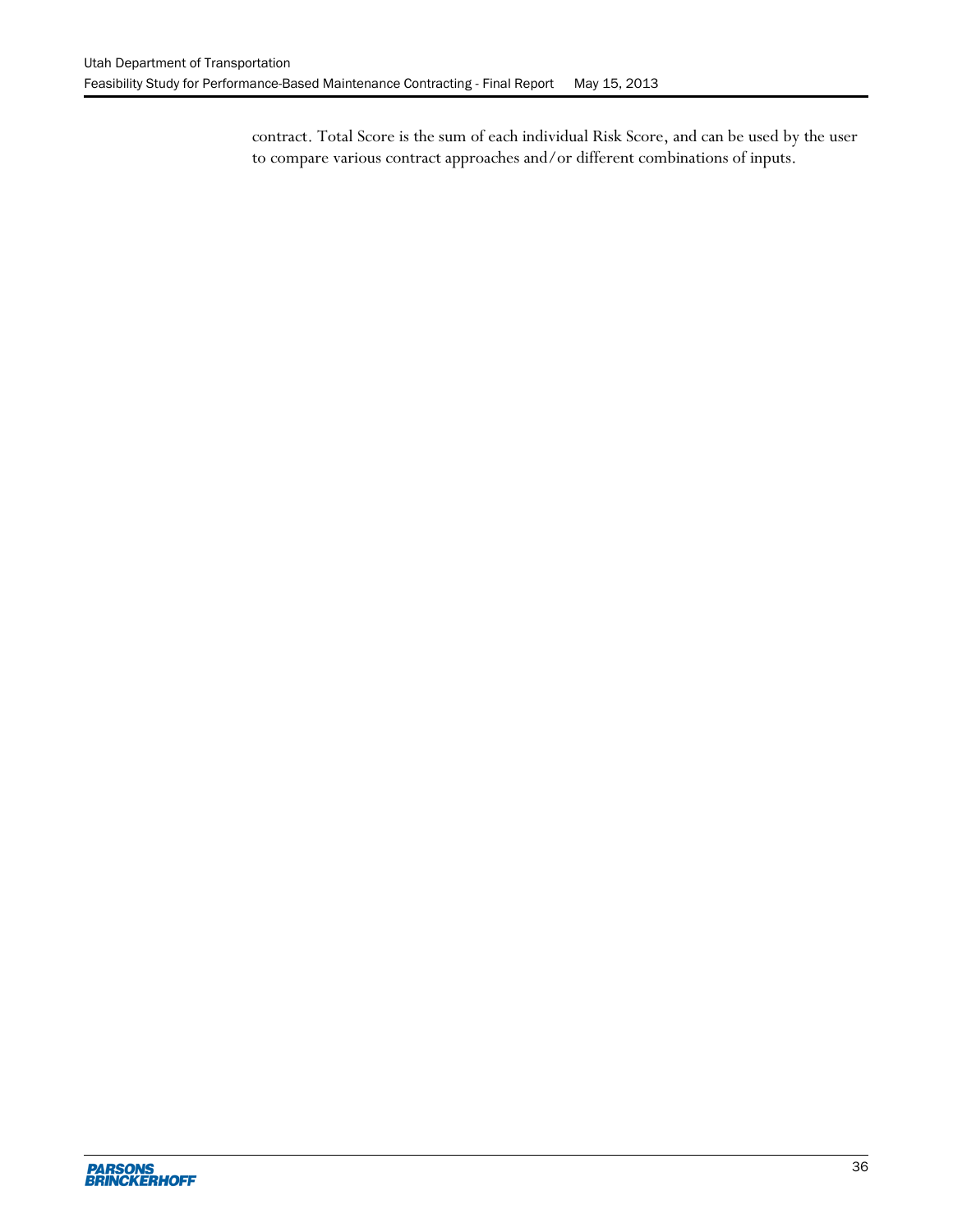contract. Total Score is the sum of each individual Risk Score, and can be used by the user to compare various contract approaches and/or different combinations of inputs.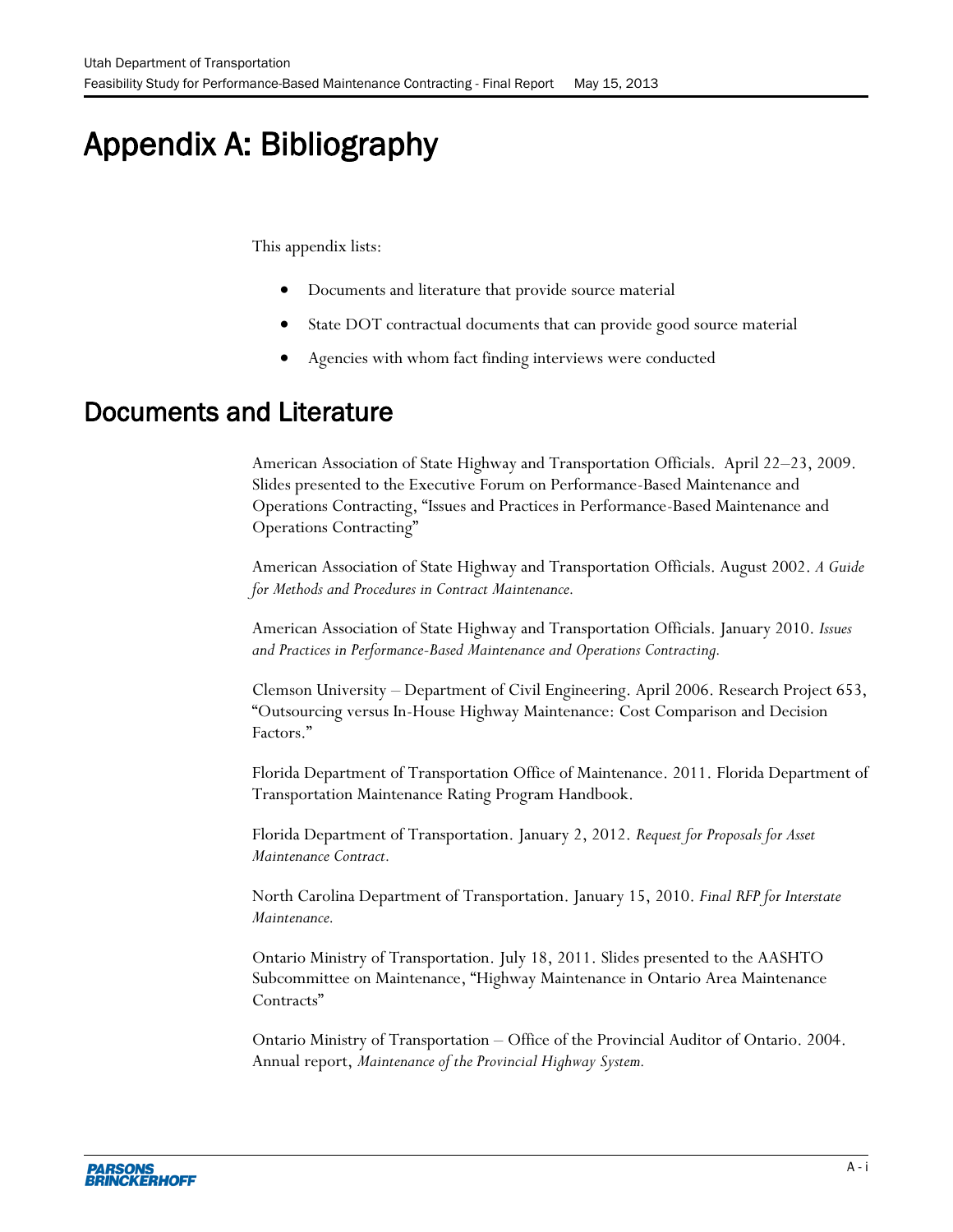# Appendix A: Bibliography

This appendix lists:

- Documents and literature that provide source material
- State DOT contractual documents that can provide good source material
- Agencies with whom fact finding interviews were conducted

## Documents and Literature

American Association of State Highway and Transportation Officials. April 22–23, 2009. Slides presented to the Executive Forum on Performance-Based Maintenance and Operations Contracting, "Issues and Practices in Performance-Based Maintenance and Operations Contracting"

American Association of State Highway and Transportation Officials. August 2002. *A Guide for Methods and Procedures in Contract Maintenance.*

American Association of State Highway and Transportation Officials. January 2010. *Issues and Practices in Performance-Based Maintenance and Operations Contracting.*

Clemson University – Department of Civil Engineering. April 2006. Research Project 653, "Outsourcing versus In-House Highway Maintenance: Cost Comparison and Decision Factors."

Florida Department of Transportation Office of Maintenance. 2011. Florida Department of Transportation Maintenance Rating Program Handbook.

Florida Department of Transportation. January 2, 2012. *Request for Proposals for Asset Maintenance Contract.*

North Carolina Department of Transportation. January 15, 2010. *Final RFP for Interstate Maintenance.*

Ontario Ministry of Transportation. July 18, 2011. Slides presented to the AASHTO Subcommittee on Maintenance, "Highway Maintenance in Ontario Area Maintenance Contracts"

Ontario Ministry of Transportation – Office of the Provincial Auditor of Ontario. 2004. Annual report, *Maintenance of the Provincial Highway System.*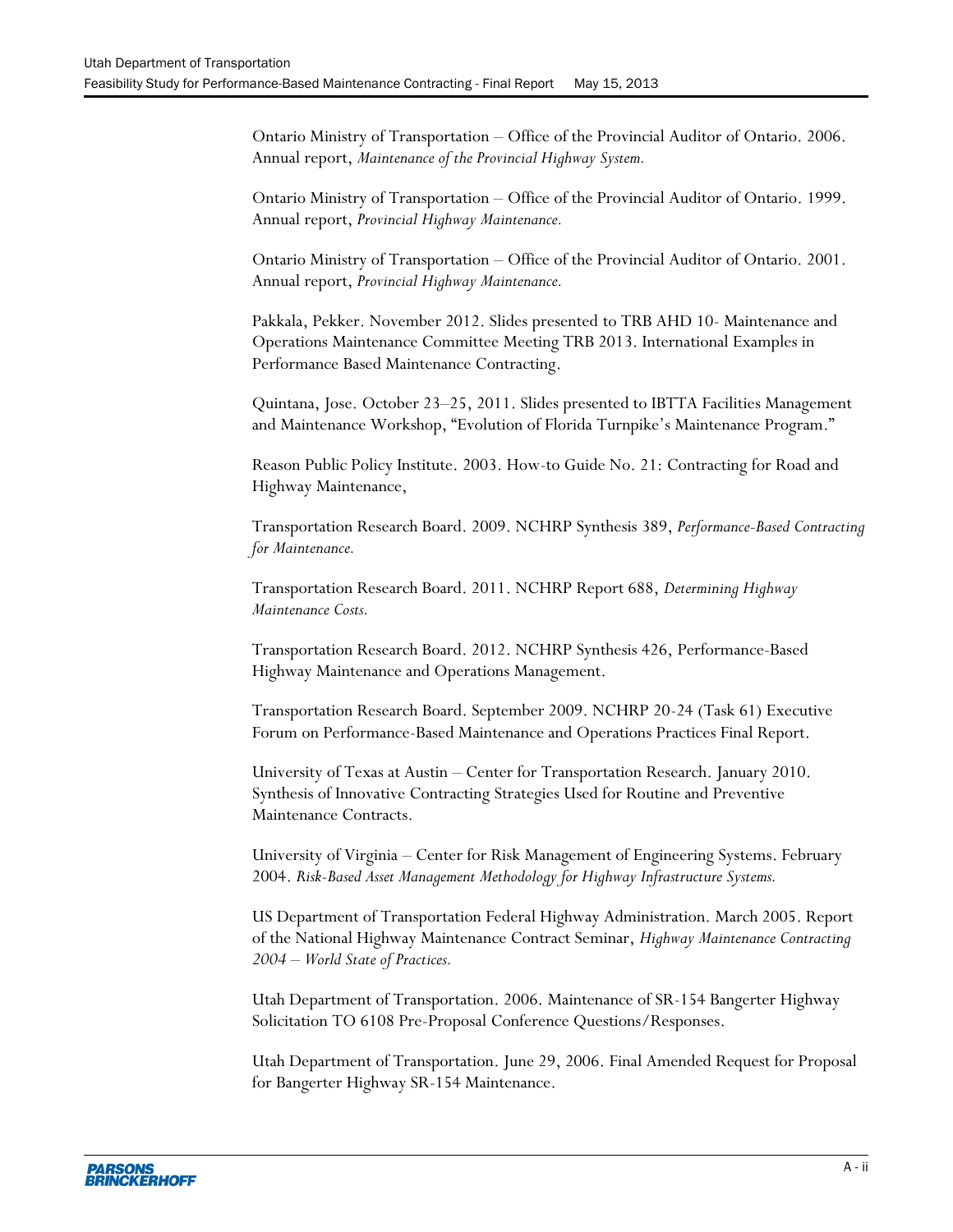Ontario Ministry of Transportation – Office of the Provincial Auditor of Ontario. 2006. Annual report, *Maintenance of the Provincial Highway System.*

Ontario Ministry of Transportation – Office of the Provincial Auditor of Ontario. 1999. Annual report, *Provincial Highway Maintenance.*

Ontario Ministry of Transportation – Office of the Provincial Auditor of Ontario. 2001. Annual report, *Provincial Highway Maintenance.*

Pakkala, Pekker. November 2012. Slides presented to TRB AHD 10- Maintenance and Operations Maintenance Committee Meeting TRB 2013. International Examples in Performance Based Maintenance Contracting.

Quintana, Jose. October 23–25, 2011. Slides presented to IBTTA Facilities Management and Maintenance Workshop, "Evolution of Florida Turnpike's Maintenance Program."

Reason Public Policy Institute. 2003. How-to Guide No. 21: Contracting for Road and Highway Maintenance,

Transportation Research Board. 2009. NCHRP Synthesis 389, *Performance-Based Contracting for Maintenance.*

Transportation Research Board. 2011. NCHRP Report 688, *Determining Highway Maintenance Costs.*

Transportation Research Board. 2012. NCHRP Synthesis 426, Performance-Based Highway Maintenance and Operations Management.

Transportation Research Board. September 2009. NCHRP 20-24 (Task 61) Executive Forum on Performance-Based Maintenance and Operations Practices Final Report.

University of Texas at Austin – Center for Transportation Research. January 2010. Synthesis of Innovative Contracting Strategies Used for Routine and Preventive Maintenance Contracts.

University of Virginia – Center for Risk Management of Engineering Systems. February 2004. *Risk-Based Asset Management Methodology for Highway Infrastructure Systems.*

US Department of Transportation Federal Highway Administration. March 2005. Report of the National Highway Maintenance Contract Seminar, *Highway Maintenance Contracting 2004 – World State of Practices.*

Utah Department of Transportation. 2006. Maintenance of SR-154 Bangerter Highway Solicitation TO 6108 Pre-Proposal Conference Questions/Responses.

Utah Department of Transportation. June 29, 2006. Final Amended Request for Proposal for Bangerter Highway SR-154 Maintenance.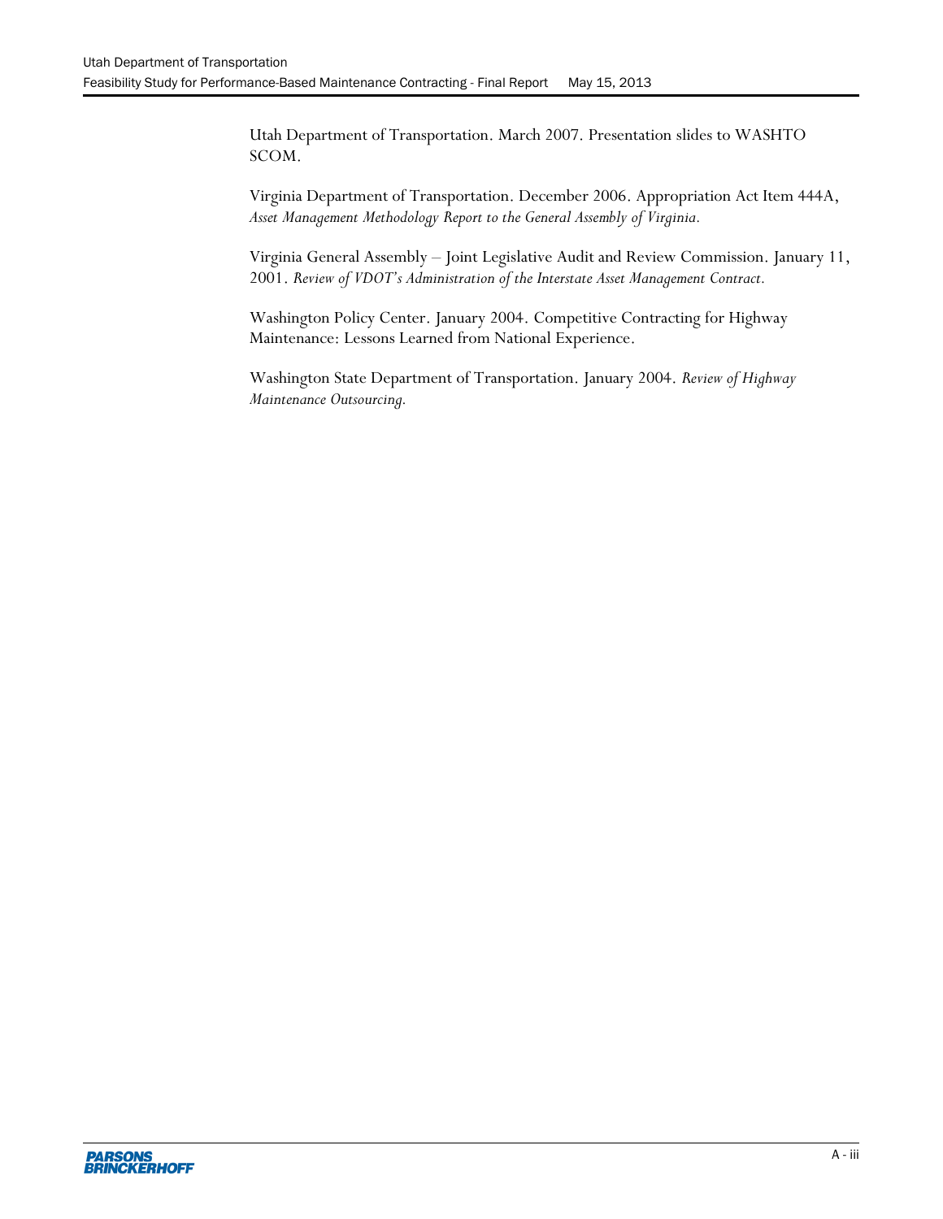Utah Department of Transportation. March 2007. Presentation slides to WASHTO SCOM.

Virginia Department of Transportation. December 2006. Appropriation Act Item 444A, *Asset Management Methodology Report to the General Assembly of Virginia.*

Virginia General Assembly – Joint Legislative Audit and Review Commission. January 11, 2001. *Review of VDOT's Administration of the Interstate Asset Management Contract.*

Washington Policy Center. January 2004. Competitive Contracting for Highway Maintenance: Lessons Learned from National Experience.

Washington State Department of Transportation. January 2004. *Review of Highway Maintenance Outsourcing.*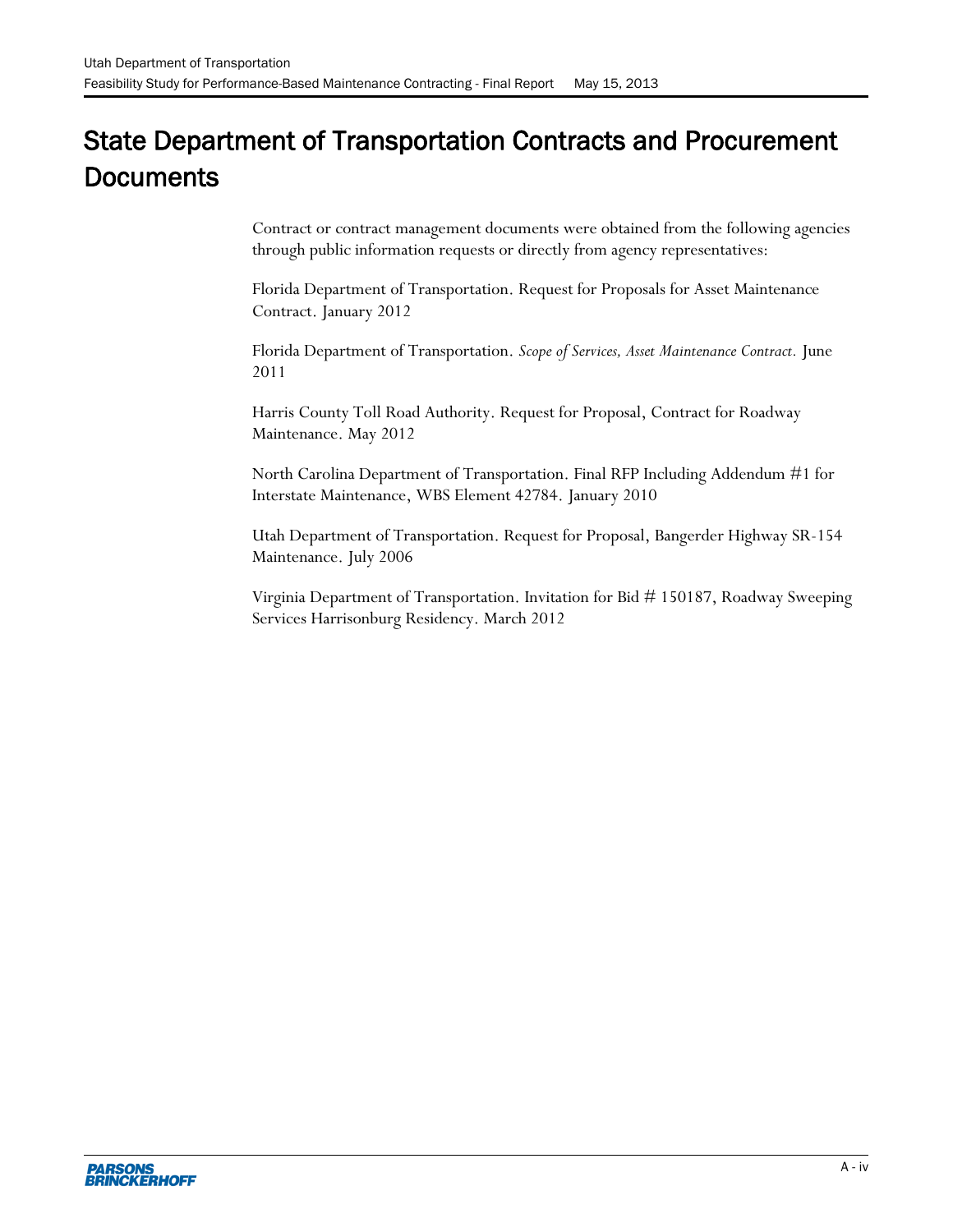# State Department of Transportation Contracts and Procurement Documents

Contract or contract management documents were obtained from the following agencies through public information requests or directly from agency representatives:

Florida Department of Transportation. Request for Proposals for Asset Maintenance Contract. January 2012

Florida Department of Transportation. *Scope of Services, Asset Maintenance Contract.* June 2011

Harris County Toll Road Authority. Request for Proposal, Contract for Roadway Maintenance. May 2012

North Carolina Department of Transportation. Final RFP Including Addendum #1 for Interstate Maintenance, WBS Element 42784. January 2010

Utah Department of Transportation. Request for Proposal, Bangerder Highway SR-154 Maintenance. July 2006

Virginia Department of Transportation. Invitation for Bid # 150187, Roadway Sweeping Services Harrisonburg Residency. March 2012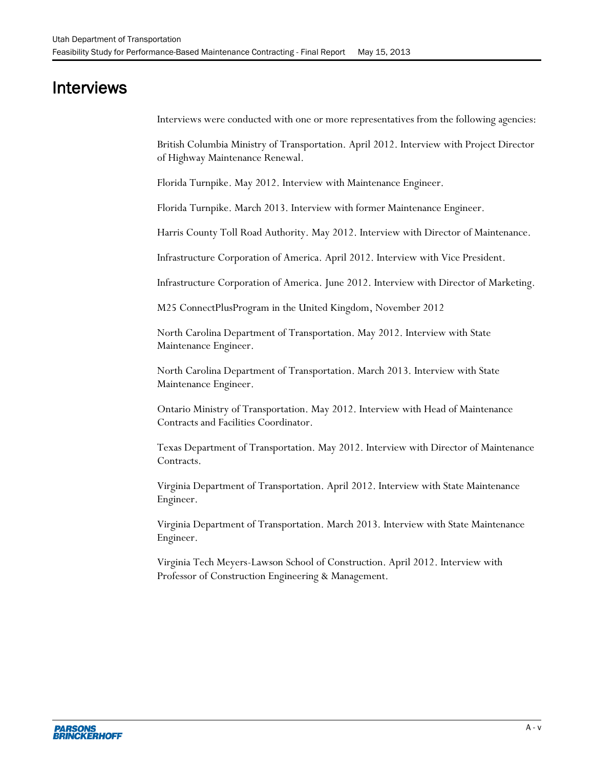# Interviews

Interviews were conducted with one or more representatives from the following agencies:

British Columbia Ministry of Transportation. April 2012. Interview with Project Director of Highway Maintenance Renewal.

Florida Turnpike. May 2012. Interview with Maintenance Engineer.

Florida Turnpike. March 2013. Interview with former Maintenance Engineer.

Harris County Toll Road Authority. May 2012. Interview with Director of Maintenance.

Infrastructure Corporation of America. April 2012. Interview with Vice President.

Infrastructure Corporation of America. June 2012. Interview with Director of Marketing.

M25 ConnectPlusProgram in the United Kingdom, November 2012

North Carolina Department of Transportation. May 2012. Interview with State Maintenance Engineer.

North Carolina Department of Transportation. March 2013. Interview with State Maintenance Engineer.

Ontario Ministry of Transportation. May 2012. Interview with Head of Maintenance Contracts and Facilities Coordinator.

Texas Department of Transportation. May 2012. Interview with Director of Maintenance Contracts.

Virginia Department of Transportation. April 2012. Interview with State Maintenance Engineer.

Virginia Department of Transportation. March 2013. Interview with State Maintenance Engineer.

Virginia Tech Meyers-Lawson School of Construction. April 2012. Interview with Professor of Construction Engineering & Management.